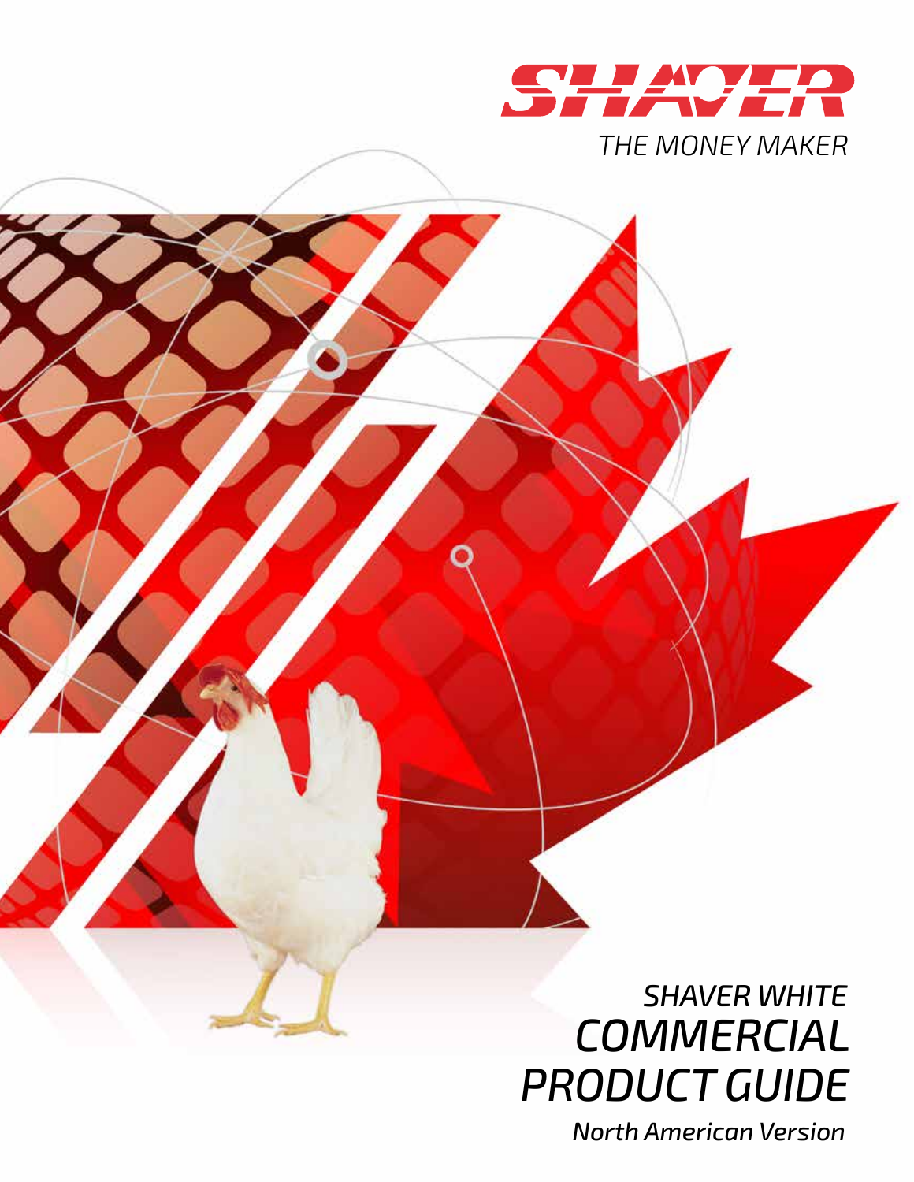# SHAVER

*THE MONEY MAKER*

## *SHAVER WHITE*

# *COMMERCIAL PRODUCT GUIDE*

***North American Version***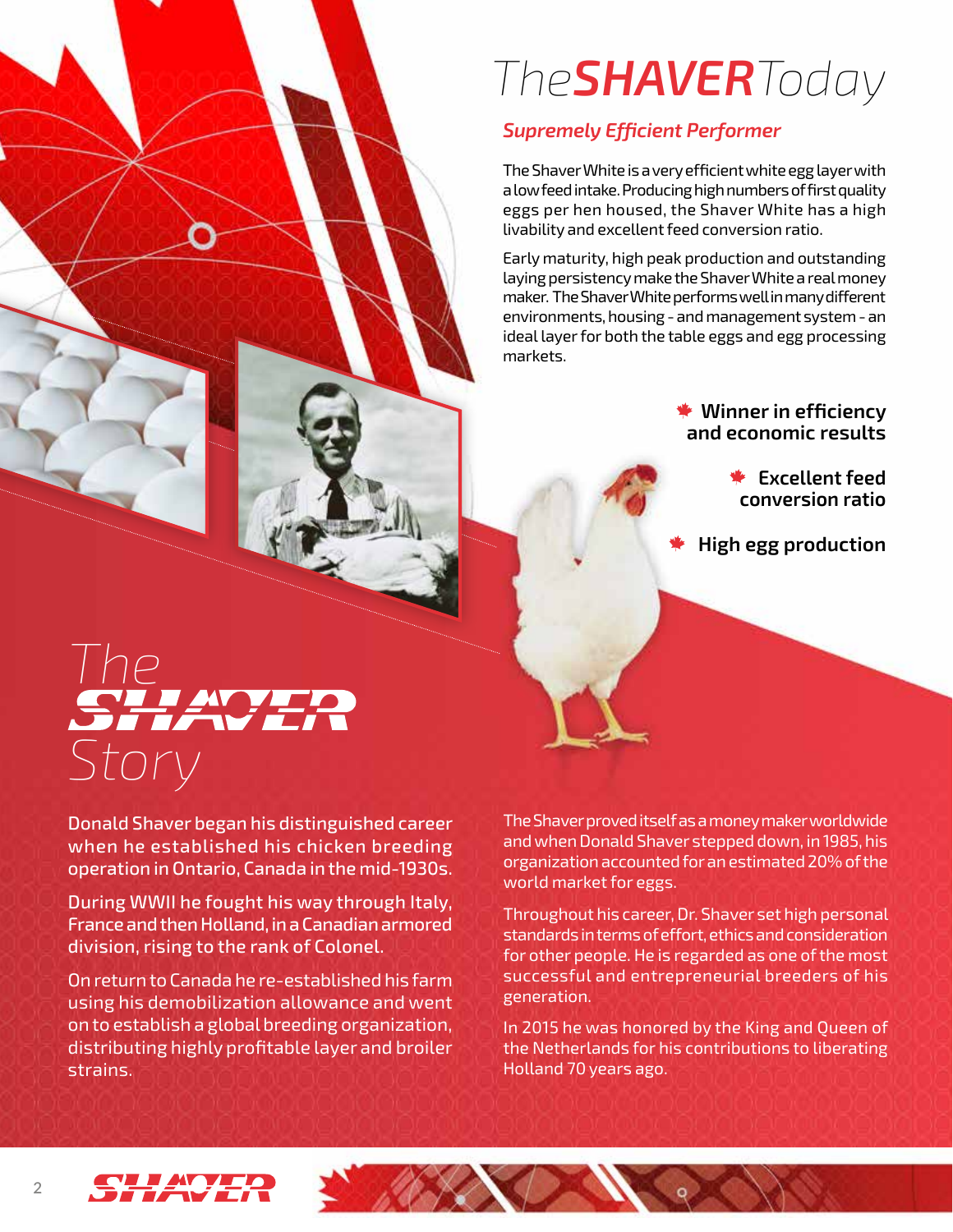# The SHAVER Today

## *Supremely Efficient Performer*

The Shaver White is a very efficient white egg layer with a low feed intake. Producing high numbers of first quality eggs per hen housed, the Shaver White has a high livability and excellent feed conversion ratio.

Early maturity, high peak production and outstanding laying persistency make the Shaver White a real money maker. The Shaver White performs well in many different environments, housing - and management system - an ideal layer for both the table eggs and egg processing markets.

- **Winner in efficiency and economic results**
- **Excellent feed conversion ratio**
- **High egg production**

# The SHAVER Story

Donald Shaver began his distinguished career when he established his chicken breeding operation in Ontario, Canada in the mid-1930s.

During WWII he fought his way through Italy, France and then Holland, in a Canadian armored division, rising to the rank of Colonel.

On return to Canada he re-established his farm using his demobilization allowance and went on to establish a global breeding organization, distributing highly profitable layer and broiler strains.

The Shaver proved itself as a money maker worldwide and when Donald Shaver stepped down, in 1985, his organization accounted for an estimated 20% of the world market for eggs.

Throughout his career, Dr. Shaver set high personal standards in terms of effort, ethics and consideration for other people. He is regarded as one of the most successful and entrepreneurial breeders of his generation.

In 2015 he was honored by the King and Queen of the Netherlands for his contributions to liberating Holland 70 years ago.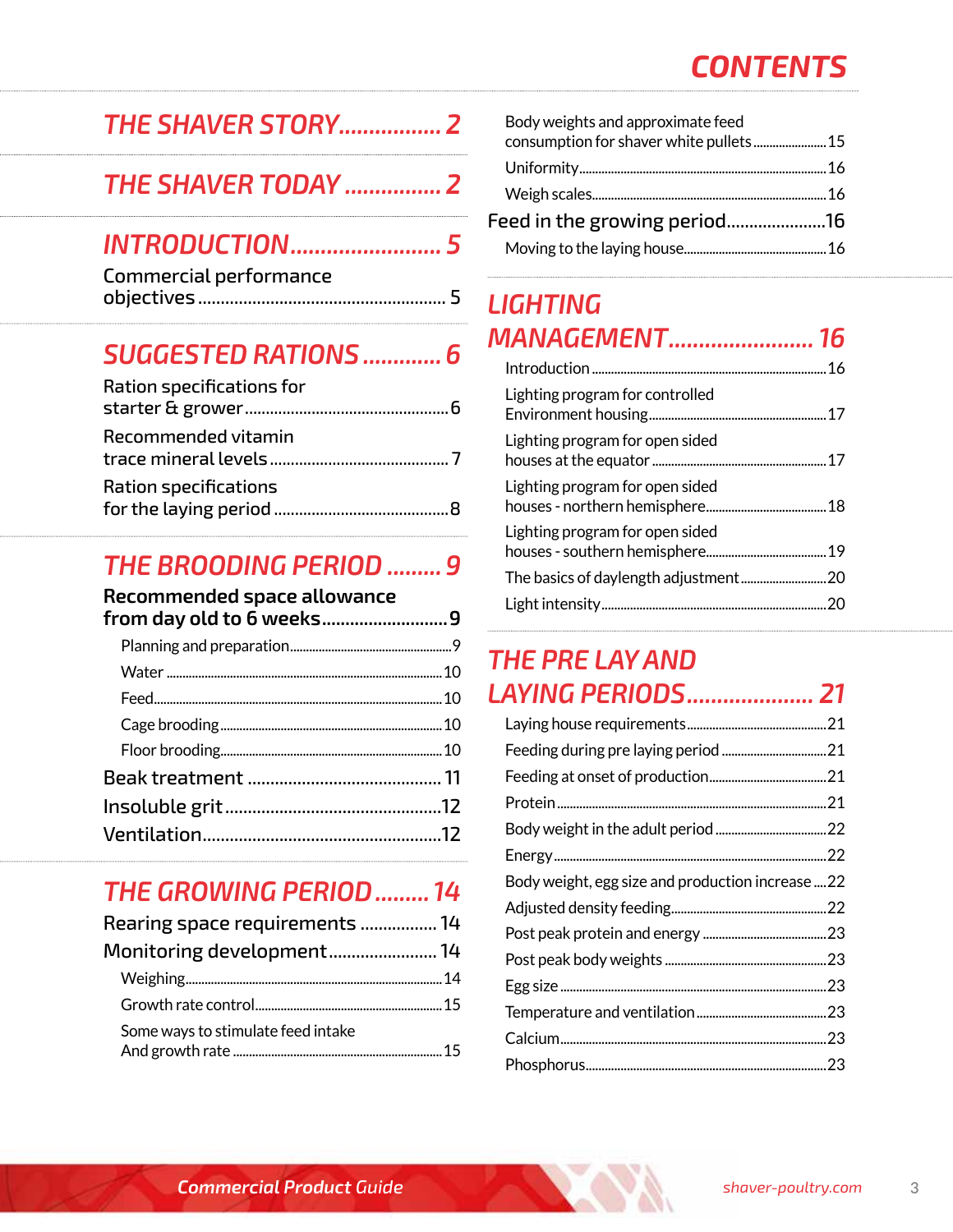# CONTENTS

## THE SHAVER STORY.................. 2

## THE SHAVER TODAY ................ 2

## INTRODUCTION.......................... 5

Commercial performance objectives ...................................................... 5

## SUGGESTED RATIONS............. 6

Ration specifications for starter & grower................................................6

Recommended vitamin trace mineral levels..........................................7

Ration specifications for the laying period .........................................8

## THE BROODING PERIOD ......... 9

**Recommended space allowance from day old to 6 weeks...........................9**

- Planning and preparation..................................................9
- Water ......................................................................................10
- Feed.........................................................................................10
- Cage brooding.....................................................................10
- Floor brooding.....................................................................10

Beak treatment ........................................... 11

Insoluble grit................................................12

Ventilation.....................................................12

## THE GROWING PERIOD......... 14

Rearing space requirements ................. 14

Monitoring development........................ 14

- Weighing................................................................................14
- Growth rate control...........................................................15
- Some ways to stimulate feed intake And growth rate ................................................................15
- Body weights and approximate feed consumption for shaver white pullets.......................15
- Uniformity.............................................................................16
- Weigh scales.........................................................................16

Feed in the growing period......................16

- Moving to the laying house............................................16

## LIGHTING MANAGEMENT........................ 16

- Introduction .........................................................................16
- Lighting program for controlled Environment housing......................................................17
- Lighting program for open sided houses at the equator ......................................................17
- Lighting program for open sided houses - northern hemisphere.....................................18
- Lighting program for open sided houses - southern hemisphere.....................................19
- The basics of daylength adjustment...........................20
- Light intensity......................................................................20

## THE PRE LAY AND LAYING PERIODS..................... 21

- Laying house requirements...........................................21
- Feeding during pre laying period .................................21
- Feeding at onset of production....................................21
- Protein....................................................................................21
- Body weight in the adult period ..................................22
- Energy.....................................................................................22
- Body weight, egg size and production increase ....22
- Adjusted density feeding................................................22
- Post peak protein and energy ......................................23
- Post peak body weights ..................................................23
- Egg size ..................................................................................23
- Temperature and ventilation........................................23
- Calcium...................................................................................23
- Phosphorus...........................................................................23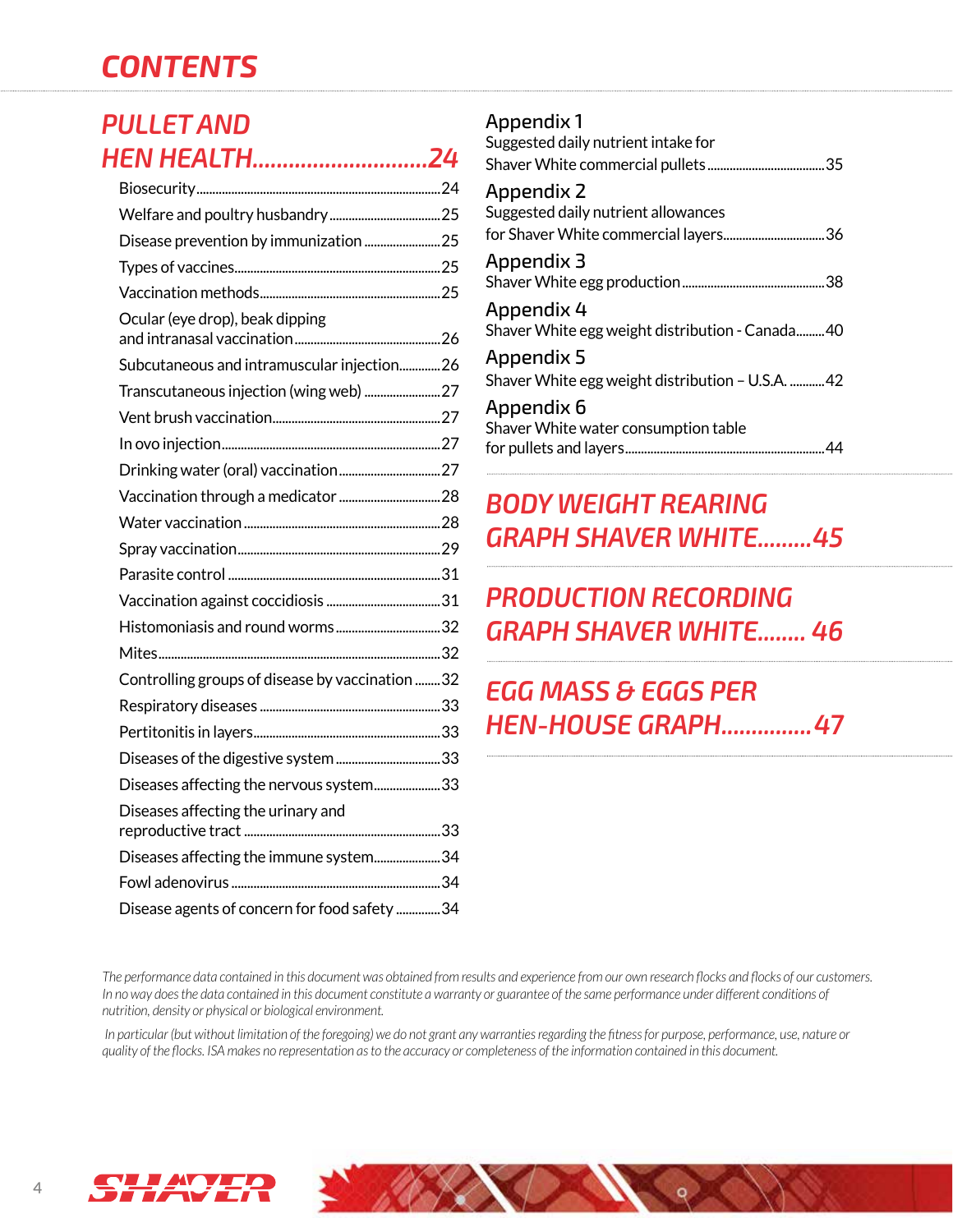# CONTENTS

## PULLET AND HEN HEALTH.............................24

- Biosecurity.............24
- Welfare and poultry husbandry.............25
- Disease prevention by immunization.............25
- Types of vaccines.............25
- Vaccination methods.............25
- Ocular (eye drop), beak dipping and intranasal vaccination.............26
- Subcutaneous and intramuscular injection.............26
- Transcutaneous injection (wing web).............27
- Vent brush vaccination.............27
- In ovo injection.............27
- Drinking water (oral) vaccination.............27
- Vaccination through a medicator.............28
- Water vaccination.............28
- Spray vaccination.............29
- Parasite control.............31
- Vaccination against coccidiosis.............31
- Histomoniasis and round worms.............32
- Mites.............32
- Controlling groups of disease by vaccination.............32
- Respiratory diseases.............33
- Pertitonitis in layers.............33
- Diseases of the digestive system.............33
- Diseases affecting the nervous system.............33
- Diseases affecting the urinary and reproductive tract.............33
- Diseases affecting the immune system.............34
- Fowl adenovirus.............34
- Disease agents of concern for food safety.............34

### Appendix 1
Suggested daily nutrient intake for Shaver White commercial pullets.............35

### Appendix 2
Suggested daily nutrient allowances for Shaver White commercial layers.............36

### Appendix 3
Shaver White egg production.............38

### Appendix 4
Shaver White egg weight distribution - Canada.............40

### Appendix 5
Shaver White egg weight distribution – U.S.A. .............42

### Appendix 6
Shaver White water consumption table for pullets and layers.............44

## BODY WEIGHT REARING GRAPH SHAVER WHITE.........45

## PRODUCTION RECORDING GRAPH SHAVER WHITE........ 46

## EGG MASS & EGGS PER HEN-HOUSE GRAPH...............47

*The performance data contained in this document was obtained from results and experience from our own research flocks and flocks of our customers. In no way does the data contained in this document constitute a warranty or guarantee of the same performance under different conditions of nutrition, density or physical or biological environment.*

*In particular (but without limitation of the foregoing) we do not grant any warranties regarding the fitness for purpose, performance, use, nature or quality of the flocks. ISA makes no representation as to the accuracy or completeness of the information contained in this document.*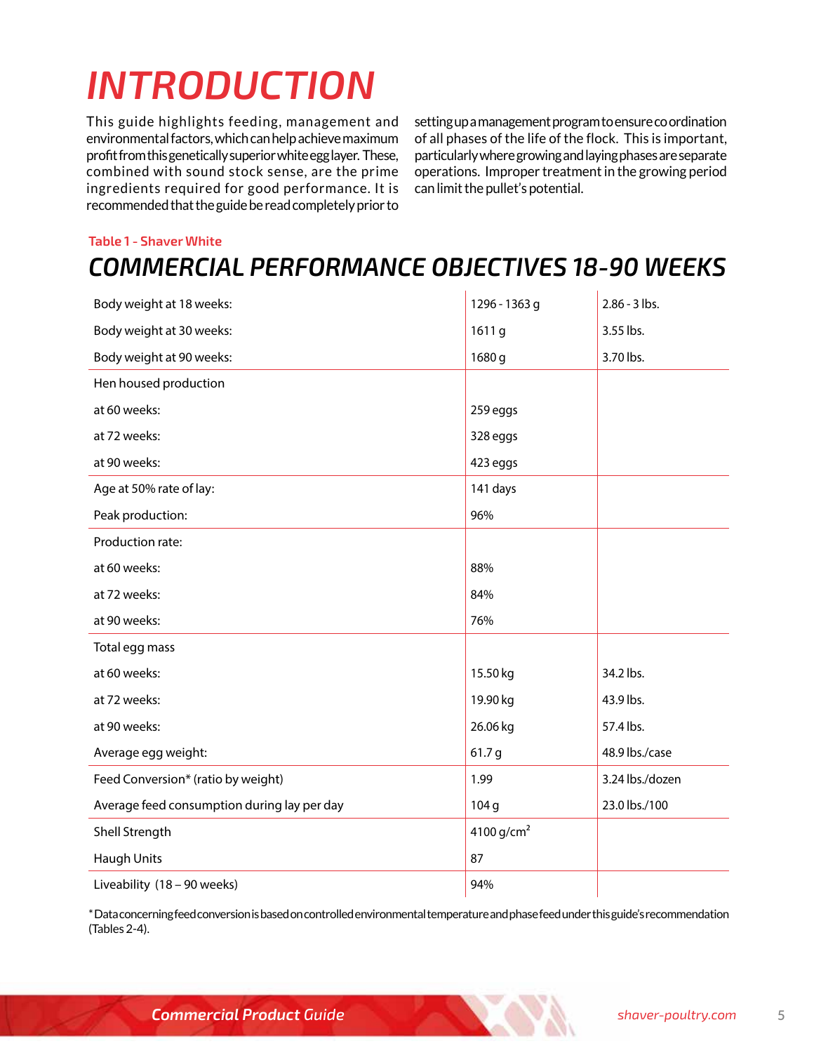# INTRODUCTION

This guide highlights feeding, management and environmental factors, which can help achieve maximum profit from this genetically superior white egg layer. These, combined with sound stock sense, are the prime ingredients required for good performance. It is recommended that the guide be read completely prior to setting up a management program to ensure coordination of all phases of the life of the flock. This is important, particularly where growing and laying phases are separate operations. Improper treatment in the growing period can limit the pullet's potential.

**Table 1 - Shaver White**

## COMMERCIAL PERFORMANCE OBJECTIVES 18-90 WEEKS

| | | |
|---|---|---|
| Body weight at 18 weeks: | 1296 - 1363 g | 2.86 - 3 lbs. |
| Body weight at 30 weeks: | 1611 g | 3.55 lbs. |
| Body weight at 90 weeks: | 1680 g | 3.70 lbs. |
| Hen housed production | | |
| at 60 weeks: | 259 eggs | |
| at 72 weeks: | 328 eggs | |
| at 90 weeks: | 423 eggs | |
| Age at 50% rate of lay: | 141 days | |
| Peak production: | 96% | |
| Production rate: | | |
| at 60 weeks: | 88% | |
| at 72 weeks: | 84% | |
| at 90 weeks: | 76% | |
| Total egg mass | | |
| at 60 weeks: | 15.50 kg | 34.2 lbs. |
| at 72 weeks: | 19.90 kg | 43.9 lbs. |
| at 90 weeks: | 26.06 kg | 57.4 lbs. |
| Average egg weight: | 61.7 g | 48.9 lbs./case |
| Feed Conversion* (ratio by weight) | 1.99 | 3.24 lbs./dozen |
| Average feed consumption during lay per day | 104 g | 23.0 lbs./100 |
| Shell Strength | 4100 $g/cm^2$ | |
| Haugh Units | 87 | |
| Liveability (18 – 90 weeks) | 94% | |

*Data concerning feed conversion is based on controlled environmental temperature and phase feed under this guide's recommendation (Tables 2-4).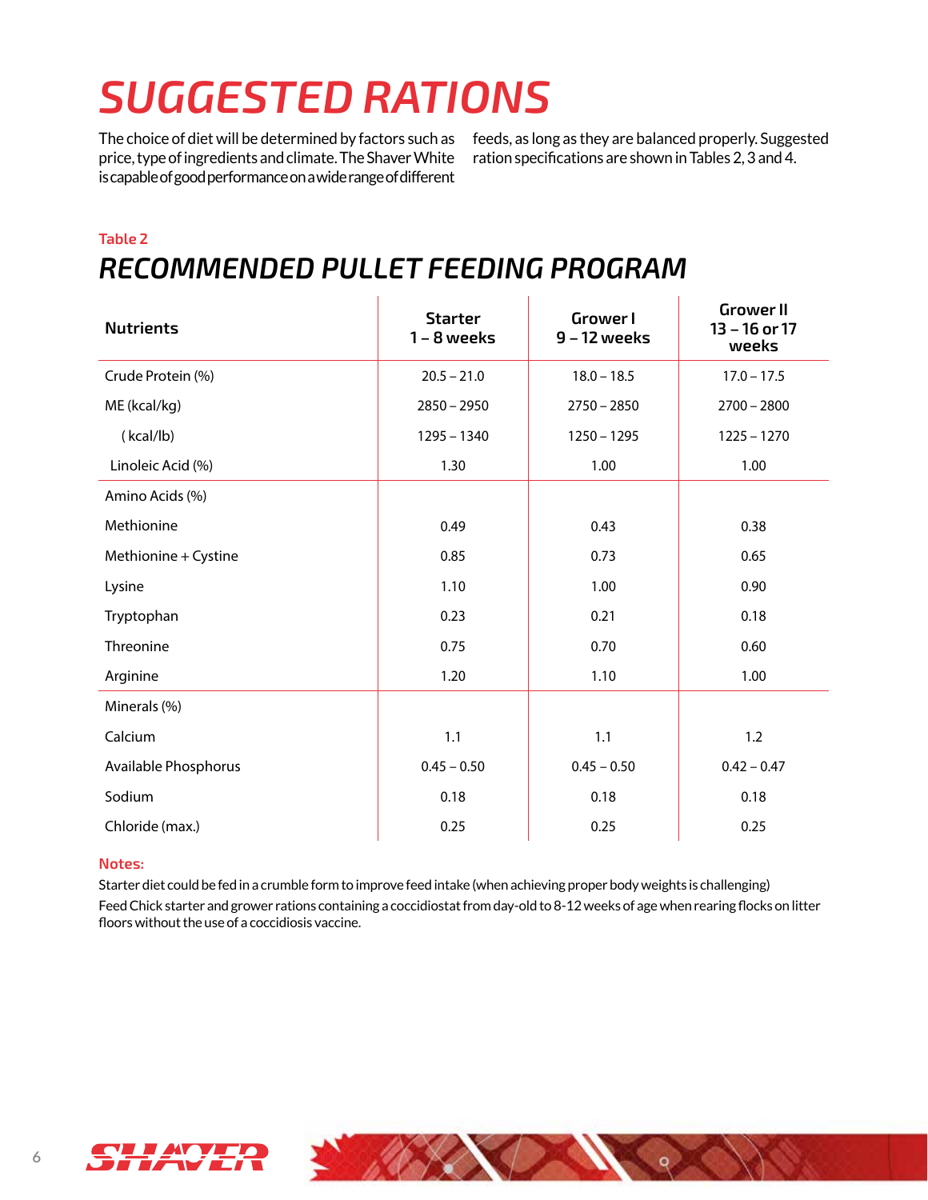# SUGGESTED RATIONS

The choice of diet will be determined by factors such as price, type of ingredients and climate. The Shaver White is capable of good performance on a wide range of different feeds, as long as they are balanced properly. Suggested ration specifications are shown in Tables 2, 3 and 4.

**Table 2**

## RECOMMENDED PULLET FEEDING PROGRAM

| Nutrients | Starter 1 – 8 weeks | Grower I 9 – 12 weeks | Grower II 13 – 16 or 17 weeks |
|---|---|---|---|
| Crude Protein (%) | 20.5 – 21.0 | 18.0 – 18.5 | 17.0 – 17.5 |
| ME (kcal/kg) | 2850 – 2950 | 2750 – 2850 | 2700 – 2800 |
| (kcal/lb) | 1295 – 1340 | 1250 – 1295 | 1225 – 1270 |
| Linoleic Acid (%) | 1.30 | 1.00 | 1.00 |
| Amino Acids (%) | | | |
| Methionine | 0.49 | 0.43 | 0.38 |
| Methionine + Cystine | 0.85 | 0.73 | 0.65 |
| Lysine | 1.10 | 1.00 | 0.90 |
| Tryptophan | 0.23 | 0.21 | 0.18 |
| Threonine | 0.75 | 0.70 | 0.60 |
| Arginine | 1.20 | 1.10 | 1.00 |
| Minerals (%) | | | |
| Calcium | 1.1 | 1.1 | 1.2 |
| Available Phosphorus | 0.45 – 0.50 | 0.45 – 0.50 | 0.42 – 0.47 |
| Sodium | 0.18 | 0.18 | 0.18 |
| Chloride (max.) | 0.25 | 0.25 | 0.25 |

**Notes:**

Starter diet could be fed in a crumble form to improve feed intake (when achieving proper body weights is challenging)

Feed Chick starter and grower rations containing a coccidiostat from day-old to 8-12 weeks of age when rearing flocks on litter floors without the use of a coccidiosis vaccine.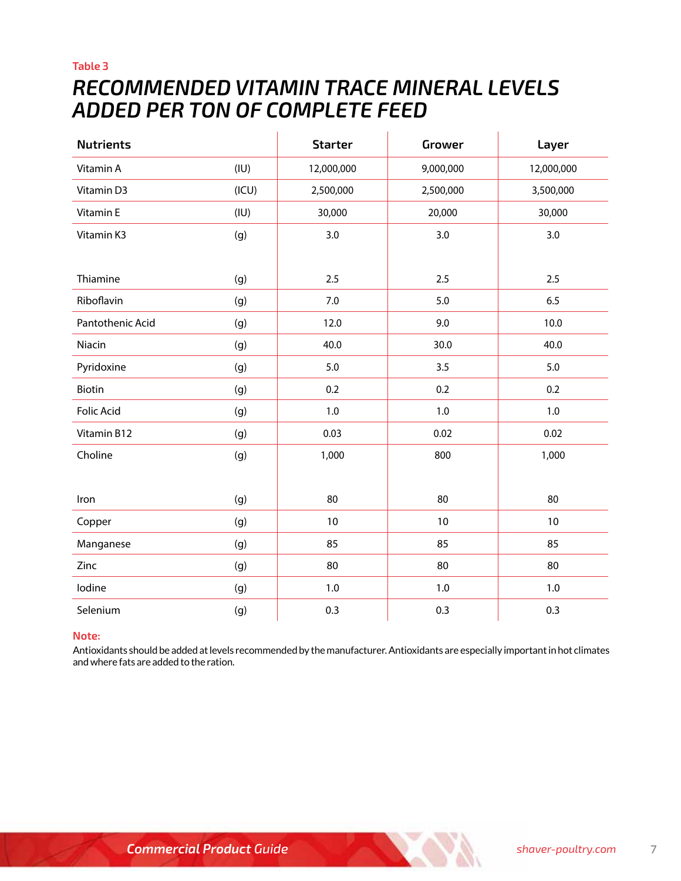Table 3

# RECOMMENDED VITAMIN TRACE MINERAL LEVELS ADDED PER TON OF COMPLETE FEED

| Nutrients | | Starter | Grower | Layer |
|---|---|---|---|---|
| Vitamin A | (IU) | 12,000,000 | 9,000,000 | 12,000,000 |
| Vitamin D3 | (ICU) | 2,500,000 | 2,500,000 | 3,500,000 |
| Vitamin E | (IU) | 30,000 | 20,000 | 30,000 |
| Vitamin K3 | (g) | 3.0 | 3.0 | 3.0 |
| Thiamine | (g) | 2.5 | 2.5 | 2.5 |
| Riboflavin | (g) | 7.0 | 5.0 | 6.5 |
| Pantothenic Acid | (g) | 12.0 | 9.0 | 10.0 |
| Niacin | (g) | 40.0 | 30.0 | 40.0 |
| Pyridoxine | (g) | 5.0 | 3.5 | 5.0 |
| Biotin | (g) | 0.2 | 0.2 | 0.2 |
| Folic Acid | (g) | 1.0 | 1.0 | 1.0 |
| Vitamin B12 | (g) | 0.03 | 0.02 | 0.02 |
| Choline | (g) | 1,000 | 800 | 1,000 |
| Iron | (g) | 80 | 80 | 80 |
| Copper | (g) | 10 | 10 | 10 |
| Manganese | (g) | 85 | 85 | 85 |
| Zinc | (g) | 80 | 80 | 80 |
| Iodine | (g) | 1.0 | 1.0 | 1.0 |
| Selenium | (g) | 0.3 | 0.3 | 0.3 |

**Note:**
Antioxidants should be added at levels recommended by the manufacturer. Antioxidants are especially important in hot climates and where fats are added to the ration.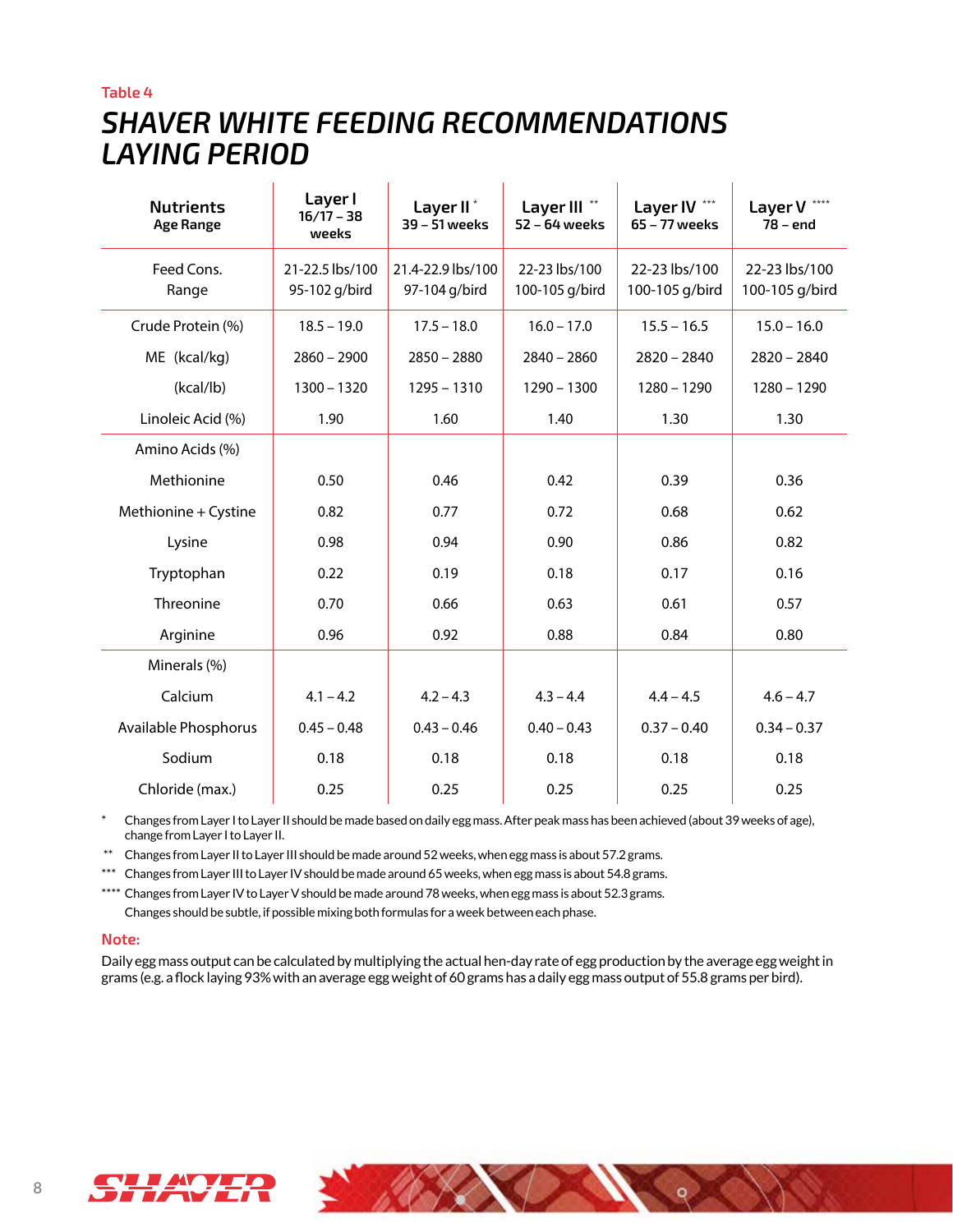Table 4

# SHAVER WHITE FEEDING RECOMMENDATIONS LAYING PERIOD

| Nutrients Age Range | Layer I 16/17 – 38 weeks | Layer II * 39 – 51 weeks | Layer III ** 52 – 64 weeks | Layer IV *** 65 – 77 weeks | Layer V **** 78 – end |
|---|---|---|---|---|---|
| Feed Cons. Range | 21-22.5 lbs/100 95-102 g/bird | 21.4-22.9 lbs/100 97-104 g/bird | 22-23 lbs/100 100-105 g/bird | 22-23 lbs/100 100-105 g/bird | 22-23 lbs/100 100-105 g/bird |
| Crude Protein (%) | 18.5 – 19.0 | 17.5 – 18.0 | 16.0 – 17.0 | 15.5 – 16.5 | 15.0 – 16.0 |
| ME (kcal/kg) | 2860 – 2900 | 2850 – 2880 | 2840 – 2860 | 2820 – 2840 | 2820 – 2840 |
| (kcal/lb) | 1300 – 1320 | 1295 – 1310 | 1290 – 1300 | 1280 – 1290 | 1280 – 1290 |
| Linoleic Acid (%) | 1.90 | 1.60 | 1.40 | 1.30 | 1.30 |
| Amino Acids (%) | | | | | |
| Methionine | 0.50 | 0.46 | 0.42 | 0.39 | 0.36 |
| Methionine + Cystine | 0.82 | 0.77 | 0.72 | 0.68 | 0.62 |
| Lysine | 0.98 | 0.94 | 0.90 | 0.86 | 0.82 |
| Tryptophan | 0.22 | 0.19 | 0.18 | 0.17 | 0.16 |
| Threonine | 0.70 | 0.66 | 0.63 | 0.61 | 0.57 |
| Arginine | 0.96 | 0.92 | 0.88 | 0.84 | 0.80 |
| Minerals (%) | | | | | |
| Calcium | 4.1 – 4.2 | 4.2 – 4.3 | 4.3 – 4.4 | 4.4 – 4.5 | 4.6 – 4.7 |
| Available Phosphorus | 0.45 – 0.48 | 0.43 – 0.46 | 0.40 – 0.43 | 0.37 – 0.40 | 0.34 – 0.37 |
| Sodium | 0.18 | 0.18 | 0.18 | 0.18 | 0.18 |
| Chloride (max.) | 0.25 | 0.25 | 0.25 | 0.25 | 0.25 |

\* Changes from Layer I to Layer II should be made based on daily egg mass. After peak mass has been achieved (about 39 weeks of age), change from Layer I to Layer II.

\** Changes from Layer II to Layer III should be made around 52 weeks, when egg mass is about 57.2 grams.

\*** Changes from Layer III to Layer IV should be made around 65 weeks, when egg mass is about 54.8 grams.

\**** Changes from Layer IV to Layer V should be made around 78 weeks, when egg mass is about 52.3 grams.
Changes should be subtle, if possible mixing both formulas for a week between each phase.

**Note:**

Daily egg mass output can be calculated by multiplying the actual hen-day rate of egg production by the average egg weight in grams (e.g. a flock laying 93% with an average egg weight of 60 grams has a daily egg mass output of 55.8 grams per bird).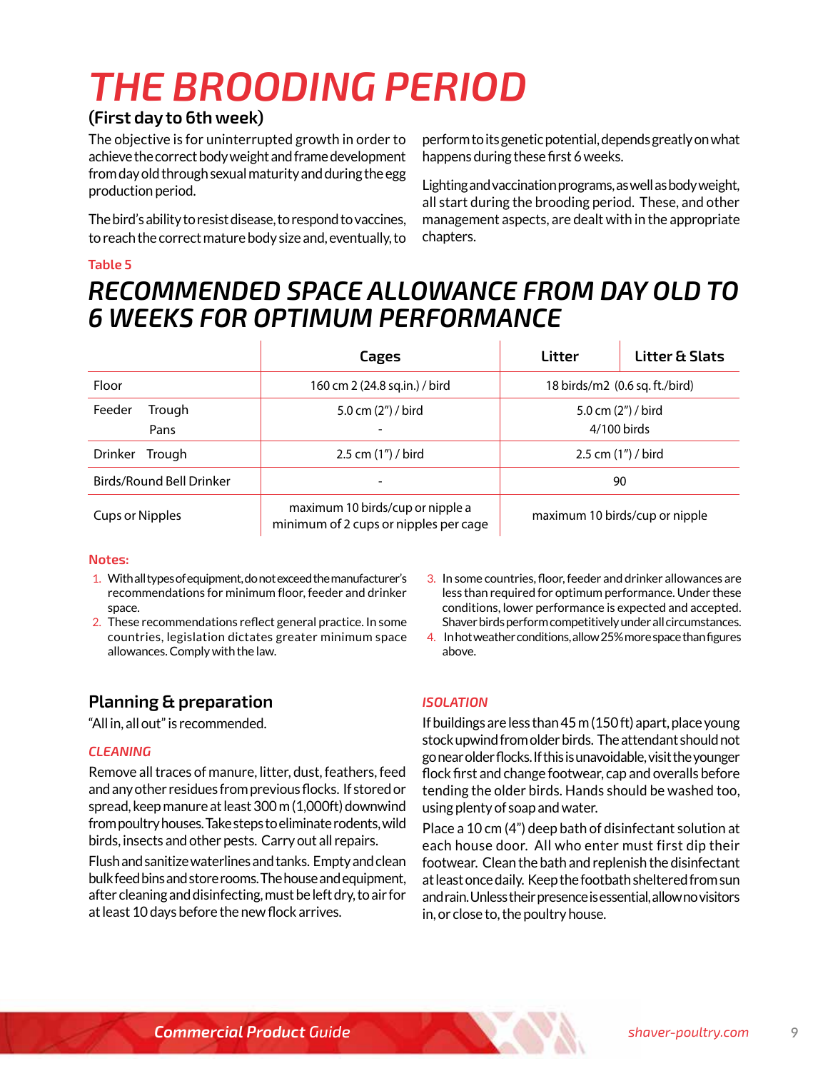# THE BROODING PERIOD

## (First day to 6th week)

The objective is for uninterrupted growth in order to achieve the correct body weight and frame development from day old through sexual maturity and during the egg production period.

The bird's ability to resist disease, to respond to vaccines, to reach the correct mature body size and, eventually, to perform to its genetic potential, depends greatly on what happens during these first 6 weeks.

Lighting and vaccination programs, as well as body weight, all start during the brooding period. These, and other management aspects, are dealt with in the appropriate chapters.

Table 5

## RECOMMENDED SPACE ALLOWANCE FROM DAY OLD TO 6 WEEKS FOR OPTIMUM PERFORMANCE

| | Cages | Litter | Litter & Slats |
|---|---|---|---|
| Floor | 160 cm 2 (24.8 sq.in.) / bird | 18 birds/m2 (0.6 sq. ft./bird) | |
| Feeder Trough | 5.0 cm (2") / bird | 5.0 cm (2") / bird | |
| Feeder Pans | - | 4/100 birds | |
| Drinker Trough | 2.5 cm (1") / bird | 2.5 cm (1") / bird | |
| Birds/Round Bell Drinker | - | 90 | |
| Cups or Nipples | maximum 10 birds/cup or nipple a minimum of 2 cups or nipples per cage | maximum 10 birds/cup or nipple | |

**Notes:**

1. With all types of equipment, do not exceed the manufacturer's recommendations for minimum floor, feeder and drinker space.
2. These recommendations reflect general practice. In some countries, legislation dictates greater minimum space allowances. Comply with the law.
3. In some countries, floor, feeder and drinker allowances are less than required for optimum performance. Under these conditions, lower performance is expected and accepted. Shaver birds perform competitively under all circumstances.
4. In hot weather conditions, allow 25% more space than figures above.

## Planning & preparation

"All in, all out" is recommended.

### CLEANING

Remove all traces of manure, litter, dust, feathers, feed and any other residues from previous flocks. If stored or spread, keep manure at least 300 m (1,000ft) downwind from poultry houses. Take steps to eliminate rodents, wild birds, insects and other pests. Carry out all repairs.

Flush and sanitize waterlines and tanks. Empty and clean bulk feed bins and store rooms. The house and equipment, after cleaning and disinfecting, must be left dry, to air for at least 10 days before the new flock arrives.

### ISOLATION

If buildings are less than 45 m (150 ft) apart, place young stock upwind from older birds. The attendant should not go near older flocks. If this is unavoidable, visit the younger flock first and change footwear, cap and overalls before tending the older birds. Hands should be washed too, using plenty of soap and water.

Place a 10 cm (4") deep bath of disinfectant solution at each house door. All who enter must first dip their footwear. Clean the bath and replenish the disinfectant at least once daily. Keep the footbath sheltered from sun and rain. Unless their presence is essential, allow no visitors in, or close to, the poultry house.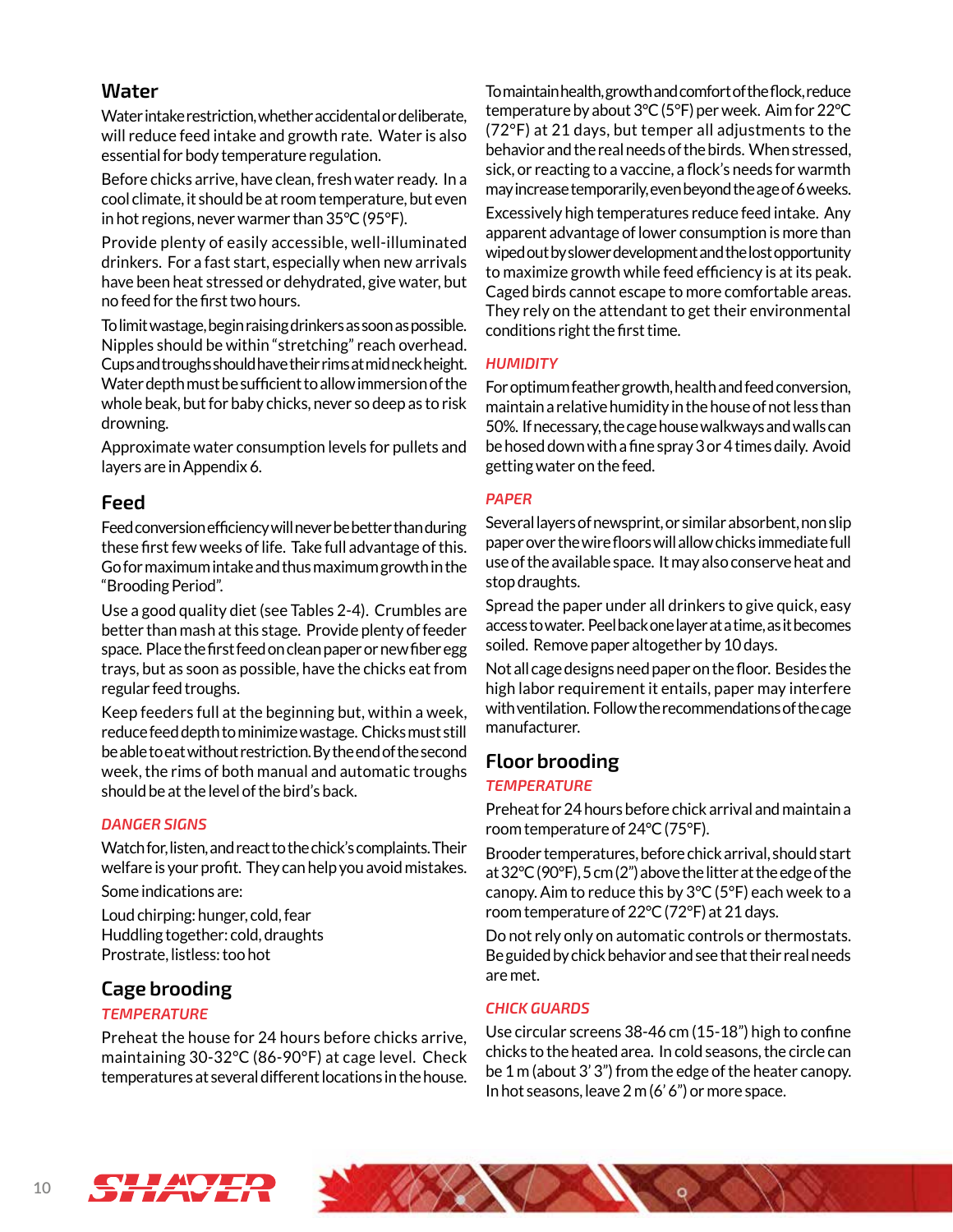## Water

Water intake restriction, whether accidental or deliberate, will reduce feed intake and growth rate. Water is also essential for body temperature regulation.

Before chicks arrive, have clean, fresh water ready. In a cool climate, it should be at room temperature, but even in hot regions, never warmer than 35°C (95°F).

Provide plenty of easily accessible, well-illuminated drinkers. For a fast start, especially when new arrivals have been heat stressed or dehydrated, give water, but no feed for the first two hours.

To limit wastage, begin raising drinkers as soon as possible. Nipples should be within "stretching" reach overhead. Cups and troughs should have their rims at mid neck height. Water depth must be sufficient to allow immersion of the whole beak, but for baby chicks, never so deep as to risk drowning.

Approximate water consumption levels for pullets and layers are in Appendix 6.

## Feed

Feed conversion efficiency will never be better than during these first few weeks of life. Take full advantage of this. Go for maximum intake and thus maximum growth in the "Brooding Period".

Use a good quality diet (see Tables 2-4). Crumbles are better than mash at this stage. Provide plenty of feeder space. Place the first feed on clean paper or new fiber egg trays, but as soon as possible, have the chicks eat from regular feed troughs.

Keep feeders full at the beginning but, within a week, reduce feed depth to minimize wastage. Chicks must still be able to eat without restriction. By the end of the second week, the rims of both manual and automatic troughs should be at the level of the bird's back.

### *DANGER SIGNS*

Watch for, listen, and react to the chick's complaints. Their welfare is your profit. They can help you avoid mistakes.

Some indications are:

Loud chirping: hunger, cold, fear
Huddling together: cold, draughts
Prostrate, listless: too hot

## Cage brooding

### *TEMPERATURE*

Preheat the house for 24 hours before chicks arrive, maintaining 30-32°C (86-90°F) at cage level. Check temperatures at several different locations in the house.

To maintain health, growth and comfort of the flock, reduce temperature by about 3°C (5°F) per week. Aim for 22°C (72°F) at 21 days, but temper all adjustments to the behavior and the real needs of the birds. When stressed, sick, or reacting to a vaccine, a flock's needs for warmth may increase temporarily, even beyond the age of 6 weeks.

Excessively high temperatures reduce feed intake. Any apparent advantage of lower consumption is more than wiped out by slower development and the lost opportunity to maximize growth while feed efficiency is at its peak. Caged birds cannot escape to more comfortable areas. They rely on the attendant to get their environmental conditions right the first time.

### *HUMIDITY*

For optimum feather growth, health and feed conversion, maintain a relative humidity in the house of not less than 50%. If necessary, the cage house walkways and walls can be hosed down with a fine spray 3 or 4 times daily. Avoid getting water on the feed.

### *PAPER*

Several layers of newsprint, or similar absorbent, non slip paper over the wire floors will allow chicks immediate full use of the available space. It may also conserve heat and stop draughts.

Spread the paper under all drinkers to give quick, easy access to water. Peel back one layer at a time, as it becomes soiled. Remove paper altogether by 10 days.

Not all cage designs need paper on the floor. Besides the high labor requirement it entails, paper may interfere with ventilation. Follow the recommendations of the cage manufacturer.

## Floor brooding

### *TEMPERATURE*

Preheat for 24 hours before chick arrival and maintain a room temperature of 24°C (75°F).

Brooder temperatures, before chick arrival, should start at 32°C (90°F), 5 cm (2") above the litter at the edge of the canopy. Aim to reduce this by 3°C (5°F) each week to a room temperature of 22°C (72°F) at 21 days.

Do not rely only on automatic controls or thermostats. Be guided by chick behavior and see that their real needs are met.

### *CHICK GUARDS*

Use circular screens 38-46 cm (15-18") high to confine chicks to the heated area. In cold seasons, the circle can be 1 m (about 3' 3") from the edge of the heater canopy. In hot seasons, leave 2 m (6' 6") or more space.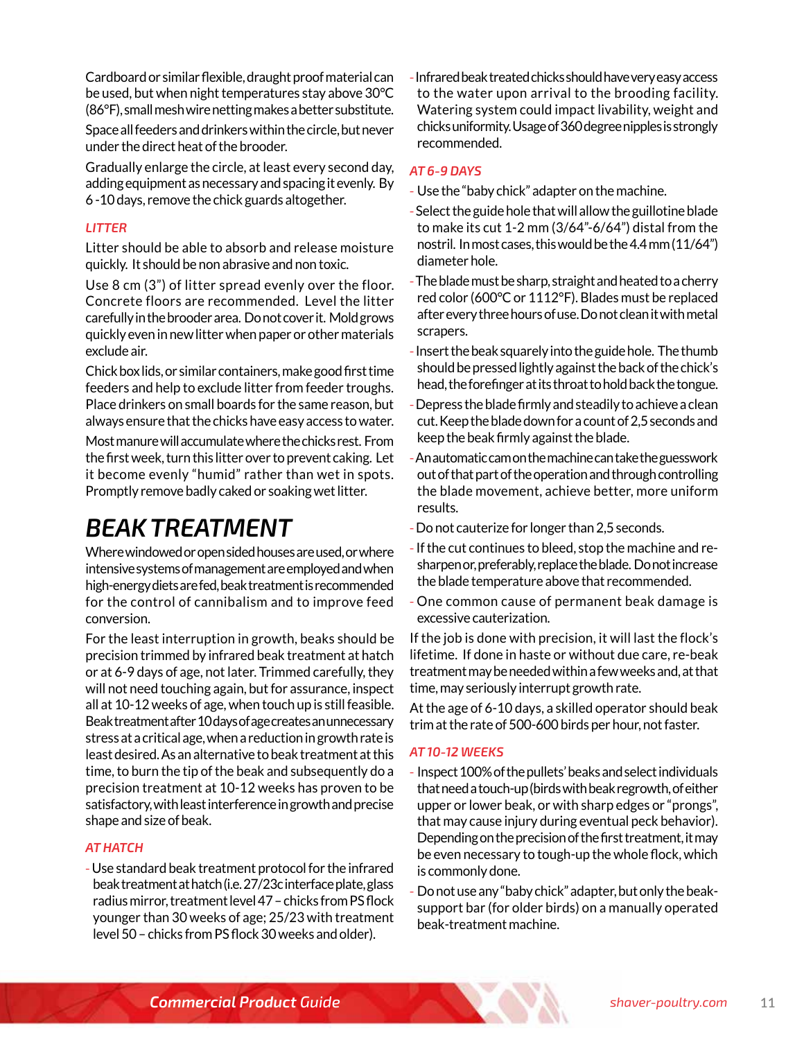Cardboard or similar flexible, draught proof material can be used, but when night temperatures stay above 30°C (86°F), small mesh wire netting makes a better substitute.

Space all feeders and drinkers within the circle, but never under the direct heat of the brooder.

Gradually enlarge the circle, at least every second day, adding equipment as necessary and spacing it evenly. By 6 -10 days, remove the chick guards altogether.

### LITTER

Litter should be able to absorb and release moisture quickly. It should be non abrasive and non toxic.

Use 8 cm (3") of litter spread evenly over the floor. Concrete floors are recommended. Level the litter carefully in the brooder area. Do not cover it. Mold grows quickly even in new litter when paper or other materials exclude air.

Chick box lids, or similar containers, make good first time feeders and help to exclude litter from feeder troughs. Place drinkers on small boards for the same reason, but always ensure that the chicks have easy access to water.

Most manure will accumulate where the chicks rest. From the first week, turn this litter over to prevent caking. Let it become evenly "humid" rather than wet in spots. Promptly remove badly caked or soaking wet litter.

## BEAK TREATMENT

Where windowed or open sided houses are used, or where intensive systems of management are employed and when high-energy diets are fed, beak treatment is recommended for the control of cannibalism and to improve feed conversion.

For the least interruption in growth, beaks should be precision trimmed by infrared beak treatment at hatch or at 6-9 days of age, not later. Trimmed carefully, they will not need touching again, but for assurance, inspect all at 10-12 weeks of age, when touch up is still feasible. Beak treatment after 10 days of age creates an unnecessary stress at a critical age, when a reduction in growth rate is least desired. As an alternative to beak treatment at this time, to burn the tip of the beak and subsequently do a precision treatment at 10-12 weeks has proven to be satisfactory, with least interference in growth and precise shape and size of beak.

### AT HATCH

- Use standard beak treatment protocol for the infrared beak treatment at hatch (i.e. 27/23c interface plate, glass radius mirror, treatment level 47 – chicks from PS flock younger than 30 weeks of age; 25/23 with treatment level 50 – chicks from PS flock 30 weeks and older).
- Infrared beak treated chicks should have very easy access to the water upon arrival to the brooding facility. Watering system could impact livability, weight and chicks uniformity. Usage of 360 degree nipples is strongly recommended.

### AT 6-9 DAYS

- Use the "baby chick" adapter on the machine.
- Select the guide hole that will allow the guillotine blade to make its cut 1-2 mm (3/64"-6/64") distal from the nostril. In most cases, this would be the 4.4 mm (11/64") diameter hole.
- The blade must be sharp, straight and heated to a cherry red color (600°C or 1112°F). Blades must be replaced after every three hours of use. Do not clean it with metal scrapers.
- Insert the beak squarely into the guide hole. The thumb should be pressed lightly against the back of the chick's head, the forefinger at its throat to hold back the tongue.
- Depress the blade firmly and steadily to achieve a clean cut. Keep the blade down for a count of 2,5 seconds and keep the beak firmly against the blade.
- An automatic cam on the machine can take the guesswork out of that part of the operation and through controlling the blade movement, achieve better, more uniform results.
- Do not cauterize for longer than 2,5 seconds.
- If the cut continues to bleed, stop the machine and re-sharpen or, preferably, replace the blade. Do not increase the blade temperature above that recommended.
- One common cause of permanent beak damage is excessive cauterization.

If the job is done with precision, it will last the flock's lifetime. If done in haste or without due care, re-beak treatment may be needed within a few weeks and, at that time, may seriously interrupt growth rate.

At the age of 6-10 days, a skilled operator should beak trim at the rate of 500-600 birds per hour, not faster.

### AT 10-12 WEEKS

- Inspect 100% of the pullets' beaks and select individuals that need a touch-up (birds with beak regrowth, of either upper or lower beak, or with sharp edges or "prongs", that may cause injury during eventual peck behavior). Depending on the precision of the first treatment, it may be even necessary to tough-up the whole flock, which is commonly done.
- Do not use any "baby chick" adapter, but only the beak-support bar (for older birds) on a manually operated beak-treatment machine.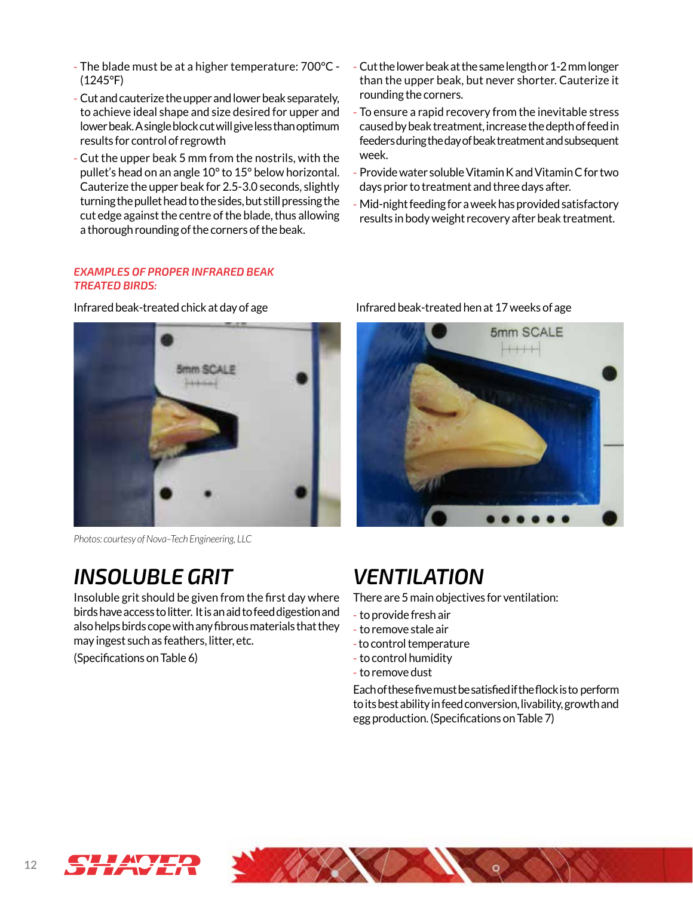- The blade must be at a higher temperature: 700°C - (1245°F)
- Cut and cauterize the upper and lower beak separately, to achieve ideal shape and size desired for upper and lower beak. A single block cut will give less than optimum results for control of regrowth
- Cut the upper beak 5 mm from the nostrils, with the pullet's head on an angle 10° to 15° below horizontal. Cauterize the upper beak for 2.5-3.0 seconds, slightly turning the pullet head to the sides, but still pressing the cut edge against the centre of the blade, thus allowing a thorough rounding of the corners of the beak.
- Cut the lower beak at the same length or 1-2 mm longer than the upper beak, but never shorter. Cauterize it rounding the corners.
- To ensure a rapid recovery from the inevitable stress caused by beak treatment, increase the depth of feed in feeders during the day of beak treatment and subsequent week.
- Provide water soluble Vitamin K and Vitamin C for two days prior to treatment and three days after.
- Mid-night feeding for a week has provided satisfactory results in body weight recovery after beak treatment.

***EXAMPLES OF PROPER INFRARED BEAK TREATED BIRDS:***

Infrared beak-treated chick at day of age

Infrared beak-treated hen at 17 weeks of age

*Photos: courtesy of Nova-Tech Engineering, LLC*

# INSOLUBLE GRIT

Insoluble grit should be given from the first day where birds have access to litter. It is an aid to feed digestion and also helps birds cope with any fibrous materials that they may ingest such as feathers, litter, etc.

(Specifications on Table 6)

# VENTILATION

There are 5 main objectives for ventilation:

- to provide fresh air
- to remove stale air
- to control temperature
- to control humidity
- to remove dust

Each of these five must be satisfied if the flock is to perform to its best ability in feed conversion, livability, growth and egg production. (Specifications on Table 7)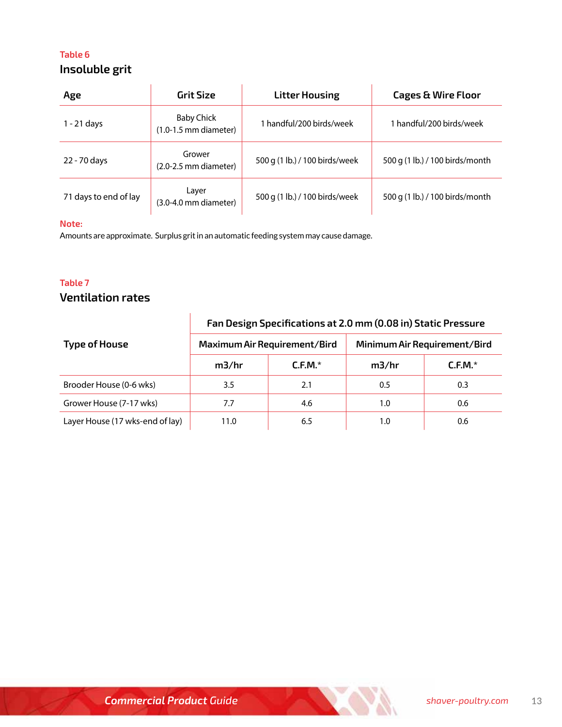Table 6

## Insoluble grit

| Age | Grit Size | Litter Housing | Cages & Wire Floor |
|---|---|---|---|
| 1 - 21 days | Baby Chick (1.0-1.5 mm diameter) | 1 handful/200 birds/week | 1 handful/200 birds/week |
| 22 - 70 days | Grower (2.0-2.5 mm diameter) | 500 g (1 lb.) / 100 birds/week | 500 g (1 lb.) / 100 birds/month |
| 71 days to end of lay | Layer (3.0-4.0 mm diameter) | 500 g (1 lb.) / 100 birds/week | 500 g (1 lb.) / 100 birds/month |

**Note:**
Amounts are approximate. Surplus grit in an automatic feeding system may cause damage.

Table 7

## Ventilation rates

| Type of House | Fan Design Specifications at 2.0 mm (0.08 in) Static Pressure | | | |
|---|---|---|---|---|
| | Maximum Air Requirement/Bird | | Minimum Air Requirement/Bird | |
| | m3/hr | C.F.M.* | m3/hr | C.F.M.* |
| Brooder House (0-6 wks) | 3.5 | 2.1 | 0.5 | 0.3 |
| Grower House (7-17 wks) | 7.7 | 4.6 | 1.0 | 0.6 |
| Layer House (17 wks-end of lay) | 11.0 | 6.5 | 1.0 | 0.6 |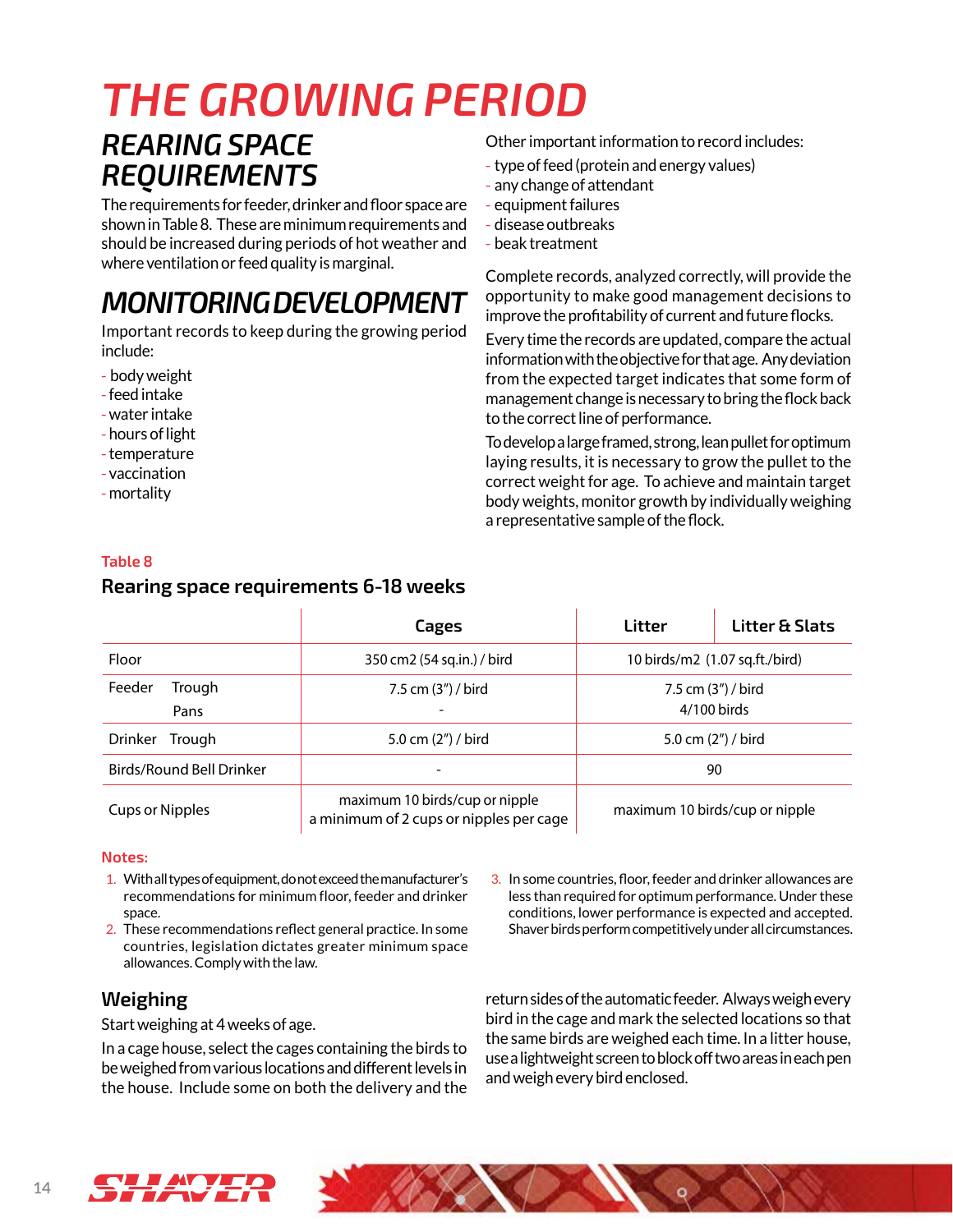# THE GROWING PERIOD

## REARING SPACE REQUIREMENTS

The requirements for feeder, drinker and floor space are shown in Table 8. These are minimum requirements and should be increased during periods of hot weather and where ventilation or feed quality is marginal.

## MONITORING DEVELOPMENT

Important records to keep during the growing period include:

- body weight
- feed intake
- water intake
- hours of light
- temperature
- vaccination
- mortality

Other important information to record includes:

- type of feed (protein and energy values)
- any change of attendant
- equipment failures
- disease outbreaks
- beak treatment

Complete records, analyzed correctly, will provide the opportunity to make good management decisions to improve the profitability of current and future flocks.

Every time the records are updated, compare the actual information with the objective for that age. Any deviation from the expected target indicates that some form of management change is necessary to bring the flock back to the correct line of performance.

To develop a large framed, strong, lean pullet for optimum laying results, it is necessary to grow the pullet to the correct weight for age. To achieve and maintain target body weights, monitor growth by individually weighing a representative sample of the flock.

**Table 8**

**Rearing space requirements 6-18 weeks**

| | Cages | Litter | Litter & Slats |
|---|---|---|---|
| Floor | 350 cm2 (54 sq.in.) / bird | 10 birds/m2 (1.07 sq.ft./bird) | |
| Feeder Trough | 7.5 cm (3") / bird | 7.5 cm (3") / bird | |
| Feeder Pans | - | 4/100 birds | |
| Drinker Trough | 5.0 cm (2") / bird | 5.0 cm (2") / bird | |
| Birds/Round Bell Drinker | - | 90 | |
| Cups or Nipples | maximum 10 birds/cup or nipple a minimum of 2 cups or nipples per cage | maximum 10 birds/cup or nipple | |

**Notes:**

1. With all types of equipment, do not exceed the manufacturer's recommendations for minimum floor, feeder and drinker space.
2. These recommendations reflect general practice. In some countries, legislation dictates greater minimum space allowances. Comply with the law.
3. In some countries, floor, feeder and drinker allowances are less than required for optimum performance. Under these conditions, lower performance is expected and accepted. Shaver birds perform competitively under all circumstances.

## Weighing

Start weighing at 4 weeks of age.

In a cage house, select the cages containing the birds to be weighed from various locations and different levels in the house. Include some on both the delivery and the return sides of the automatic feeder. Always weigh every bird in the cage and mark the selected locations so that the same birds are weighed each time. In a litter house, use a lightweight screen to block off two areas in each pen and weigh every bird enclosed.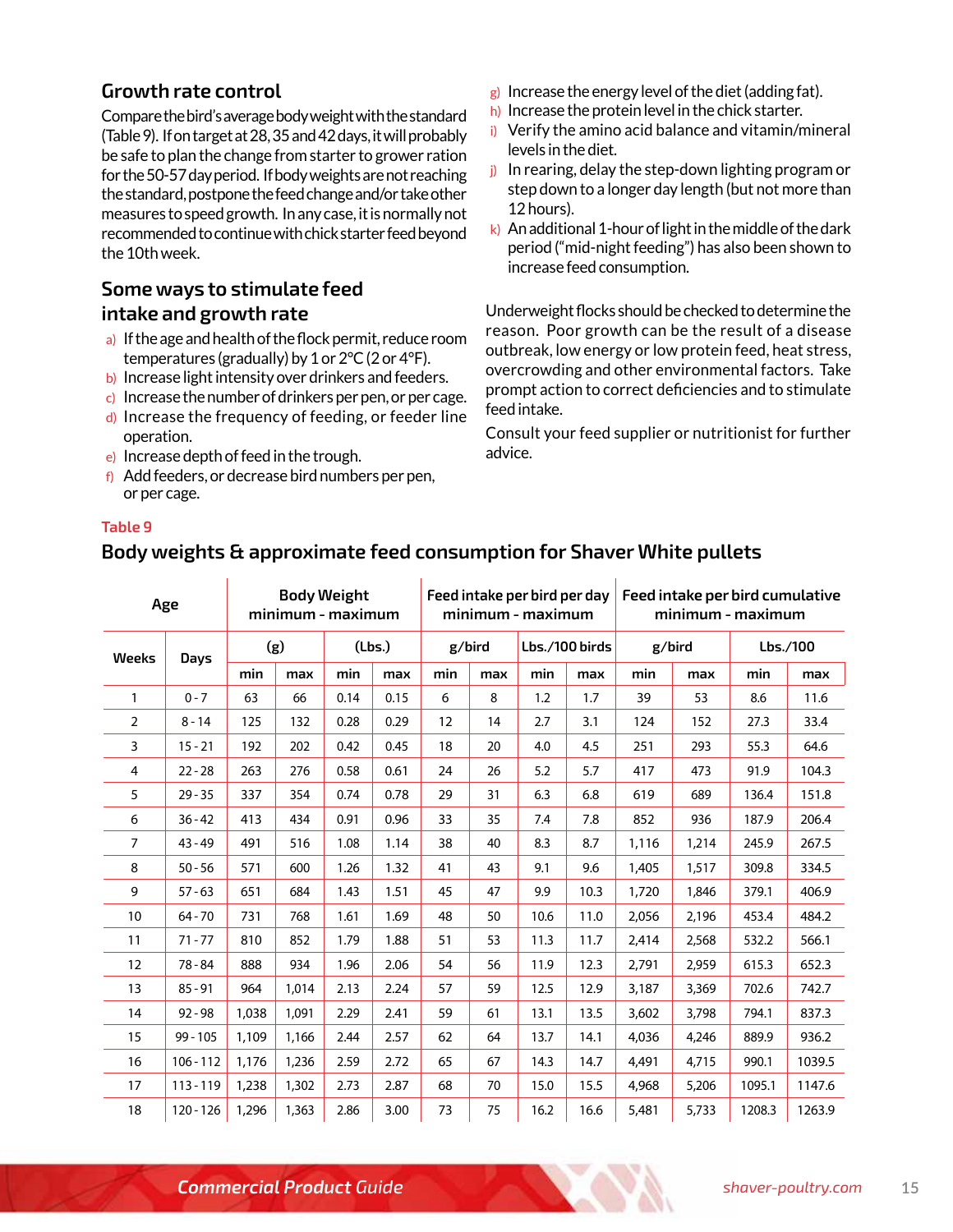## Growth rate control

Compare the bird's average body weight with the standard (Table 9). If on target at 28, 35 and 42 days, it will probably be safe to plan the change from starter to grower ration for the 50-57 day period. If body weights are not reaching the standard, postpone the feed change and/or take other measures to speed growth. In any case, it is normally not recommended to continue with chick starter feed beyond the 10th week.

## Some ways to stimulate feed intake and growth rate

a) If the age and health of the flock permit, reduce room temperatures (gradually) by 1 or 2°C (2 or 4°F).
b) Increase light intensity over drinkers and feeders.
c) Increase the number of drinkers per pen, or per cage.
d) Increase the frequency of feeding, or feeder line operation.
e) Increase depth of feed in the trough.
f) Add feeders, or decrease bird numbers per pen, or per cage.
g) Increase the energy level of the diet (adding fat).
h) Increase the protein level in the chick starter.
i) Verify the amino acid balance and vitamin/mineral levels in the diet.
j) In rearing, delay the step-down lighting program or step down to a longer day length (but not more than 12 hours).
k) An additional 1-hour of light in the middle of the dark period ("mid-night feeding") has also been shown to increase feed consumption.

Underweight flocks should be checked to determine the reason. Poor growth can be the result of a disease outbreak, low energy or low protein feed, heat stress, overcrowding and other environmental factors. Take prompt action to correct deficiencies and to stimulate feed intake.

Consult your feed supplier or nutritionist for further advice.

Table 9

## Body weights & approximate feed consumption for Shaver White pullets

| Age | | Body Weight minimum - maximum | | | | Feed intake per bird per day minimum - maximum | | | | Feed intake per bird cumulative minimum - maximum | | | |
|---|---|---|---|---|---|---|---|---|---|---|---|---|---|
| Weeks | Days | (g) | | (Lbs.) | | g/bird | | Lbs./100 birds | | g/bird | | Lbs./100 | |
| | | min | max | min | max | min | max | min | max | min | max | min | max |
| 1 | 0 - 7 | 63 | 66 | 0.14 | 0.15 | 6 | 8 | 1.2 | 1.7 | 39 | 53 | 8.6 | 11.6 |
| 2 | 8 - 14 | 125 | 132 | 0.28 | 0.29 | 12 | 14 | 2.7 | 3.1 | 124 | 152 | 27.3 | 33.4 |
| 3 | 15 - 21 | 192 | 202 | 0.42 | 0.45 | 18 | 20 | 4.0 | 4.5 | 251 | 293 | 55.3 | 64.6 |
| 4 | 22 - 28 | 263 | 276 | 0.58 | 0.61 | 24 | 26 | 5.2 | 5.7 | 417 | 473 | 91.9 | 104.3 |
| 5 | 29 - 35 | 337 | 354 | 0.74 | 0.78 | 29 | 31 | 6.3 | 6.8 | 619 | 689 | 136.4 | 151.8 |
| 6 | 36 - 42 | 413 | 434 | 0.91 | 0.96 | 33 | 35 | 7.4 | 7.8 | 852 | 936 | 187.9 | 206.4 |
| 7 | 43 - 49 | 491 | 516 | 1.08 | 1.14 | 38 | 40 | 8.3 | 8.7 | 1,116 | 1,214 | 245.9 | 267.5 |
| 8 | 50 - 56 | 571 | 600 | 1.26 | 1.32 | 41 | 43 | 9.1 | 9.6 | 1,405 | 1,517 | 309.8 | 334.5 |
| 9 | 57 - 63 | 651 | 684 | 1.43 | 1.51 | 45 | 47 | 9.9 | 10.3 | 1,720 | 1,846 | 379.1 | 406.9 |
| 10 | 64 - 70 | 731 | 768 | 1.61 | 1.69 | 48 | 50 | 10.6 | 11.0 | 2,056 | 2,196 | 453.4 | 484.2 |
| 11 | 71 - 77 | 810 | 852 | 1.79 | 1.88 | 51 | 53 | 11.3 | 11.7 | 2,414 | 2,568 | 532.2 | 566.1 |
| 12 | 78 - 84 | 888 | 934 | 1.96 | 2.06 | 54 | 56 | 11.9 | 12.3 | 2,791 | 2,959 | 615.3 | 652.3 |
| 13 | 85 - 91 | 964 | 1,014 | 2.13 | 2.24 | 57 | 59 | 12.5 | 12.9 | 3,187 | 3,369 | 702.6 | 742.7 |
| 14 | 92 - 98 | 1,038 | 1,091 | 2.29 | 2.41 | 59 | 61 | 13.1 | 13.5 | 3,602 | 3,798 | 794.1 | 837.3 |
| 15 | 99 - 105 | 1,109 | 1,166 | 2.44 | 2.57 | 62 | 64 | 13.7 | 14.1 | 4,036 | 4,246 | 889.9 | 936.2 |
| 16 | 106 - 112 | 1,176 | 1,236 | 2.59 | 2.72 | 65 | 67 | 14.3 | 14.7 | 4,491 | 4,715 | 990.1 | 1039.5 |
| 17 | 113 - 119 | 1,238 | 1,302 | 2.73 | 2.87 | 68 | 70 | 15.0 | 15.5 | 4,968 | 5,206 | 1095.1 | 1147.6 |
| 18 | 120 - 126 | 1,296 | 1,363 | 2.86 | 3.00 | 73 | 75 | 16.2 | 16.6 | 5,481 | 5,733 | 1208.3 | 1263.9 |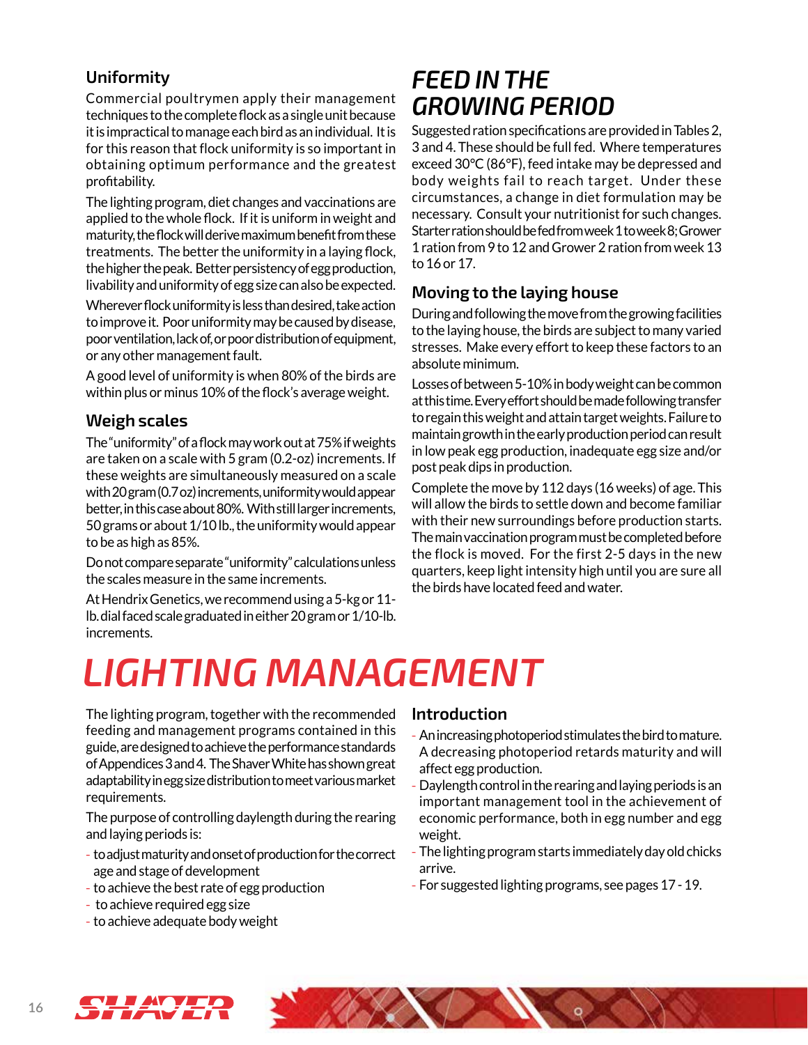### Uniformity

Commercial poultrymen apply their management techniques to the complete flock as a single unit because it is impractical to manage each bird as an individual. It is for this reason that flock uniformity is so important in obtaining optimum performance and the greatest profitability.

The lighting program, diet changes and vaccinations are applied to the whole flock. If it is uniform in weight and maturity, the flock will derive maximum benefit from these treatments. The better the uniformity in a laying flock, the higher the peak. Better persistency of egg production, livability and uniformity of egg size can also be expected.

Wherever flock uniformity is less than desired, take action to improve it. Poor uniformity may be caused by disease, poor ventilation, lack of, or poor distribution of equipment, or any other management fault.

A good level of uniformity is when 80% of the birds are within plus or minus 10% of the flock's average weight.

### Weigh scales

The "uniformity" of a flock may work out at 75% if weights are taken on a scale with 5 gram (0.2-oz) increments. If these weights are simultaneously measured on a scale with 20 gram (0.7 oz) increments, uniformity would appear better, in this case about 80%. With still larger increments, 50 grams or about 1/10 lb., the uniformity would appear to be as high as 85%.

Do not compare separate "uniformity" calculations unless the scales measure in the same increments.

At Hendrix Genetics, we recommend using a 5-kg or 11-lb. dial faced scale graduated in either 20 gram or 1/10-lb. increments.

## *FEED IN THE GROWING PERIOD*

Suggested ration specifications are provided in Tables 2, 3 and 4. These should be full fed. Where temperatures exceed 30°C (86°F), feed intake may be depressed and body weights fail to reach target. Under these circumstances, a change in diet formulation may be necessary. Consult your nutritionist for such changes. Starter ration should be fed from week 1 to week 8; Grower 1 ration from 9 to 12 and Grower 2 ration from week 13 to 16 or 17.

### Moving to the laying house

During and following the move from the growing facilities to the laying house, the birds are subject to many varied stresses. Make every effort to keep these factors to an absolute minimum.

Losses of between 5-10% in body weight can be common at this time. Every effort should be made following transfer to regain this weight and attain target weights. Failure to maintain growth in the early production period can result in low peak egg production, inadequate egg size and/or post peak dips in production.

Complete the move by 112 days (16 weeks) of age. This will allow the birds to settle down and become familiar with their new surroundings before production starts. The main vaccination program must be completed before the flock is moved. For the first 2-5 days in the new quarters, keep light intensity high until you are sure all the birds have located feed and water.

# *LIGHTING MANAGEMENT*

The lighting program, together with the recommended feeding and management programs contained in this guide, are designed to achieve the performance standards of Appendices 3 and 4. The Shaver White has shown great adaptability in egg size distribution to meet various market requirements.

The purpose of controlling daylength during the rearing and laying periods is:

- to adjust maturity and onset of production for the correct age and stage of development
- to achieve the best rate of egg production
- to achieve required egg size
- to achieve adequate body weight

### Introduction

- An increasing photoperiod stimulates the bird to mature. A decreasing photoperiod retards maturity and will affect egg production.
- Daylength control in the rearing and laying periods is an important management tool in the achievement of economic performance, both in egg number and egg weight.
- The lighting program starts immediately day old chicks arrive.
- For suggested lighting programs, see pages 17 - 19.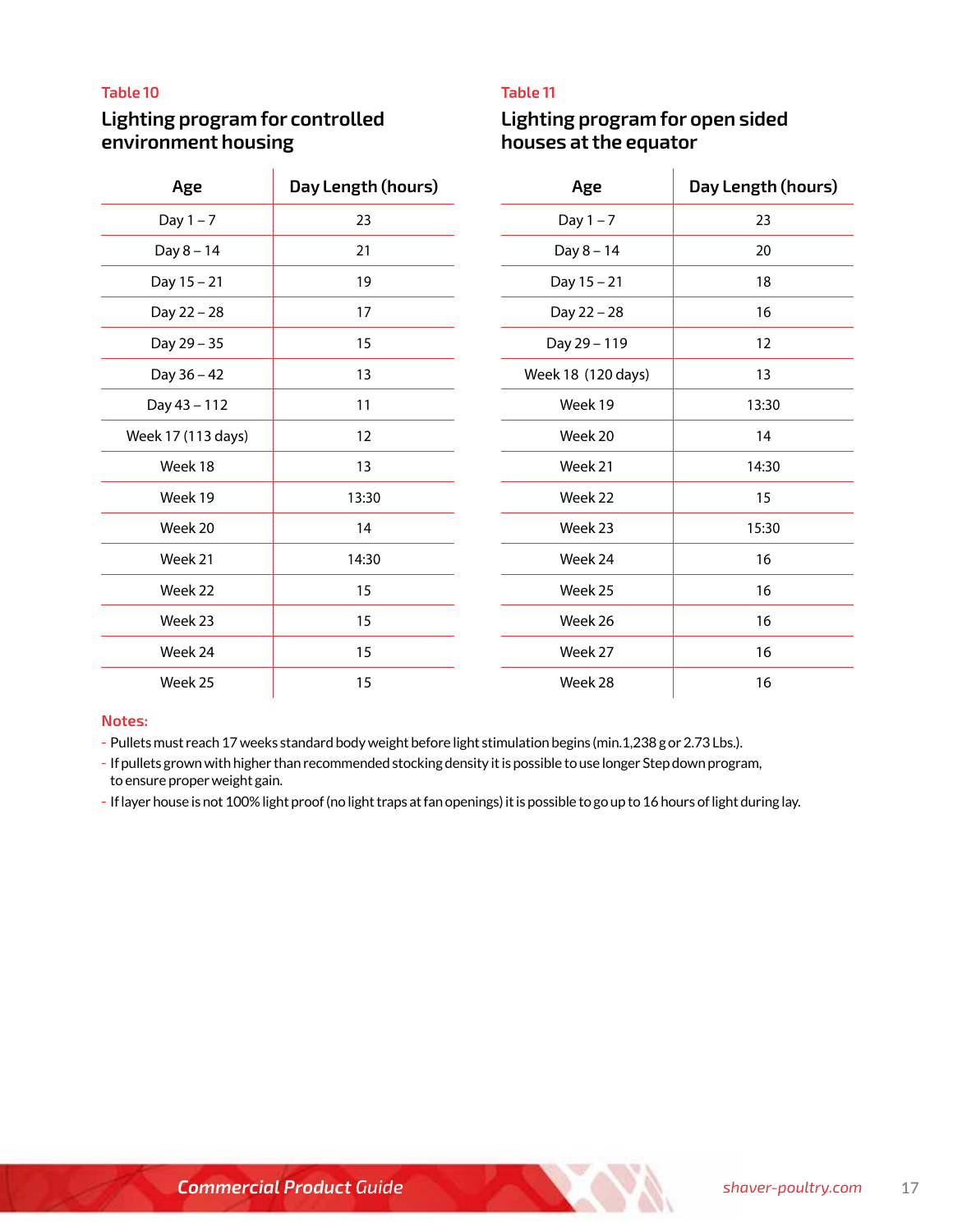Table 10

## Lighting program for controlled environment housing

| Age | Day Length (hours) |
|---|---|
| Day 1 – 7 | 23 |
| Day 8 – 14 | 21 |
| Day 15 – 21 | 19 |
| Day 22 – 28 | 17 |
| Day 29 – 35 | 15 |
| Day 36 – 42 | 13 |
| Day 43 – 112 | 11 |
| Week 17 (113 days) | 12 |
| Week 18 | 13 |
| Week 19 | 13:30 |
| Week 20 | 14 |
| Week 21 | 14:30 |
| Week 22 | 15 |
| Week 23 | 15 |
| Week 24 | 15 |
| Week 25 | 15 |

Table 11

## Lighting program for open sided houses at the equator

| Age | Day Length (hours) |
|---|---|
| Day 1 – 7 | 23 |
| Day 8 – 14 | 20 |
| Day 15 – 21 | 18 |
| Day 22 – 28 | 16 |
| Day 29 – 119 | 12 |
| Week 18 (120 days) | 13 |
| Week 19 | 13:30 |
| Week 20 | 14 |
| Week 21 | 14:30 |
| Week 22 | 15 |
| Week 23 | 15:30 |
| Week 24 | 16 |
| Week 25 | 16 |
| Week 26 | 16 |
| Week 27 | 16 |
| Week 28 | 16 |

**Notes:**

- Pullets must reach 17 weeks standard body weight before light stimulation begins (min.1,238 g or 2.73 Lbs.).
- If pullets grown with higher than recommended stocking density it is possible to use longer Step down program, to ensure proper weight gain.
- If layer house is not 100% light proof (no light traps at fan openings) it is possible to go up to 16 hours of light during lay.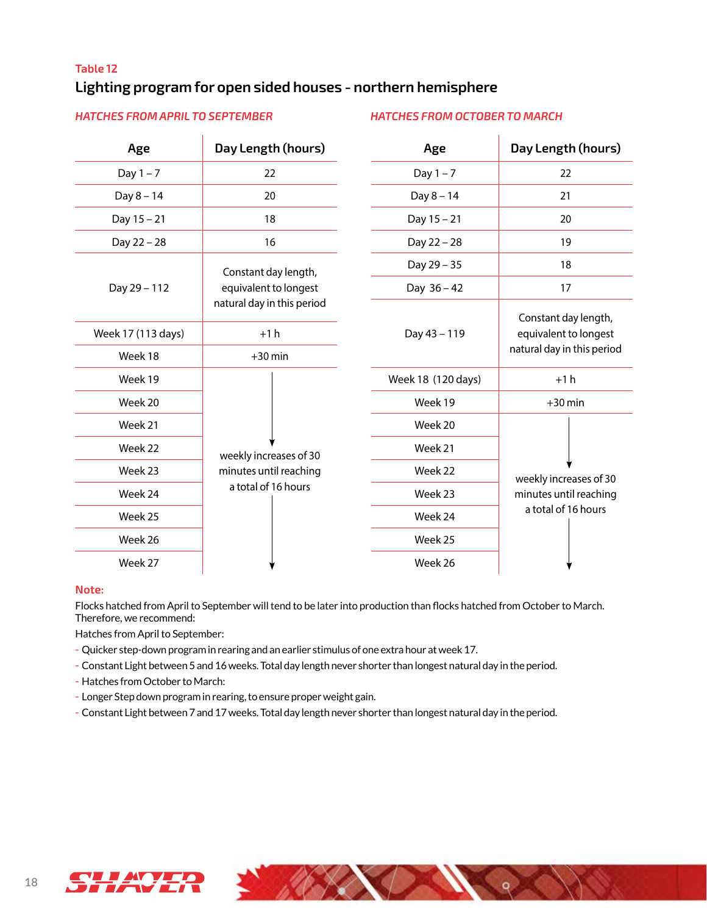Table 12

## Lighting program for open sided houses - northern hemisphere

*HATCHES FROM APRIL TO SEPTEMBER*

| Age | Day Length (hours) |
|---|---|
| Day 1 – 7 | 22 |
| Day 8 – 14 | 20 |
| Day 15 – 21 | 18 |
| Day 22 – 28 | 16 |
| Day 29 – 112 | Constant day length, equivalent to longest natural day in this period |
| Week 17 (113 days) | +1 h |
| Week 18 | +30 min |
| Week 19 | weekly increases of 30 minutes until reaching a total of 16 hours |
| Week 20 | |
| Week 21 | |
| Week 22 | |
| Week 23 | |
| Week 24 | |
| Week 25 | |
| Week 26 | |
| Week 27 | |

*HATCHES FROM OCTOBER TO MARCH*

| Age | Day Length (hours) |
|---|---|
| Day 1 – 7 | 22 |
| Day 8 – 14 | 21 |
| Day 15 – 21 | 20 |
| Day 22 – 28 | 19 |
| Day 29 – 35 | 18 |
| Day 36 – 42 | 17 |
| Day 43 – 119 | Constant day length, equivalent to longest natural day in this period |
| Week 18 (120 days) | +1 h |
| Week 19 | +30 min |
| Week 20 | weekly increases of 30 minutes until reaching a total of 16 hours |
| Week 21 | |
| Week 22 | |
| Week 23 | |
| Week 24 | |
| Week 25 | |
| Week 26 | |

**Note:**

Flocks hatched from April to September will tend to be later into production than flocks hatched from October to March. Therefore, we recommend:

Hatches from April to September:

- Quicker step-down program in rearing and an earlier stimulus of one extra hour at week 17.
- Constant Light between 5 and 16 weeks. Total day length never shorter than longest natural day in the period.
- Hatches from October to March:
- Longer Step down program in rearing, to ensure proper weight gain.
- Constant Light between 7 and 17 weeks. Total day length never shorter than longest natural day in the period.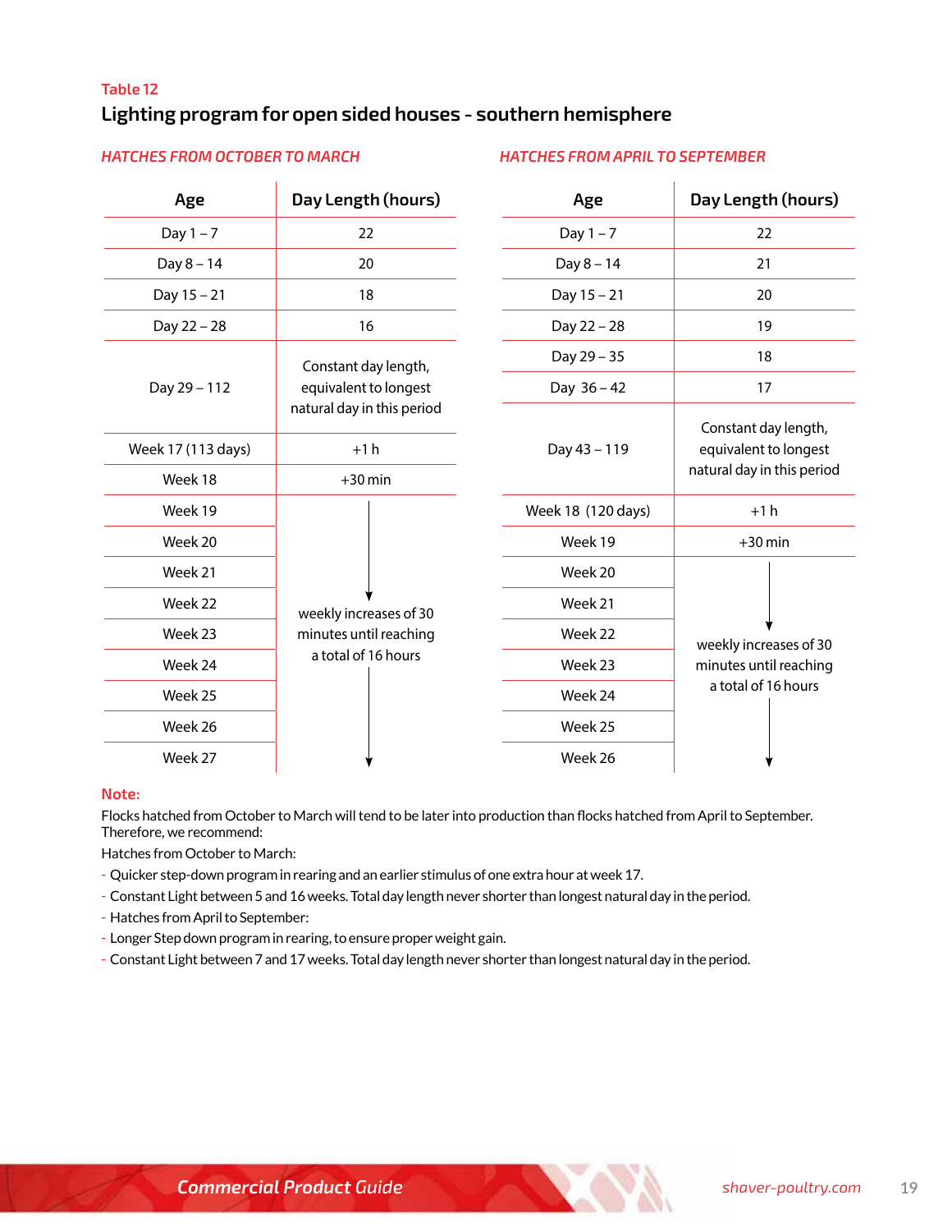Table 12

## Lighting program for open sided houses - southern hemisphere

*HATCHES FROM OCTOBER TO MARCH*

| Age | Day Length (hours) |
|---|---|
| Day 1 – 7 | 22 |
| Day 8 – 14 | 20 |
| Day 15 – 21 | 18 |
| Day 22 – 28 | 16 |
| Day 29 – 112 | Constant day length, equivalent to longest natural day in this period |
| Week 17 (113 days) | +1 h |
| Week 18 | +30 min |
| Week 19 | weekly increases of 30 minutes until reaching a total of 16 hours |
| Week 20 | |
| Week 21 | |
| Week 22 | |
| Week 23 | |
| Week 24 | |
| Week 25 | |
| Week 26 | |
| Week 27 | |

*HATCHES FROM APRIL TO SEPTEMBER*

| Age | Day Length (hours) |
|---|---|
| Day 1 – 7 | 22 |
| Day 8 – 14 | 21 |
| Day 15 – 21 | 20 |
| Day 22 – 28 | 19 |
| Day 29 – 35 | 18 |
| Day 36 – 42 | 17 |
| Day 43 – 119 | Constant day length, equivalent to longest natural day in this period |
| Week 18 (120 days) | +1 h |
| Week 19 | +30 min |
| Week 20 | weekly increases of 30 minutes until reaching a total of 16 hours |
| Week 21 | |
| Week 22 | |
| Week 23 | |
| Week 24 | |
| Week 25 | |
| Week 26 | |

**Note:**

Flocks hatched from October to March will tend to be later into production than flocks hatched from April to September. Therefore, we recommend:

Hatches from October to March:

- Quicker step-down program in rearing and an earlier stimulus of one extra hour at week 17.
- Constant Light between 5 and 16 weeks. Total day length never shorter than longest natural day in the period.
- Hatches from April to September:
- Longer Step down program in rearing, to ensure proper weight gain.
- Constant Light between 7 and 17 weeks. Total day length never shorter than longest natural day in the period.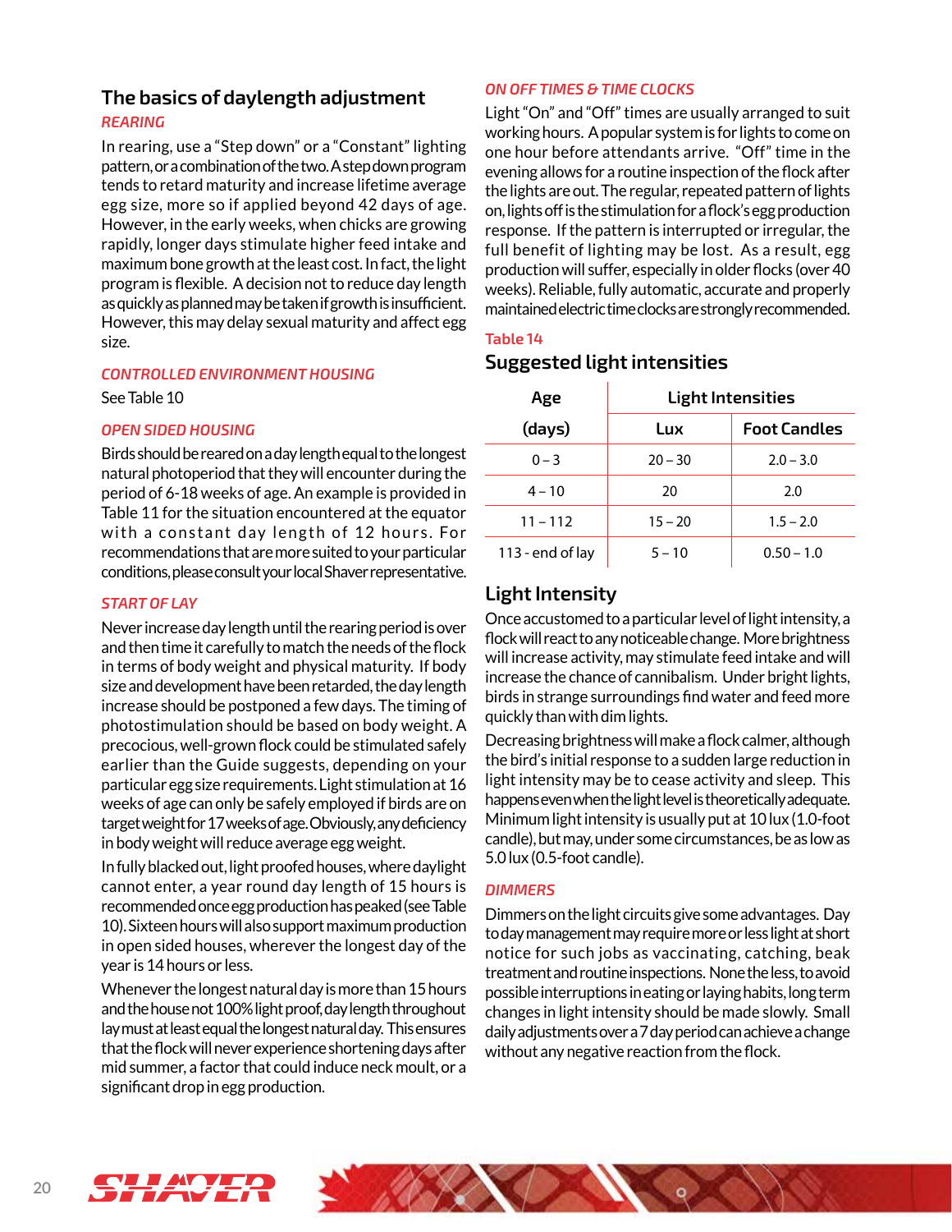## The basics of daylength adjustment

### *REARING*

In rearing, use a "Step down" or a "Constant" lighting pattern, or a combination of the two. A step down program tends to retard maturity and increase lifetime average egg size, more so if applied beyond 42 days of age. However, in the early weeks, when chicks are growing rapidly, longer days stimulate higher feed intake and maximum bone growth at the least cost. In fact, the light program is flexible. A decision not to reduce day length as quickly as planned may be taken if growth is insufficient. However, this may delay sexual maturity and affect egg size.

### *CONTROLLED ENVIRONMENT HOUSING*

See Table 10

### *OPEN SIDED HOUSING*

Birds should be reared on a day length equal to the longest natural photoperiod that they will encounter during the period of 6-18 weeks of age. An example is provided in Table 11 for the situation encountered at the equator with a constant day length of 12 hours. For recommendations that are more suited to your particular conditions, please consult your local Shaver representative.

### *START OF LAY*

Never increase day length until the rearing period is over and then time it carefully to match the needs of the flock in terms of body weight and physical maturity. If body size and development have been retarded, the day length increase should be postponed a few days. The timing of photostimulation should be based on body weight. A precocious, well-grown flock could be stimulated safely earlier than the Guide suggests, depending on your particular egg size requirements. Light stimulation at 16 weeks of age can only be safely employed if birds are on target weight for 17 weeks of age. Obviously, any deficiency in body weight will reduce average egg weight.

In fully blacked out, light proofed houses, where daylight cannot enter, a year round day length of 15 hours is recommended once egg production has peaked (see Table 10). Sixteen hours will also support maximum production in open sided houses, wherever the longest day of the year is 14 hours or less.

Whenever the longest natural day is more than 15 hours and the house not 100% light proof, day length throughout lay must at least equal the longest natural day. This ensures that the flock will never experience shortening days after mid summer, a factor that could induce neck moult, or a significant drop in egg production.

### *ON OFF TIMES & TIME CLOCKS*

Light "On" and "Off" times are usually arranged to suit working hours. A popular system is for lights to come on one hour before attendants arrive. "Off" time in the evening allows for a routine inspection of the flock after the lights are out. The regular, repeated pattern of lights on, lights off is the stimulation for a flock's egg production response. If the pattern is interrupted or irregular, the full benefit of lighting may be lost. As a result, egg production will suffer, especially in older flocks (over 40 weeks). Reliable, fully automatic, accurate and properly maintained electric time clocks are strongly recommended.

Table 14

## Suggested light intensities

| Age (days) | Light Intensities | |
|---|---|---|
| | Lux | Foot Candles |
| 0 – 3 | 20 – 30 | 2.0 – 3.0 |
| 4 – 10 | 20 | 2.0 |
| 11 – 112 | 15 – 20 | 1.5 – 2.0 |
| 113 - end of lay | 5 – 10 | 0.50 – 1.0 |

## Light Intensity

Once accustomed to a particular level of light intensity, a flock will react to any noticeable change. More brightness will increase activity, may stimulate feed intake and will increase the chance of cannibalism. Under bright lights, birds in strange surroundings find water and feed more quickly than with dim lights.

Decreasing brightness will make a flock calmer, although the bird's initial response to a sudden large reduction in light intensity may be to cease activity and sleep. This happens even when the light level is theoretically adequate. Minimum light intensity is usually put at 10 lux (1.0-foot candle), but may, under some circumstances, be as low as 5.0 lux (0.5-foot candle).

### *DIMMERS*

Dimmers on the light circuits give some advantages. Day to day management may require more or less light at short notice for such jobs as vaccinating, catching, beak treatment and routine inspections. None the less, to avoid possible interruptions in eating or laying habits, long term changes in light intensity should be made slowly. Small daily adjustments over a 7 day period can achieve a change without any negative reaction from the flock.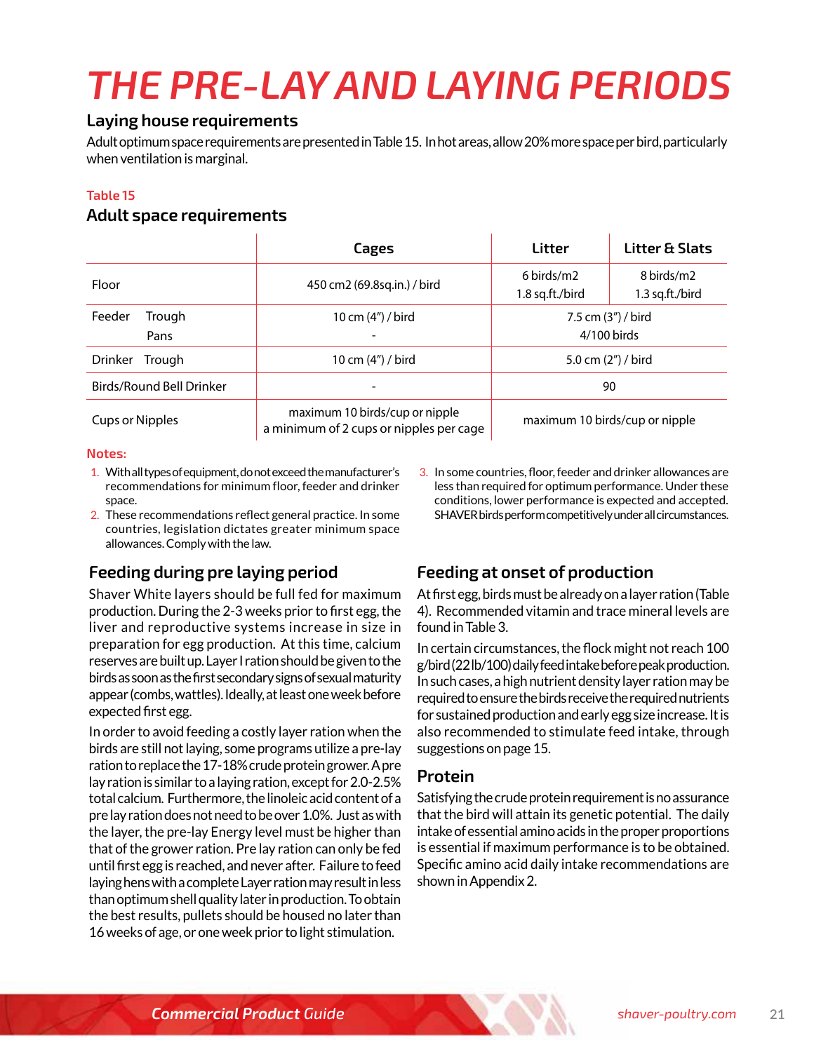# THE PRE-LAY AND LAYING PERIODS

## Laying house requirements

Adult optimum space requirements are presented in Table 15. In hot areas, allow 20% more space per bird, particularly when ventilation is marginal.

Table 15

### Adult space requirements

| | Cages | Litter | Litter & Slats |
|---|---|---|---|
| Floor | 450 cm2 (69.8sq.in.) / bird | 6 birds/m2<br>1.8 sq.ft./bird | 8 birds/m2<br>1.3 sq.ft./bird |
| Feeder Trough<br>Pans | 10 cm (4") / bird<br>- | 7.5 cm (3") / bird<br>4/100 birds | |
| Drinker Trough | 10 cm (4") / bird | 5.0 cm (2") / bird | |
| Birds/Round Bell Drinker | - | 90 | |
| Cups or Nipples | maximum 10 birds/cup or nipple<br>a minimum of 2 cups or nipples per cage | maximum 10 birds/cup or nipple | |

Notes:

1. With all types of equipment, do not exceed the manufacturer's recommendations for minimum floor, feeder and drinker space.
2. These recommendations reflect general practice. In some countries, legislation dictates greater minimum space allowances. Comply with the law.
3. In some countries, floor, feeder and drinker allowances are less than required for optimum performance. Under these conditions, lower performance is expected and accepted. SHAVER birds perform competitively under all circumstances.

## Feeding during pre laying period

Shaver White layers should be full fed for maximum production. During the 2-3 weeks prior to first egg, the liver and reproductive systems increase in size in preparation for egg production. At this time, calcium reserves are built up. Layer I ration should be given to the birds as soon as the first secondary signs of sexual maturity appear (combs, wattles). Ideally, at least one week before expected first egg.

In order to avoid feeding a costly layer ration when the birds are still not laying, some programs utilize a pre-lay ration to replace the 17-18% crude protein grower. A pre lay ration is similar to a laying ration, except for 2.0-2.5% total calcium. Furthermore, the linoleic acid content of a pre lay ration does not need to be over 1.0%. Just as with the layer, the pre-lay Energy level must be higher than that of the grower ration. Pre lay ration can only be fed until first egg is reached, and never after. Failure to feed laying hens with a complete Layer ration may result in less than optimum shell quality later in production. To obtain the best results, pullets should be housed no later than 16 weeks of age, or one week prior to light stimulation.

## Feeding at onset of production

At first egg, birds must be already on a layer ration (Table 4). Recommended vitamin and trace mineral levels are found in Table 3.

In certain circumstances, the flock might not reach 100 g/bird (22 lb/100) daily feed intake before peak production. In such cases, a high nutrient density layer ration may be required to ensure the birds receive the required nutrients for sustained production and early egg size increase. It is also recommended to stimulate feed intake, through suggestions on page 15.

## Protein

Satisfying the crude protein requirement is no assurance that the bird will attain its genetic potential. The daily intake of essential amino acids in the proper proportions is essential if maximum performance is to be obtained. Specific amino acid daily intake recommendations are shown in Appendix 2.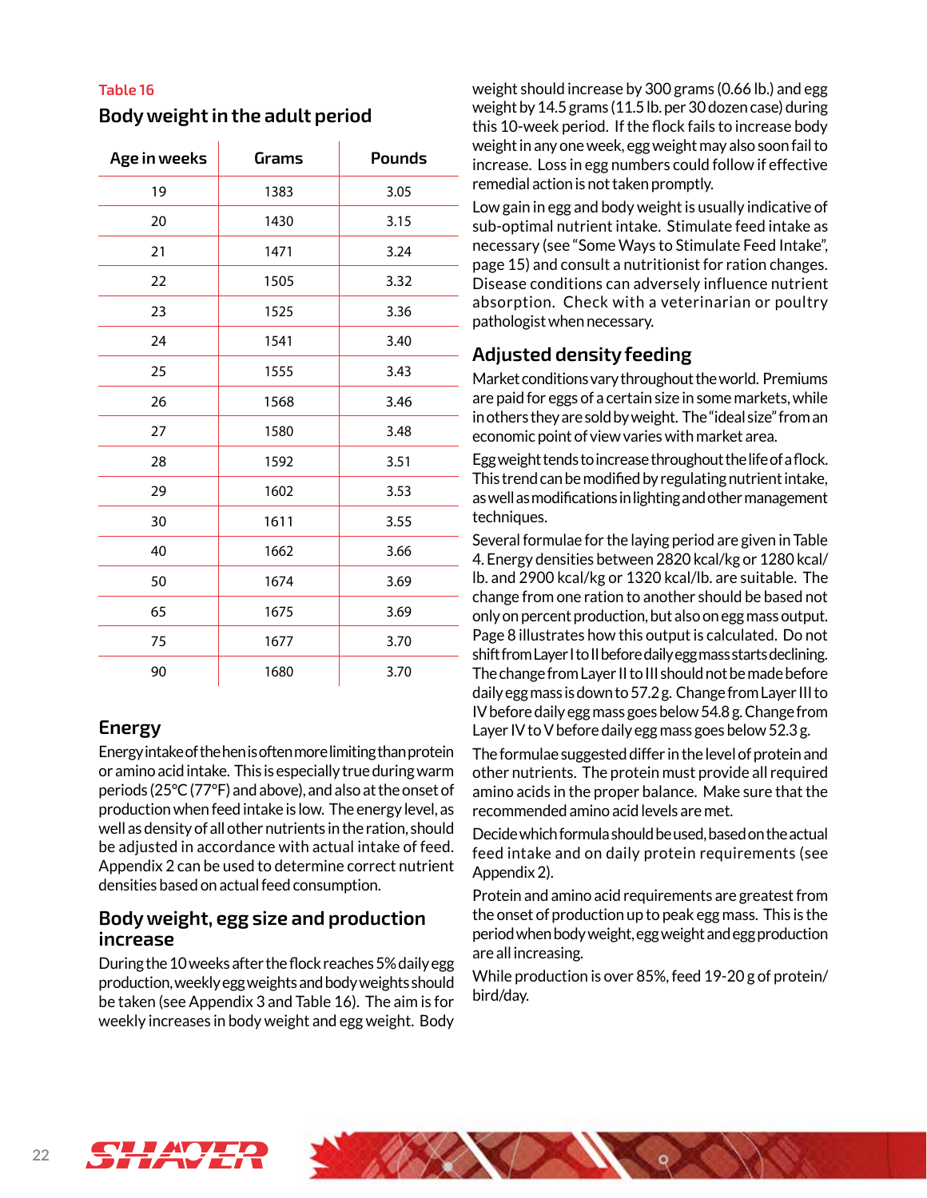Table 16

## Body weight in the adult period

| Age in weeks | Grams | Pounds |
|---|---|---|
| 19 | 1383 | 3.05 |
| 20 | 1430 | 3.15 |
| 21 | 1471 | 3.24 |
| 22 | 1505 | 3.32 |
| 23 | 1525 | 3.36 |
| 24 | 1541 | 3.40 |
| 25 | 1555 | 3.43 |
| 26 | 1568 | 3.46 |
| 27 | 1580 | 3.48 |
| 28 | 1592 | 3.51 |
| 29 | 1602 | 3.53 |
| 30 | 1611 | 3.55 |
| 40 | 1662 | 3.66 |
| 50 | 1674 | 3.69 |
| 65 | 1675 | 3.69 |
| 75 | 1677 | 3.70 |
| 90 | 1680 | 3.70 |

## Energy

Energy intake of the hen is often more limiting than protein or amino acid intake. This is especially true during warm periods (25°C (77°F) and above), and also at the onset of production when feed intake is low. The energy level, as well as density of all other nutrients in the ration, should be adjusted in accordance with actual intake of feed. Appendix 2 can be used to determine correct nutrient densities based on actual feed consumption.

## Body weight, egg size and production increase

During the 10 weeks after the flock reaches 5% daily egg production, weekly egg weights and body weights should be taken (see Appendix 3 and Table 16). The aim is for weekly increases in body weight and egg weight. Body weight should increase by 300 grams (0.66 lb.) and egg weight by 14.5 grams (11.5 lb. per 30 dozen case) during this 10-week period. If the flock fails to increase body weight in any one week, egg weight may also soon fail to increase. Loss in egg numbers could follow if effective remedial action is not taken promptly.

Low gain in egg and body weight is usually indicative of sub-optimal nutrient intake. Stimulate feed intake as necessary (see "Some Ways to Stimulate Feed Intake", page 15) and consult a nutritionist for ration changes. Disease conditions can adversely influence nutrient absorption. Check with a veterinarian or poultry pathologist when necessary.

## Adjusted density feeding

Market conditions vary throughout the world. Premiums are paid for eggs of a certain size in some markets, while in others they are sold by weight. The "ideal size" from an economic point of view varies with market area.

Egg weight tends to increase throughout the life of a flock. This trend can be modified by regulating nutrient intake, as well as modifications in lighting and other management techniques.

Several formulae for the laying period are given in Table 4. Energy densities between 2820 kcal/kg or 1280 kcal/lb. and 2900 kcal/kg or 1320 kcal/lb. are suitable. The change from one ration to another should be based not only on percent production, but also on egg mass output. Page 8 illustrates how this output is calculated. Do not shift from Layer I to II before daily egg mass starts declining. The change from Layer II to III should not be made before daily egg mass is down to 57.2 g. Change from Layer III to IV before daily egg mass goes below 54.8 g. Change from Layer IV to V before daily egg mass goes below 52.3 g.

The formulae suggested differ in the level of protein and other nutrients. The protein must provide all required amino acids in the proper balance. Make sure that the recommended amino acid levels are met.

Decide which formula should be used, based on the actual feed intake and on daily protein requirements (see Appendix 2).

Protein and amino acid requirements are greatest from the onset of production up to peak egg mass. This is the period when body weight, egg weight and egg production are all increasing.

While production is over 85%, feed 19-20 g of protein/bird/day.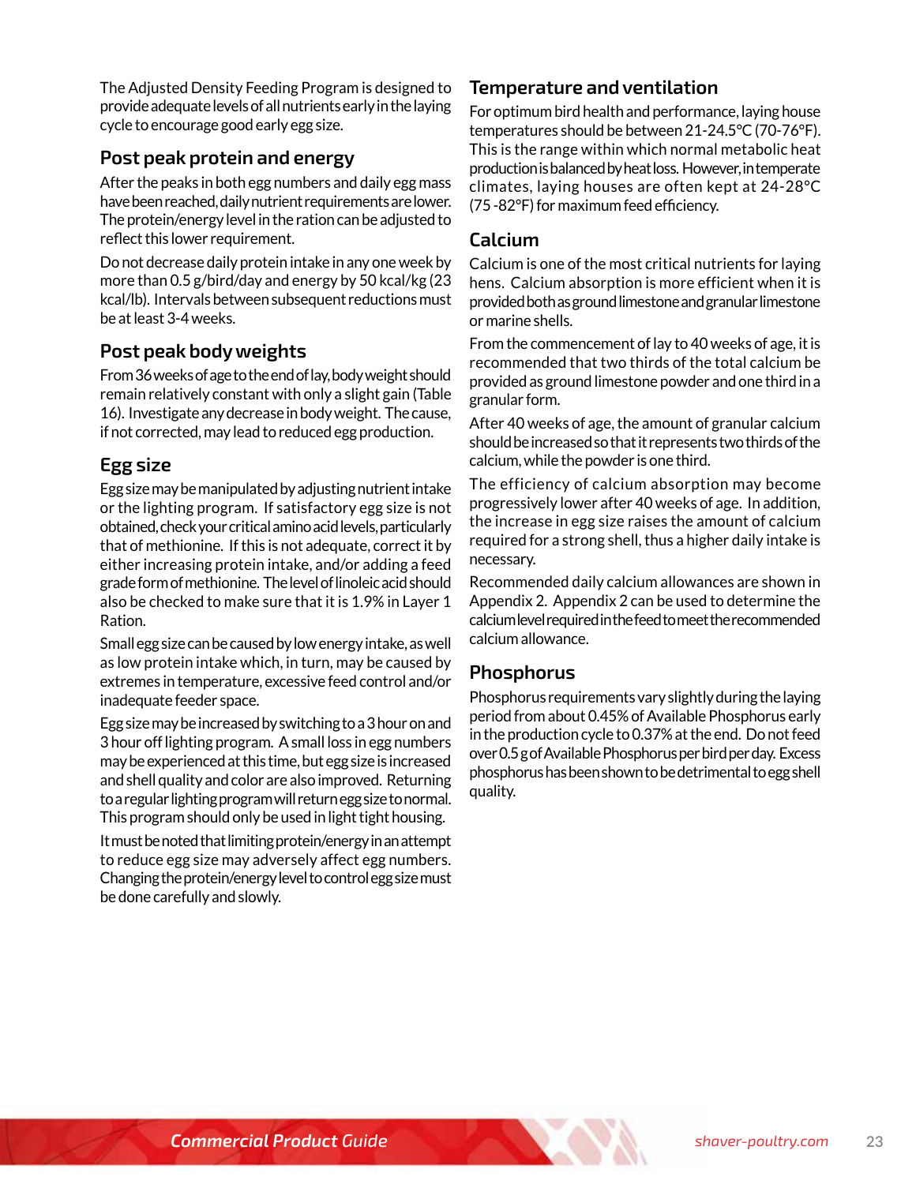The Adjusted Density Feeding Program is designed to provide adequate levels of all nutrients early in the laying cycle to encourage good early egg size.

## Post peak protein and energy

After the peaks in both egg numbers and daily egg mass have been reached, daily nutrient requirements are lower. The protein/energy level in the ration can be adjusted to reflect this lower requirement.

Do not decrease daily protein intake in any one week by more than 0.5 g/bird/day and energy by 50 kcal/kg (23 kcal/lb). Intervals between subsequent reductions must be at least 3-4 weeks.

## Post peak body weights

From 36 weeks of age to the end of lay, body weight should remain relatively constant with only a slight gain (Table 16). Investigate any decrease in body weight. The cause, if not corrected, may lead to reduced egg production.

## Egg size

Egg size may be manipulated by adjusting nutrient intake or the lighting program. If satisfactory egg size is not obtained, check your critical amino acid levels, particularly that of methionine. If this is not adequate, correct it by either increasing protein intake, and/or adding a feed grade form of methionine. The level of linoleic acid should also be checked to make sure that it is 1.9% in Layer 1 Ration.

Small egg size can be caused by low energy intake, as well as low protein intake which, in turn, may be caused by extremes in temperature, excessive feed control and/or inadequate feeder space.

Egg size may be increased by switching to a 3 hour on and 3 hour off lighting program. A small loss in egg numbers may be experienced at this time, but egg size is increased and shell quality and color are also improved. Returning to a regular lighting program will return egg size to normal. This program should only be used in light tight housing.

It must be noted that limiting protein/energy in an attempt to reduce egg size may adversely affect egg numbers. Changing the protein/energy level to control egg size must be done carefully and slowly.

## Temperature and ventilation

For optimum bird health and performance, laying house temperatures should be between 21-24.5°C (70-76°F). This is the range within which normal metabolic heat production is balanced by heat loss. However, in temperate climates, laying houses are often kept at 24-28°C (75-82°F) for maximum feed efficiency.

## Calcium

Calcium is one of the most critical nutrients for laying hens. Calcium absorption is more efficient when it is provided both as ground limestone and granular limestone or marine shells.

From the commencement of lay to 40 weeks of age, it is recommended that two thirds of the total calcium be provided as ground limestone powder and one third in a granular form.

After 40 weeks of age, the amount of granular calcium should be increased so that it represents two thirds of the calcium, while the powder is one third.

The efficiency of calcium absorption may become progressively lower after 40 weeks of age. In addition, the increase in egg size raises the amount of calcium required for a strong shell, thus a higher daily intake is necessary.

Recommended daily calcium allowances are shown in Appendix 2. Appendix 2 can be used to determine the calcium level required in the feed to meet the recommended calcium allowance.

## Phosphorus

Phosphorus requirements vary slightly during the laying period from about 0.45% of Available Phosphorus early in the production cycle to 0.37% at the end. Do not feed over 0.5 g of Available Phosphorus per bird per day. Excess phosphorus has been shown to be detrimental to egg shell quality.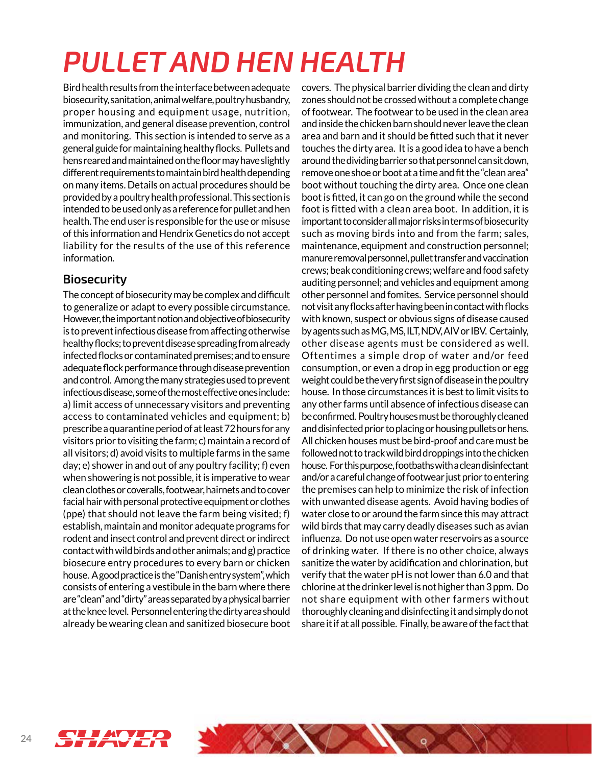# PULLET AND HEN HEALTH

Bird health results from the interface between adequate biosecurity, sanitation, animal welfare, poultry husbandry, proper housing and equipment usage, nutrition, immunization, and general disease prevention, control and monitoring. This section is intended to serve as a general guide for maintaining healthy flocks. Pullets and hens reared and maintained on the floor may have slightly different requirements to maintain bird health depending on many items. Details on actual procedures should be provided by a poultry health professional. This section is intended to be used only as a reference for pullet and hen health. The end user is responsible for the use or misuse of this information and Hendrix Genetics do not accept liability for the results of the use of this reference information.

## Biosecurity

The concept of biosecurity may be complex and difficult to generalize or adapt to every possible circumstance. However, the important notion and objective of biosecurity is to prevent infectious disease from affecting otherwise healthy flocks; to prevent disease spreading from already infected flocks or contaminated premises; and to ensure adequate flock performance through disease prevention and control. Among the many strategies used to prevent infectious disease, some of the most effective ones include: a) limit access of unnecessary visitors and preventing access to contaminated vehicles and equipment; b) prescribe a quarantine period of at least 72 hours for any visitors prior to visiting the farm; c) maintain a record of all visitors; d) avoid visits to multiple farms in the same day; e) shower in and out of any poultry facility; f) even when showering is not possible, it is imperative to wear clean clothes or coveralls, footwear, hairnets and to cover facial hair with personal protective equipment or clothes (ppe) that should not leave the farm being visited; f) establish, maintain and monitor adequate programs for rodent and insect control and prevent direct or indirect contact with wild birds and other animals; and g) practice biosecure entry procedures to every barn or chicken house. A good practice is the "Danish entry system", which consists of entering a vestibule in the barn where there are "clean" and "dirty" areas separated by a physical barrier at the knee level. Personnel entering the dirty area should already be wearing clean and sanitized biosecure boot covers. The physical barrier dividing the clean and dirty zones should not be crossed without a complete change of footwear. The footwear to be used in the clean area and inside the chicken barn should never leave the clean area and barn and it should be fitted such that it never touches the dirty area. It is a good idea to have a bench around the dividing barrier so that personnel can sit down, remove one shoe or boot at a time and fit the "clean area" boot without touching the dirty area. Once one clean boot is fitted, it can go on the ground while the second foot is fitted with a clean area boot. In addition, it is important to consider all major risks in terms of biosecurity such as moving birds into and from the farm; sales, maintenance, equipment and construction personnel; manure removal personnel, pullet transfer and vaccination crews; beak conditioning crews; welfare and food safety auditing personnel; and vehicles and equipment among other personnel and fomites. Service personnel should not visit any flocks after having been in contact with flocks with known, suspect or obvious signs of disease caused by agents such as MG, MS, ILT, NDV, AIV or IBV. Certainly, other disease agents must be considered as well. Oftentimes a simple drop of water and/or feed consumption, or even a drop in egg production or egg weight could be the very first sign of disease in the poultry house. In those circumstances it is best to limit visits to any other farms until absence of infectious disease can be confirmed. Poultry houses must be thoroughly cleaned and disinfected prior to placing or housing pullets or hens. All chicken houses must be bird-proof and care must be followed not to track wild bird droppings into the chicken house. For this purpose, footbaths with a clean disinfectant and/or a careful change of footwear just prior to entering the premises can help to minimize the risk of infection with unwanted disease agents. Avoid having bodies of water close to or around the farm since this may attract wild birds that may carry deadly diseases such as avian influenza. Do not use open water reservoirs as a source of drinking water. If there is no other choice, always sanitize the water by acidification and chlorination, but verify that the water pH is not lower than 6.0 and that chlorine at the drinker level is not higher than 3 ppm. Do not share equipment with other farmers without thoroughly cleaning and disinfecting it and simply do not share it if at all possible. Finally, be aware of the fact that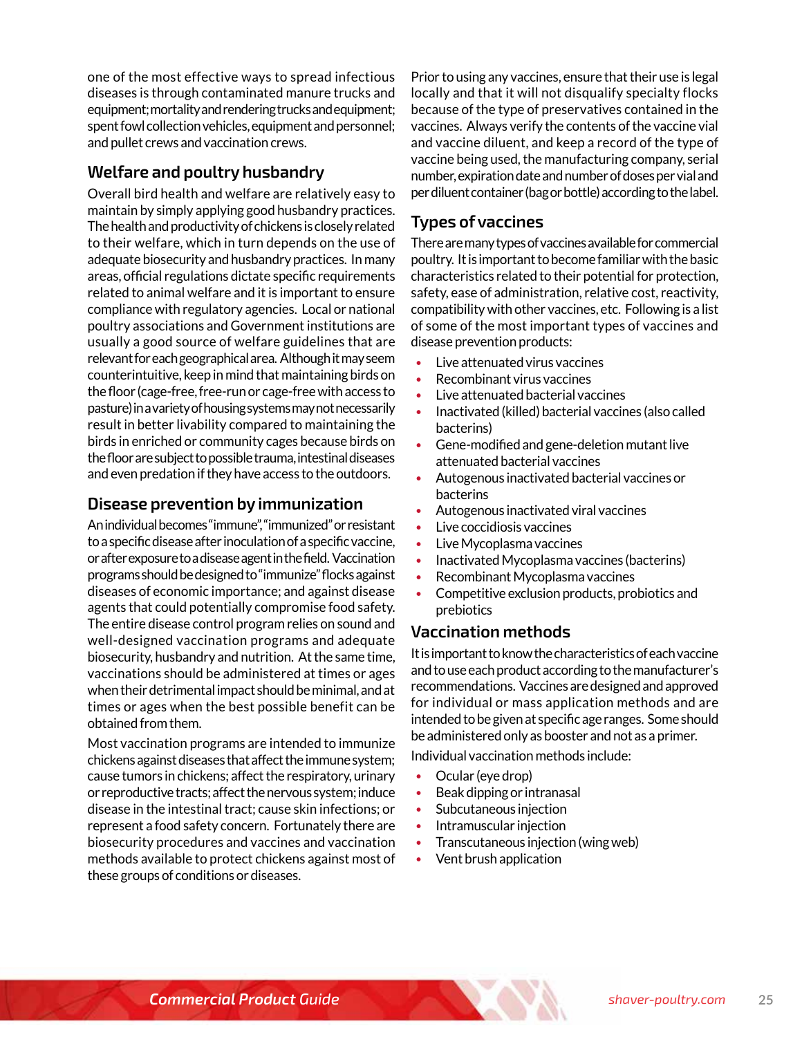one of the most effective ways to spread infectious diseases is through contaminated manure trucks and equipment; mortality and rendering trucks and equipment; spent fowl collection vehicles, equipment and personnel; and pullet crews and vaccination crews.

## Welfare and poultry husbandry

Overall bird health and welfare are relatively easy to maintain by simply applying good husbandry practices. The health and productivity of chickens is closely related to their welfare, which in turn depends on the use of adequate biosecurity and husbandry practices. In many areas, official regulations dictate specific requirements related to animal welfare and it is important to ensure compliance with regulatory agencies. Local or national poultry associations and Government institutions are usually a good source of welfare guidelines that are relevant for each geographical area. Although it may seem counterintuitive, keep in mind that maintaining birds on the floor (cage-free, free-run or cage-free with access to pasture) in a variety of housing systems may not necessarily result in better livability compared to maintaining the birds in enriched or community cages because birds on the floor are subject to possible trauma, intestinal diseases and even predation if they have access to the outdoors.

## Disease prevention by immunization

An individual becomes "immune", "immunized" or resistant to a specific disease after inoculation of a specific vaccine, or after exposure to a disease agent in the field. Vaccination programs should be designed to "immunize" flocks against diseases of economic importance; and against disease agents that could potentially compromise food safety. The entire disease control program relies on sound and well-designed vaccination programs and adequate biosecurity, husbandry and nutrition. At the same time, vaccinations should be administered at times or ages when their detrimental impact should be minimal, and at times or ages when the best possible benefit can be obtained from them.

Most vaccination programs are intended to immunize chickens against diseases that affect the immune system; cause tumors in chickens; affect the respiratory, urinary or reproductive tracts; affect the nervous system; induce disease in the intestinal tract; cause skin infections; or represent a food safety concern. Fortunately there are biosecurity procedures and vaccines and vaccination methods available to protect chickens against most of these groups of conditions or diseases.

Prior to using any vaccines, ensure that their use is legal locally and that it will not disqualify specialty flocks because of the type of preservatives contained in the vaccines. Always verify the contents of the vaccine vial and vaccine diluent, and keep a record of the type of vaccine being used, the manufacturing company, serial number, expiration date and number of doses per vial and per diluent container (bag or bottle) according to the label.

## Types of vaccines

There are many types of vaccines available for commercial poultry. It is important to become familiar with the basic characteristics related to their potential for protection, safety, ease of administration, relative cost, reactivity, compatibility with other vaccines, etc. Following is a list of some of the most important types of vaccines and disease prevention products:

- Live attenuated virus vaccines
- Recombinant virus vaccines
- Live attenuated bacterial vaccines
- Inactivated (killed) bacterial vaccines (also called bacterins)
- Gene-modified and gene-deletion mutant live attenuated bacterial vaccines
- Autogenous inactivated bacterial vaccines or bacterins
- Autogenous inactivated viral vaccines
- Live coccidiosis vaccines
- Live Mycoplasma vaccines
- Inactivated Mycoplasma vaccines (bacterins)
- Recombinant Mycoplasma vaccines
- Competitive exclusion products, probiotics and prebiotics

## Vaccination methods

It is important to know the characteristics of each vaccine and to use each product according to the manufacturer's recommendations. Vaccines are designed and approved for individual or mass application methods and are intended to be given at specific age ranges. Some should be administered only as booster and not as a primer.

Individual vaccination methods include:

- Ocular (eye drop)
- Beak dipping or intranasal
- Subcutaneous injection
- Intramuscular injection
- Transcutaneous injection (wing web)
- Vent brush application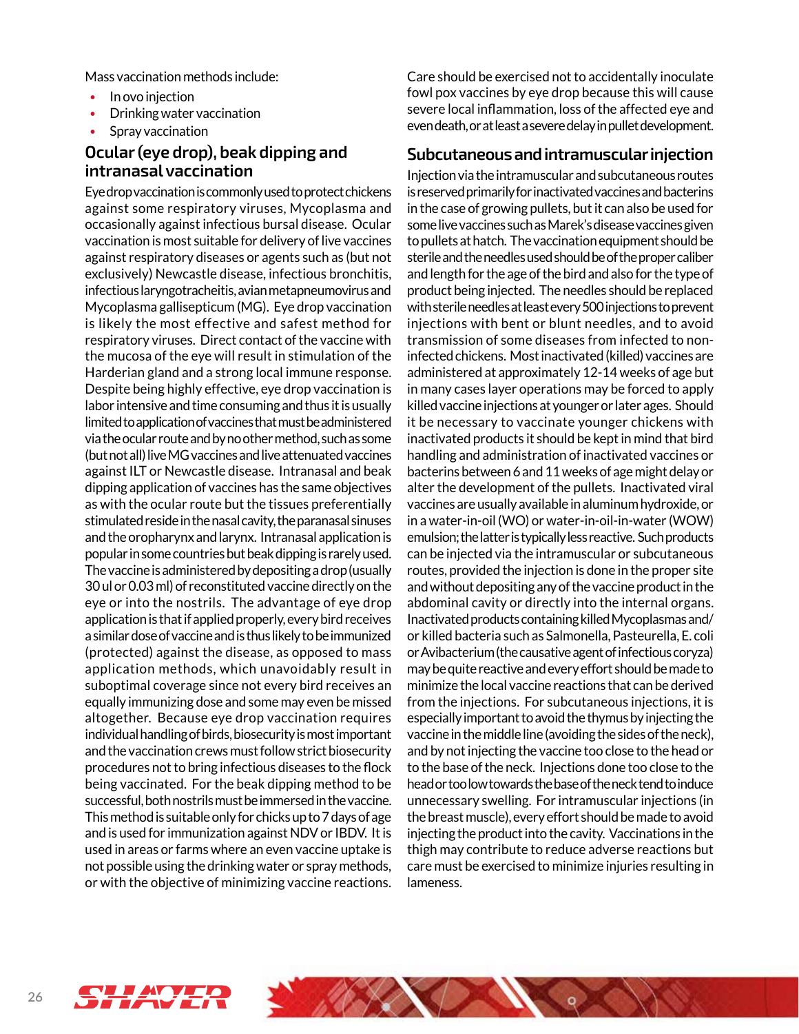Mass vaccination methods include:

- In ovo injection
- Drinking water vaccination
- Spray vaccination

## Ocular (eye drop), beak dipping and intranasal vaccination

Eye drop vaccination is commonly used to protect chickens against some respiratory viruses, Mycoplasma and occasionally against infectious bursal disease. Ocular vaccination is most suitable for delivery of live vaccines against respiratory diseases or agents such as (but not exclusively) Newcastle disease, infectious bronchitis, infectious laryngotracheitis, avian metapneumovirus and Mycoplasma gallisepticum (MG). Eye drop vaccination is likely the most effective and safest method for respiratory viruses. Direct contact of the vaccine with the mucosa of the eye will result in stimulation of the Harderian gland and a strong local immune response. Despite being highly effective, eye drop vaccination is labor intensive and time consuming and thus it is usually limited to application of vaccines that must be administered via the ocular route and by no other method, such as some (but not all) live MG vaccines and live attenuated vaccines against ILT or Newcastle disease. Intranasal and beak dipping application of vaccines has the same objectives as with the ocular route but the tissues preferentially stimulated reside in the nasal cavity, the paranasal sinuses and the oropharynx and larynx. Intranasal application is popular in some countries but beak dipping is rarely used. The vaccine is administered by depositing a drop (usually 30 ul or 0.03 ml) of reconstituted vaccine directly on the eye or into the nostrils. The advantage of eye drop application is that if applied properly, every bird receives a similar dose of vaccine and is thus likely to be immunized (protected) against the disease, as opposed to mass application methods, which unavoidably result in suboptimal coverage since not every bird receives an equally immunizing dose and some may even be missed altogether. Because eye drop vaccination requires individual handling of birds, biosecurity is most important and the vaccination crews must follow strict biosecurity procedures not to bring infectious diseases to the flock being vaccinated. For the beak dipping method to be successful, both nostrils must be immersed in the vaccine. This method is suitable only for chicks up to 7 days of age and is used for immunization against NDV or IBDV. It is used in areas or farms where an even vaccine uptake is not possible using the drinking water or spray methods, or with the objective of minimizing vaccine reactions.

Care should be exercised not to accidentally inoculate fowl pox vaccines by eye drop because this will cause severe local inflammation, loss of the affected eye and even death, or at least a severe delay in pullet development.

## Subcutaneous and intramuscular injection

Injection via the intramuscular and subcutaneous routes is reserved primarily for inactivated vaccines and bacterins in the case of growing pullets, but it can also be used for some live vaccines such as Marek's disease vaccines given to pullets at hatch. The vaccination equipment should be sterile and the needles used should be of the proper caliber and length for the age of the bird and also for the type of product being injected. The needles should be replaced with sterile needles at least every 500 injections to prevent injections with bent or blunt needles, and to avoid transmission of some diseases from infected to non-infected chickens. Most inactivated (killed) vaccines are administered at approximately 12-14 weeks of age but in many cases layer operations may be forced to apply killed vaccine injections at younger or later ages. Should it be necessary to vaccinate younger chickens with inactivated products it should be kept in mind that bird handling and administration of inactivated vaccines or bacterins between 6 and 11 weeks of age might delay or alter the development of the pullets. Inactivated viral vaccines are usually available in aluminum hydroxide, or in a water-in-oil (WO) or water-in-oil-in-water (WOW) emulsion; the latter is typically less reactive. Such products can be injected via the intramuscular or subcutaneous routes, provided the injection is done in the proper site and without depositing any of the vaccine product in the abdominal cavity or directly into the internal organs. Inactivated products containing killed Mycoplasmas and/or killed bacteria such as Salmonella, Pasteurella, E. coli or Avibacterium (the causative agent of infectious coryza) may be quite reactive and every effort should be made to minimize the local vaccine reactions that can be derived from the injections. For subcutaneous injections, it is especially important to avoid the thymus by injecting the vaccine in the middle line (avoiding the sides of the neck), and by not injecting the vaccine too close to the head or to the base of the neck. Injections done too close to the head or too low towards the base of the neck tend to induce unnecessary swelling. For intramuscular injections (in the breast muscle), every effort should be made to avoid injecting the product into the cavity. Vaccinations in the thigh may contribute to reduce adverse reactions but care must be exercised to minimize injuries resulting in lameness.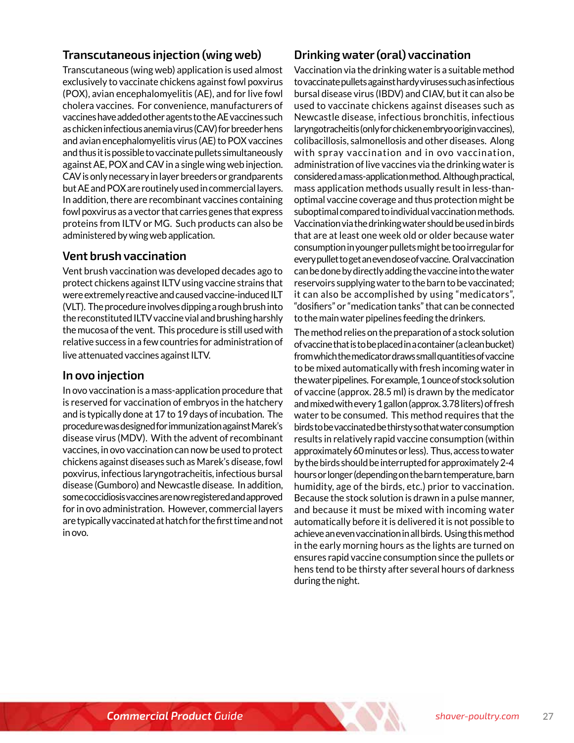## Transcutaneous injection (wing web)

Transcutaneous (wing web) application is used almost exclusively to vaccinate chickens against fowl poxvirus (POX), avian encephalomyelitis (AE), and for live fowl cholera vaccines. For convenience, manufacturers of vaccines have added other agents to the AE vaccines such as chicken infectious anemia virus (CAV) for breeder hens and avian encephalomyelitis virus (AE) to POX vaccines and thus it is possible to vaccinate pullets simultaneously against AE, POX and CAV in a single wing web injection. CAV is only necessary in layer breeders or grandparents but AE and POX are routinely used in commercial layers. In addition, there are recombinant vaccines containing fowl poxvirus as a vector that carries genes that express proteins from ILTV or MG. Such products can also be administered by wing web application.

## Vent brush vaccination

Vent brush vaccination was developed decades ago to protect chickens against ILTV using vaccine strains that were extremely reactive and caused vaccine-induced ILT (VLT). The procedure involves dipping a rough brush into the reconstituted ILTV vaccine vial and brushing harshly the mucosa of the vent. This procedure is still used with relative success in a few countries for administration of live attenuated vaccines against ILTV.

## In ovo injection

In ovo vaccination is a mass-application procedure that is reserved for vaccination of embryos in the hatchery and is typically done at 17 to 19 days of incubation. The procedure was designed for immunization against Marek's disease virus (MDV). With the advent of recombinant vaccines, in ovo vaccination can now be used to protect chickens against diseases such as Marek's disease, fowl poxvirus, infectious laryngotracheitis, infectious bursal disease (Gumboro) and Newcastle disease. In addition, some coccidiosis vaccines are now registered and approved for in ovo administration. However, commercial layers are typically vaccinated at hatch for the first time and not in ovo.

## Drinking water (oral) vaccination

Vaccination via the drinking water is a suitable method to vaccinate pullets against hardy viruses such as infectious bursal disease virus (IBDV) and CIAV, but it can also be used to vaccinate chickens against diseases such as Newcastle disease, infectious bronchitis, infectious laryngotracheitis (only for chicken embryo origin vaccines), colibacillosis, salmonellosis and other diseases. Along with spray vaccination and in ovo vaccination, administration of live vaccines via the drinking water is considered a mass-application method. Although practical, mass application methods usually result in less-than-optimal vaccine coverage and thus protection might be suboptimal compared to individual vaccination methods. Vaccination via the drinking water should be used in birds that are at least one week old or older because water consumption in younger pullets might be too irregular for every pullet to get an even dose of vaccine. Oral vaccination can be done by directly adding the vaccine into the water reservoirs supplying water to the barn to be vaccinated; it can also be accomplished by using "medicators", "dosifiers" or "medication tanks" that can be connected to the main water pipelines feeding the drinkers.

The method relies on the preparation of a stock solution of vaccine that is to be placed in a container (a clean bucket) from which the medicator draws small quantities of vaccine to be mixed automatically with fresh incoming water in the water pipelines. For example, 1 ounce of stock solution of vaccine (approx. 28.5 ml) is drawn by the medicator and mixed with every 1 gallon (approx. 3.78 liters) of fresh water to be consumed. This method requires that the birds to be vaccinated be thirsty so that water consumption results in relatively rapid vaccine consumption (within approximately 60 minutes or less). Thus, access to water by the birds should be interrupted for approximately 2-4 hours or longer (depending on the barn temperature, barn humidity, age of the birds, etc.) prior to vaccination. Because the stock solution is drawn in a pulse manner, and because it must be mixed with incoming water automatically before it is delivered it is not possible to achieve an even vaccination in all birds. Using this method in the early morning hours as the lights are turned on ensures rapid vaccine consumption since the pullets or hens tend to be thirsty after several hours of darkness during the night.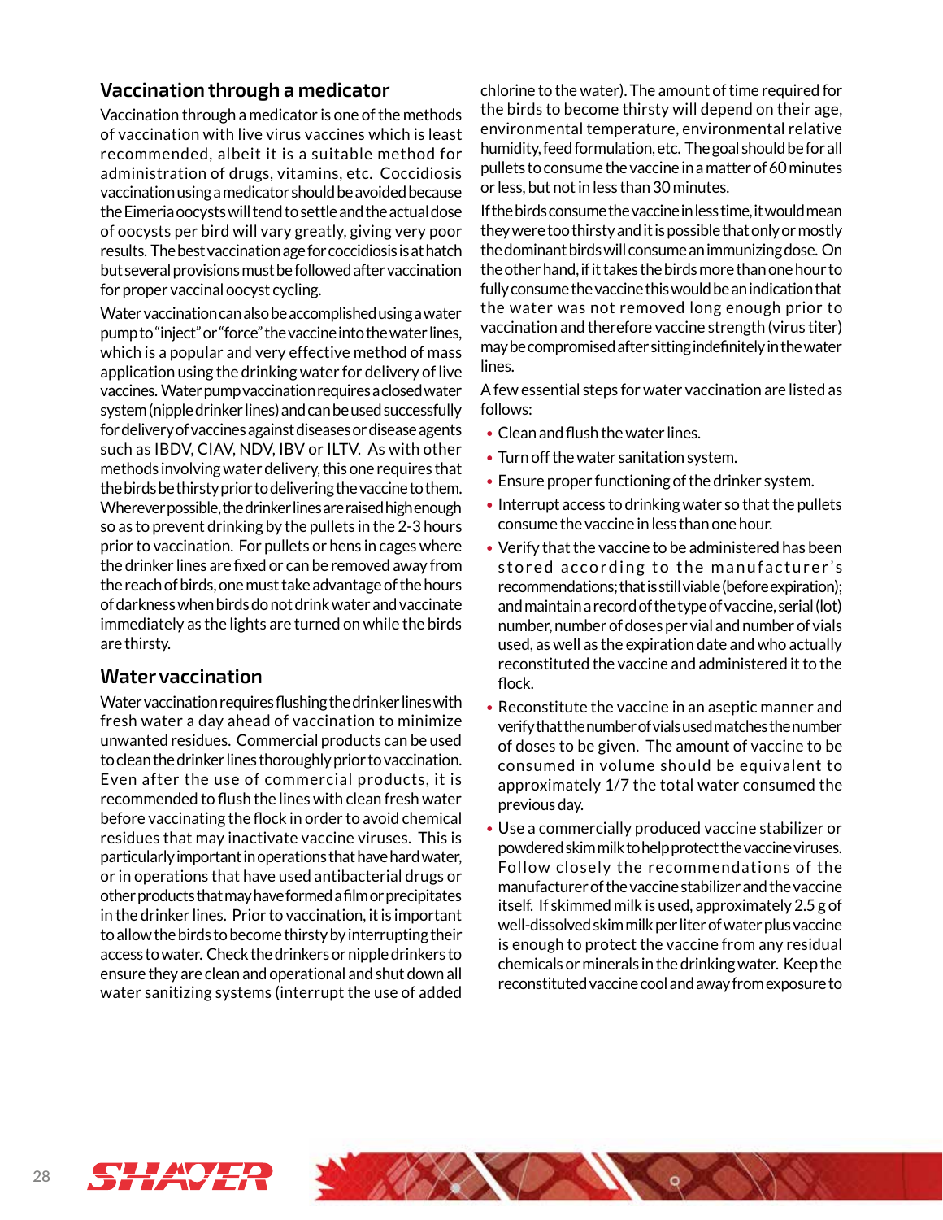## Vaccination through a medicator

Vaccination through a medicator is one of the methods of vaccination with live virus vaccines which is least recommended, albeit it is a suitable method for administration of drugs, vitamins, etc. Coccidiosis vaccination using a medicator should be avoided because the Eimeria oocysts will tend to settle and the actual dose of oocysts per bird will vary greatly, giving very poor results. The best vaccination age for coccidiosis is at hatch but several provisions must be followed after vaccination for proper vaccinal oocyst cycling.

Water vaccination can also be accomplished using a water pump to "inject" or "force" the vaccine into the water lines, which is a popular and very effective method of mass application using the drinking water for delivery of live vaccines. Water pump vaccination requires a closed water system (nipple drinker lines) and can be used successfully for delivery of vaccines against diseases or disease agents such as IBDV, CIAV, NDV, IBV or ILTV. As with other methods involving water delivery, this one requires that the birds be thirsty prior to delivering the vaccine to them. Wherever possible, the drinker lines are raised high enough so as to prevent drinking by the pullets in the 2-3 hours prior to vaccination. For pullets or hens in cages where the drinker lines are fixed or can be removed away from the reach of birds, one must take advantage of the hours of darkness when birds do not drink water and vaccinate immediately as the lights are turned on while the birds are thirsty.

## Water vaccination

Water vaccination requires flushing the drinker lines with fresh water a day ahead of vaccination to minimize unwanted residues. Commercial products can be used to clean the drinker lines thoroughly prior to vaccination. Even after the use of commercial products, it is recommended to flush the lines with clean fresh water before vaccinating the flock in order to avoid chemical residues that may inactivate vaccine viruses. This is particularly important in operations that have hard water, or in operations that have used antibacterial drugs or other products that may have formed a film or precipitates in the drinker lines. Prior to vaccination, it is important to allow the birds to become thirsty by interrupting their access to water. Check the drinkers or nipple drinkers to ensure they are clean and operational and shut down all water sanitizing systems (interrupt the use of added chlorine to the water). The amount of time required for the birds to become thirsty will depend on their age, environmental temperature, environmental relative humidity, feed formulation, etc. The goal should be for all pullets to consume the vaccine in a matter of 60 minutes or less, but not in less than 30 minutes.

If the birds consume the vaccine in less time, it would mean they were too thirsty and it is possible that only or mostly the dominant birds will consume an immunizing dose. On the other hand, if it takes the birds more than one hour to fully consume the vaccine this would be an indication that the water was not removed long enough prior to vaccination and therefore vaccine strength (virus titer) may be compromised after sitting indefinitely in the water lines.

A few essential steps for water vaccination are listed as follows:

- Clean and flush the water lines.
- Turn off the water sanitation system.
- Ensure proper functioning of the drinker system.
- Interrupt access to drinking water so that the pullets consume the vaccine in less than one hour.
- Verify that the vaccine to be administered has been stored according to the manufacturer's recommendations; that is still viable (before expiration); and maintain a record of the type of vaccine, serial (lot) number, number of doses per vial and number of vials used, as well as the expiration date and who actually reconstituted the vaccine and administered it to the flock.
- Reconstitute the vaccine in an aseptic manner and verify that the number of vials used matches the number of doses to be given. The amount of vaccine to be consumed in volume should be equivalent to approximately 1/7 the total water consumed the previous day.
- Use a commercially produced vaccine stabilizer or powdered skim milk to help protect the vaccine viruses. Follow closely the recommendations of the manufacturer of the vaccine stabilizer and the vaccine itself. If skimmed milk is used, approximately 2.5 g of well-dissolved skim milk per liter of water plus vaccine is enough to protect the vaccine from any residual chemicals or minerals in the drinking water. Keep the reconstituted vaccine cool and away from exposure to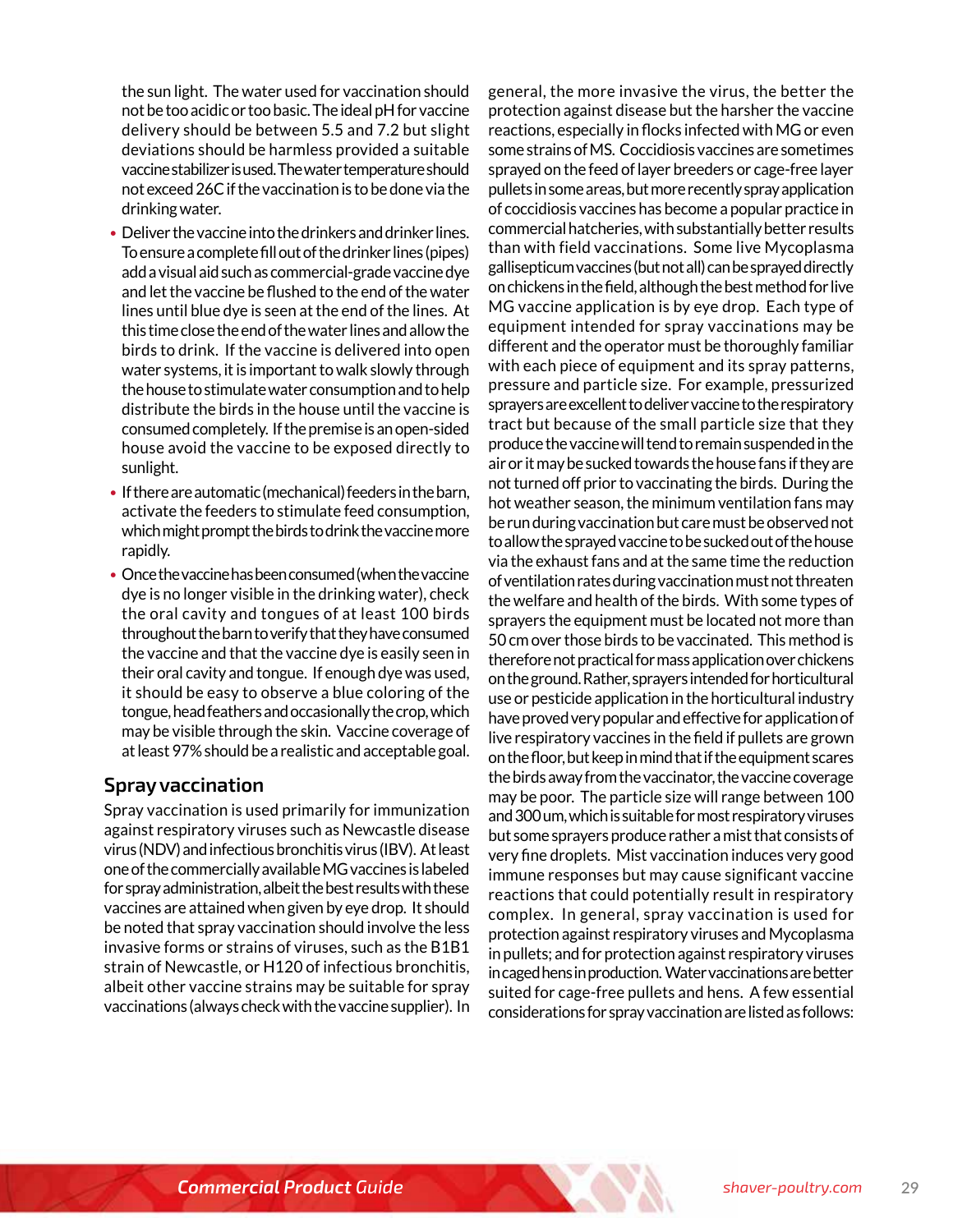the sun light. The water used for vaccination should not be too acidic or too basic. The ideal pH for vaccine delivery should be between 5.5 and 7.2 but slight deviations should be harmless provided a suitable vaccine stabilizer is used. The water temperature should not exceed 26C if the vaccination is to be done via the drinking water.

- Deliver the vaccine into the drinkers and drinker lines. To ensure a complete fill out of the drinker lines (pipes) add a visual aid such as commercial-grade vaccine dye and let the vaccine be flushed to the end of the water lines until blue dye is seen at the end of the lines. At this time close the end of the water lines and allow the birds to drink. If the vaccine is delivered into open water systems, it is important to walk slowly through the house to stimulate water consumption and to help distribute the birds in the house until the vaccine is consumed completely. If the premise is an open-sided house avoid the vaccine to be exposed directly to sunlight.
- If there are automatic (mechanical) feeders in the barn, activate the feeders to stimulate feed consumption, which might prompt the birds to drink the vaccine more rapidly.
- Once the vaccine has been consumed (when the vaccine dye is no longer visible in the drinking water), check the oral cavity and tongues of at least 100 birds throughout the barn to verify that they have consumed the vaccine and that the vaccine dye is easily seen in their oral cavity and tongue. If enough dye was used, it should be easy to observe a blue coloring of the tongue, head feathers and occasionally the crop, which may be visible through the skin. Vaccine coverage of at least 97% should be a realistic and acceptable goal.

## Spray vaccination

Spray vaccination is used primarily for immunization against respiratory viruses such as Newcastle disease virus (NDV) and infectious bronchitis virus (IBV). At least one of the commercially available MG vaccines is labeled for spray administration, albeit the best results with these vaccines are attained when given by eye drop. It should be noted that spray vaccination should involve the less invasive forms or strains of viruses, such as the B1B1 strain of Newcastle, or H120 of infectious bronchitis, albeit other vaccine strains may be suitable for spray vaccinations (always check with the vaccine supplier). In general, the more invasive the virus, the better the protection against disease but the harsher the vaccine reactions, especially in flocks infected with MG or even some strains of MS. Coccidiosis vaccines are sometimes sprayed on the feed of layer breeders or cage-free layer pullets in some areas, but more recently spray application of coccidiosis vaccines has become a popular practice in commercial hatcheries, with substantially better results than with field vaccinations. Some live Mycoplasma gallisepticum vaccines (but not all) can be sprayed directly on chickens in the field, although the best method for live MG vaccine application is by eye drop. Each type of equipment intended for spray vaccinations may be different and the operator must be thoroughly familiar with each piece of equipment and its spray patterns, pressure and particle size. For example, pressurized sprayers are excellent to deliver vaccine to the respiratory tract but because of the small particle size that they produce the vaccine will tend to remain suspended in the air or it may be sucked towards the house fans if they are not turned off prior to vaccinating the birds. During the hot weather season, the minimum ventilation fans may be run during vaccination but care must be observed not to allow the sprayed vaccine to be sucked out of the house via the exhaust fans and at the same time the reduction of ventilation rates during vaccination must not threaten the welfare and health of the birds. With some types of sprayers the equipment must be located not more than 50 cm over those birds to be vaccinated. This method is therefore not practical for mass application over chickens on the ground. Rather, sprayers intended for horticultural use or pesticide application in the horticultural industry have proved very popular and effective for application of live respiratory vaccines in the field if pullets are grown on the floor, but keep in mind that if the equipment scares the birds away from the vaccinator, the vaccine coverage may be poor. The particle size will range between 100 and 300 um, which is suitable for most respiratory viruses but some sprayers produce rather a mist that consists of very fine droplets. Mist vaccination induces very good immune responses but may cause significant vaccine reactions that could potentially result in respiratory complex. In general, spray vaccination is used for protection against respiratory viruses and Mycoplasma in pullets; and for protection against respiratory viruses in caged hens in production. Water vaccinations are better suited for cage-free pullets and hens. A few essential considerations for spray vaccination are listed as follows: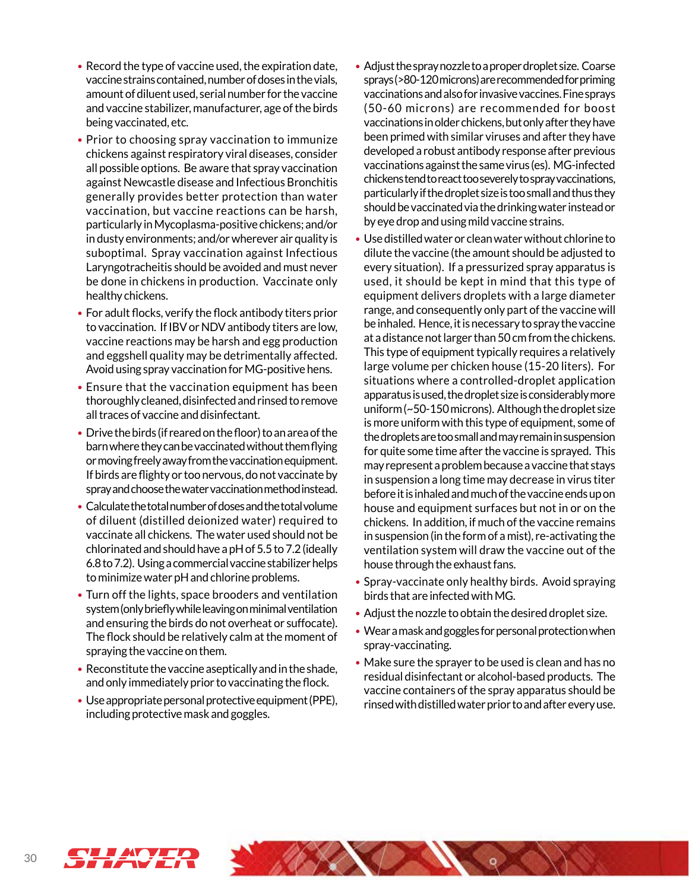- Record the type of vaccine used, the expiration date, vaccine strains contained, number of doses in the vials, amount of diluent used, serial number for the vaccine and vaccine stabilizer, manufacturer, age of the birds being vaccinated, etc.
- Prior to choosing spray vaccination to immunize chickens against respiratory viral diseases, consider all possible options. Be aware that spray vaccination against Newcastle disease and Infectious Bronchitis generally provides better protection than water vaccination, but vaccine reactions can be harsh, particularly in Mycoplasma-positive chickens; and/or in dusty environments; and/or wherever air quality is suboptimal. Spray vaccination against Infectious Laryngotracheitis should be avoided and must never be done in chickens in production. Vaccinate only healthy chickens.
- For adult flocks, verify the flock antibody titers prior to vaccination. If IBV or NDV antibody titers are low, vaccine reactions may be harsh and egg production and eggshell quality may be detrimentally affected. Avoid using spray vaccination for MG-positive hens.
- Ensure that the vaccination equipment has been thoroughly cleaned, disinfected and rinsed to remove all traces of vaccine and disinfectant.
- Drive the birds (if reared on the floor) to an area of the barn where they can be vaccinated without them flying or moving freely away from the vaccination equipment. If birds are flighty or too nervous, do not vaccinate by spray and choose the water vaccination method instead.
- Calculate the total number of doses and the total volume of diluent (distilled deionized water) required to vaccinate all chickens. The water used should not be chlorinated and should have a pH of 5.5 to 7.2 (ideally 6.8 to 7.2). Using a commercial vaccine stabilizer helps to minimize water pH and chlorine problems.
- Turn off the lights, space brooders and ventilation system (only briefly while leaving on minimal ventilation and ensuring the birds do not overheat or suffocate). The flock should be relatively calm at the moment of spraying the vaccine on them.
- Reconstitute the vaccine aseptically and in the shade, and only immediately prior to vaccinating the flock.
- Use appropriate personal protective equipment (PPE), including protective mask and goggles.
- Adjust the spray nozzle to a proper droplet size. Coarse sprays (>80-120 microns) are recommended for priming vaccinations and also for invasive vaccines. Fine sprays (50-60 microns) are recommended for boost vaccinations in older chickens, but only after they have been primed with similar viruses and after they have developed a robust antibody response after previous vaccinations against the same virus(es). MG-infected chickens tend to react too severely to spray vaccinations, particularly if the droplet size is too small and thus they should be vaccinated via the drinking water instead or by eye drop and using mild vaccine strains.
- Use distilled water or clean water without chlorine to dilute the vaccine (the amount should be adjusted to every situation). If a pressurized spray apparatus is used, it should be kept in mind that this type of equipment delivers droplets with a large diameter range, and consequently only part of the vaccine will be inhaled. Hence, it is necessary to spray the vaccine at a distance not larger than 50 cm from the chickens. This type of equipment typically requires a relatively large volume per chicken house (15-20 liters). For situations where a controlled-droplet application apparatus is used, the droplet size is considerably more uniform (~50-150 microns). Although the droplet size is more uniform with this type of equipment, some of the droplets are too small and may remain in suspension for quite some time after the vaccine is sprayed. This may represent a problem because a vaccine that stays in suspension a long time may decrease in virus titer before it is inhaled and much of the vaccine ends up on house and equipment surfaces but not in or on the chickens. In addition, if much of the vaccine remains in suspension (in the form of a mist), re-activating the ventilation system will draw the vaccine out of the house through the exhaust fans.
- Spray-vaccinate only healthy birds. Avoid spraying birds that are infected with MG.
- Adjust the nozzle to obtain the desired droplet size.
- Wear a mask and goggles for personal protection when spray-vaccinating.
- Make sure the sprayer to be used is clean and has no residual disinfectant or alcohol-based products. The vaccine containers of the spray apparatus should be rinsed with distilled water prior to and after every use.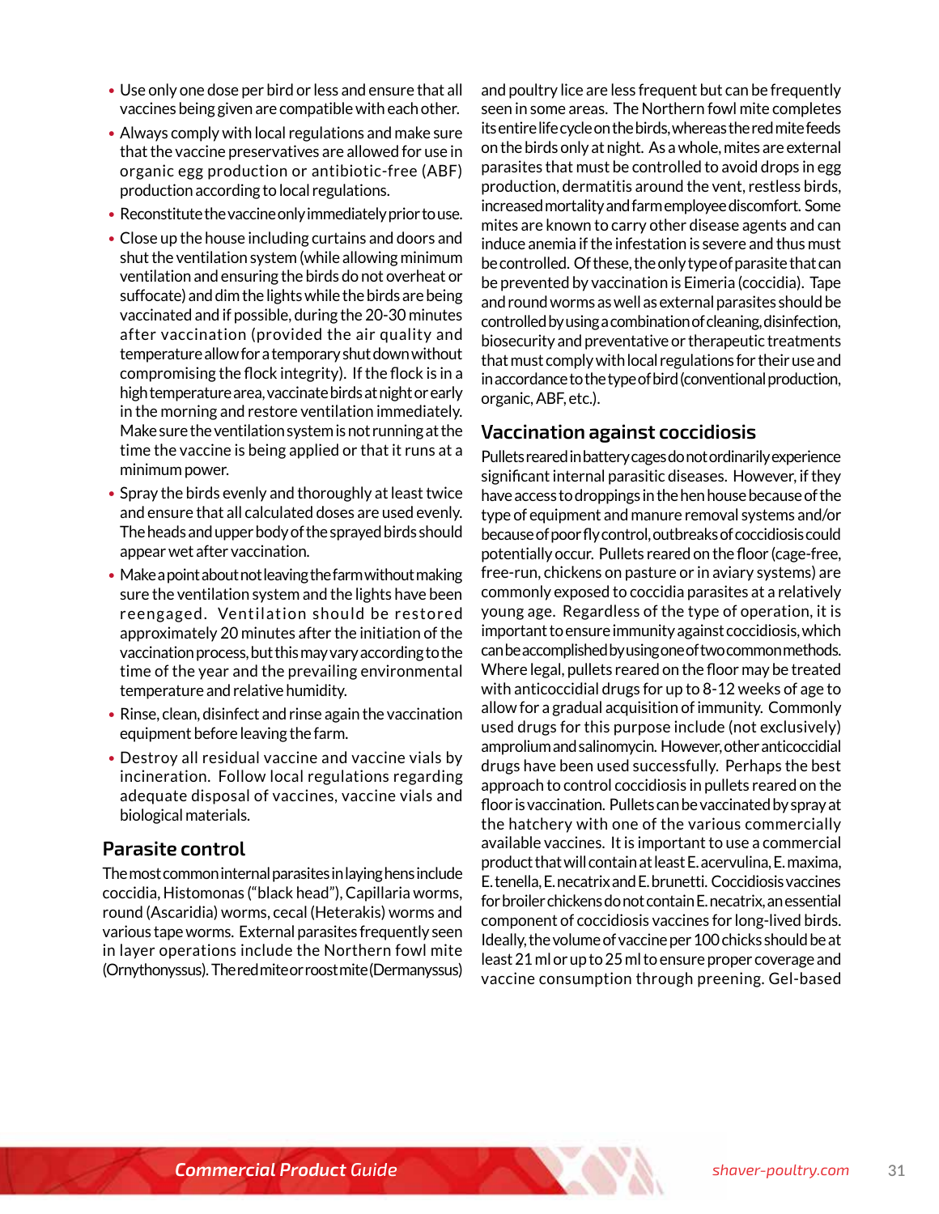- Use only one dose per bird or less and ensure that all vaccines being given are compatible with each other.
- Always comply with local regulations and make sure that the vaccine preservatives are allowed for use in organic egg production or antibiotic-free (ABF) production according to local regulations.
- Reconstitute the vaccine only immediately prior to use.
- Close up the house including curtains and doors and shut the ventilation system (while allowing minimum ventilation and ensuring the birds do not overheat or suffocate) and dim the lights while the birds are being vaccinated and if possible, during the 20-30 minutes after vaccination (provided the air quality and temperature allow for a temporary shut down without compromising the flock integrity). If the flock is in a high temperature area, vaccinate birds at night or early in the morning and restore ventilation immediately. Make sure the ventilation system is not running at the time the vaccine is being applied or that it runs at a minimum power.
- Spray the birds evenly and thoroughly at least twice and ensure that all calculated doses are used evenly. The heads and upper body of the sprayed birds should appear wet after vaccination.
- Make a point about not leaving the farm without making sure the ventilation system and the lights have been reengaged. Ventilation should be restored approximately 20 minutes after the initiation of the vaccination process, but this may vary according to the time of the year and the prevailing environmental temperature and relative humidity.
- Rinse, clean, disinfect and rinse again the vaccination equipment before leaving the farm.
- Destroy all residual vaccine and vaccine vials by incineration. Follow local regulations regarding adequate disposal of vaccines, vaccine vials and biological materials.

## Parasite control

The most common internal parasites in laying hens include coccidia, Histomonas ("black head"), Capillaria worms, round (Ascaridia) worms, cecal (Heterakis) worms and various tape worms. External parasites frequently seen in layer operations include the Northern fowl mite (Ornythonyssus). The red mite or roost mite (Dermanyssus) and poultry lice are less frequent but can be frequently seen in some areas. The Northern fowl mite completes its entire life cycle on the birds, whereas the red mite feeds on the birds only at night. As a whole, mites are external parasites that must be controlled to avoid drops in egg production, dermatitis around the vent, restless birds, increased mortality and farm employee discomfort. Some mites are known to carry other disease agents and can induce anemia if the infestation is severe and thus must be controlled. Of these, the only type of parasite that can be prevented by vaccination is Eimeria (coccidia). Tape and round worms as well as external parasites should be controlled by using a combination of cleaning, disinfection, biosecurity and preventative or therapeutic treatments that must comply with local regulations for their use and in accordance to the type of bird (conventional production, organic, ABF, etc.).

## Vaccination against coccidiosis

Pullets reared in battery cages do not ordinarily experience significant internal parasitic diseases. However, if they have access to droppings in the hen house because of the type of equipment and manure removal systems and/or because of poor fly control, outbreaks of coccidiosis could potentially occur. Pullets reared on the floor (cage-free, free-run, chickens on pasture or in aviary systems) are commonly exposed to coccidia parasites at a relatively young age. Regardless of the type of operation, it is important to ensure immunity against coccidiosis, which can be accomplished by using one of two common methods. Where legal, pullets reared on the floor may be treated with anticoccidial drugs for up to 8-12 weeks of age to allow for a gradual acquisition of immunity. Commonly used drugs for this purpose include (not exclusively) amprolium and salinomycin. However, other anticoccidial drugs have been used successfully. Perhaps the best approach to control coccidiosis in pullets reared on the floor is vaccination. Pullets can be vaccinated by spray at the hatchery with one of the various commercially available vaccines. It is important to use a commercial product that will contain at least E. acervulina, E. maxima, E. tenella, E. necatrix and E. brunetti. Coccidiosis vaccines for broiler chickens do not contain E. necatrix, an essential component of coccidiosis vaccines for long-lived birds. Ideally, the volume of vaccine per 100 chicks should be at least 21 ml or up to 25 ml to ensure proper coverage and vaccine consumption through preening. Gel-based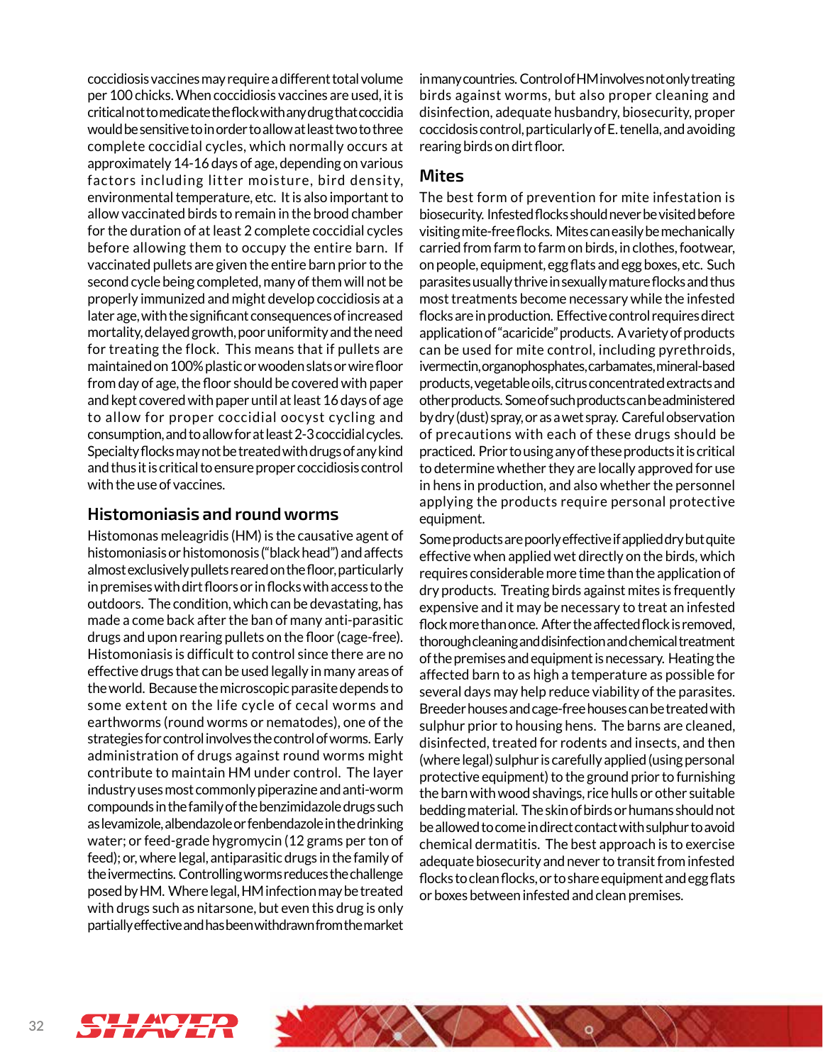coccidiosis vaccines may require a different total volume per 100 chicks. When coccidiosis vaccines are used, it is critical not to medicate the flock with any drug that coccidia would be sensitive to in order to allow at least two to three complete coccidial cycles, which normally occurs at approximately 14-16 days of age, depending on various factors including litter moisture, bird density, environmental temperature, etc. It is also important to allow vaccinated birds to remain in the brood chamber for the duration of at least 2 complete coccidial cycles before allowing them to occupy the entire barn. If vaccinated pullets are given the entire barn prior to the second cycle being completed, many of them will not be properly immunized and might develop coccidiosis at a later age, with the significant consequences of increased mortality, delayed growth, poor uniformity and the need for treating the flock. This means that if pullets are maintained on 100% plastic or wooden slats or wire floor from day of age, the floor should be covered with paper and kept covered with paper until at least 16 days of age to allow for proper coccidial oocyst cycling and consumption, and to allow for at least 2-3 coccidial cycles. Specialty flocks may not be treated with drugs of any kind and thus it is critical to ensure proper coccidiosis control with the use of vaccines.

## Histomoniasis and round worms

Histomonas meleagridis (HM) is the causative agent of histomoniasis or histomonosis ("black head") and affects almost exclusively pullets reared on the floor, particularly in premises with dirt floors or in flocks with access to the outdoors. The condition, which can be devastating, has made a come back after the ban of many anti-parasitic drugs and upon rearing pullets on the floor (cage-free). Histomoniasis is difficult to control since there are no effective drugs that can be used legally in many areas of the world. Because the microscopic parasite depends to some extent on the life cycle of cecal worms and earthworms (round worms or nematodes), one of the strategies for control involves the control of worms. Early administration of drugs against round worms might contribute to maintain HM under control. The layer industry uses most commonly piperazine and anti-worm compounds in the family of the benzimidazole drugs such as levamizole, albendazole or fenbendazole in the drinking water; or feed-grade hygromycin (12 grams per ton of feed); or, where legal, antiparasitic drugs in the family of the ivermectins. Controlling worms reduces the challenge posed by HM. Where legal, HM infection may be treated with drugs such as nitarsone, but even this drug is only partially effective and has been withdrawn from the market in many countries. Control of HM involves not only treating birds against worms, but also proper cleaning and disinfection, adequate husbandry, biosecurity, proper coccidosis control, particularly of E. tenella, and avoiding rearing birds on dirt floor.

## Mites

The best form of prevention for mite infestation is biosecurity. Infested flocks should never be visited before visiting mite-free flocks. Mites can easily be mechanically carried from farm to farm on birds, in clothes, footwear, on people, equipment, egg flats and egg boxes, etc. Such parasites usually thrive in sexually mature flocks and thus most treatments become necessary while the infested flocks are in production. Effective control requires direct application of "acaricide" products. A variety of products can be used for mite control, including pyrethroids, ivermectin, organophosphates, carbamates, mineral-based products, vegetable oils, citrus concentrated extracts and other products. Some of such products can be administered by dry (dust) spray, or as a wet spray. Careful observation of precautions with each of these drugs should be practiced. Prior to using any of these products it is critical to determine whether they are locally approved for use in hens in production, and also whether the personnel applying the products require personal protective equipment.

Some products are poorly effective if applied dry but quite effective when applied wet directly on the birds, which requires considerable more time than the application of dry products. Treating birds against mites is frequently expensive and it may be necessary to treat an infested flock more than once. After the affected flock is removed, thorough cleaning and disinfection and chemical treatment of the premises and equipment is necessary. Heating the affected barn to as high a temperature as possible for several days may help reduce viability of the parasites. Breeder houses and cage-free houses can be treated with sulphur prior to housing hens. The barns are cleaned, disinfected, treated for rodents and insects, and then (where legal) sulphur is carefully applied (using personal protective equipment) to the ground prior to furnishing the barn with wood shavings, rice hulls or other suitable bedding material. The skin of birds or humans should not be allowed to come in direct contact with sulphur to avoid chemical dermatitis. The best approach is to exercise adequate biosecurity and never to transit from infested flocks to clean flocks, or to share equipment and egg flats or boxes between infested and clean premises.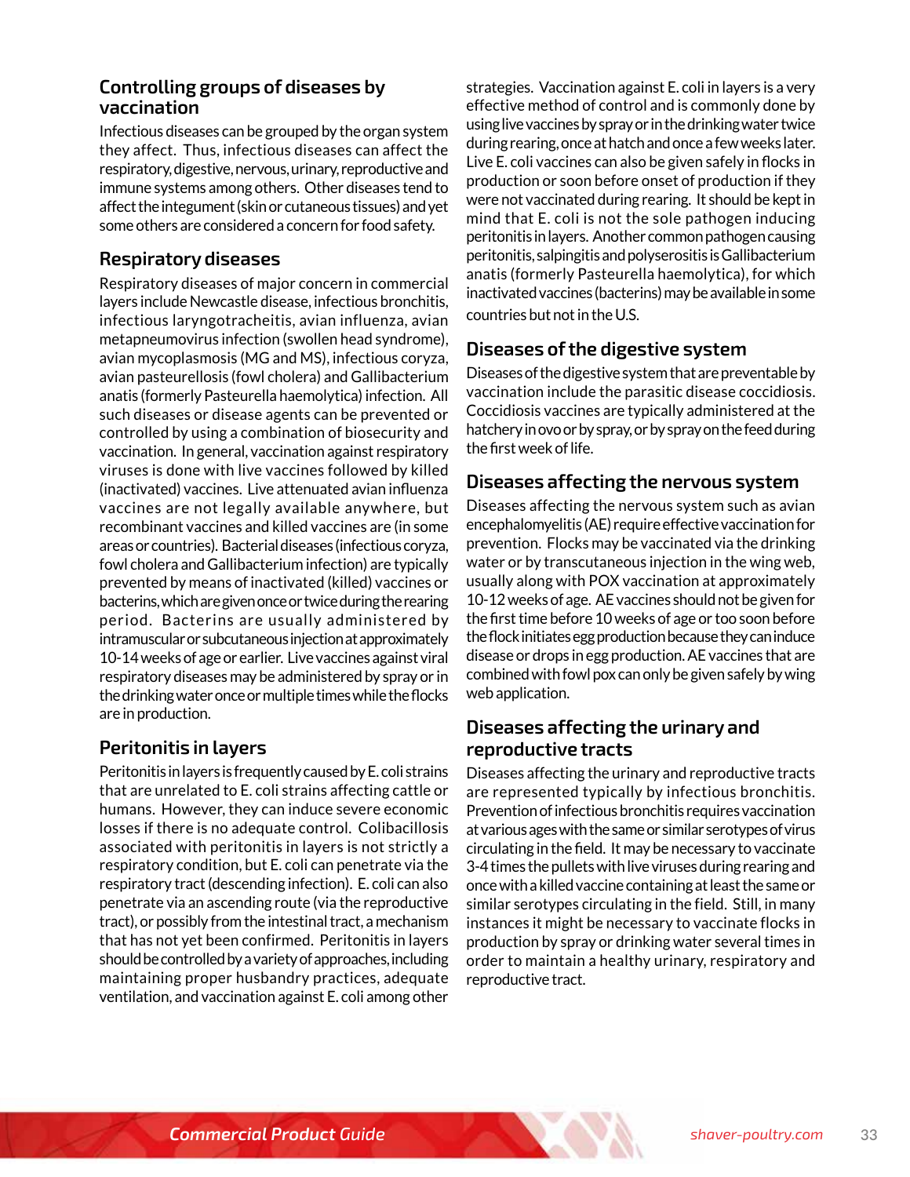## Controlling groups of diseases by vaccination

Infectious diseases can be grouped by the organ system they affect. Thus, infectious diseases can affect the respiratory, digestive, nervous, urinary, reproductive and immune systems among others. Other diseases tend to affect the integument (skin or cutaneous tissues) and yet some others are considered a concern for food safety.

## Respiratory diseases

Respiratory diseases of major concern in commercial layers include Newcastle disease, infectious bronchitis, infectious laryngotracheitis, avian influenza, avian metapneumovirus infection (swollen head syndrome), avian mycoplasmosis (MG and MS), infectious coryza, avian pasteurellosis (fowl cholera) and Gallibacterium anatis (formerly Pasteurella haemolytica) infection. All such diseases or disease agents can be prevented or controlled by using a combination of biosecurity and vaccination. In general, vaccination against respiratory viruses is done with live vaccines followed by killed (inactivated) vaccines. Live attenuated avian influenza vaccines are not legally available anywhere, but recombinant vaccines and killed vaccines are (in some areas or countries). Bacterial diseases (infectious coryza, fowl cholera and Gallibacterium infection) are typically prevented by means of inactivated (killed) vaccines or bacterins, which are given once or twice during the rearing period. Bacterins are usually administered by intramuscular or subcutaneous injection at approximately 10-14 weeks of age or earlier. Live vaccines against viral respiratory diseases may be administered by spray or in the drinking water once or multiple times while the flocks are in production.

## Peritonitis in layers

Peritonitis in layers is frequently caused by E. coli strains that are unrelated to E. coli strains affecting cattle or humans. However, they can induce severe economic losses if there is no adequate control. Colibacillosis associated with peritonitis in layers is not strictly a respiratory condition, but E. coli can penetrate via the respiratory tract (descending infection). E. coli can also penetrate via an ascending route (via the reproductive tract), or possibly from the intestinal tract, a mechanism that has not yet been confirmed. Peritonitis in layers should be controlled by a variety of approaches, including maintaining proper husbandry practices, adequate ventilation, and vaccination against E. coli among other strategies. Vaccination against E. coli in layers is a very effective method of control and is commonly done by using live vaccines by spray or in the drinking water twice during rearing, once at hatch and once a few weeks later. Live E. coli vaccines can also be given safely in flocks in production or soon before onset of production if they were not vaccinated during rearing. It should be kept in mind that E. coli is not the sole pathogen inducing peritonitis in layers. Another common pathogen causing peritonitis, salpingitis and polyserositis is Gallibacterium anatis (formerly Pasteurella haemolytica), for which inactivated vaccines (bacterins) may be available in some countries but not in the U.S.

## Diseases of the digestive system

Diseases of the digestive system that are preventable by vaccination include the parasitic disease coccidiosis. Coccidiosis vaccines are typically administered at the hatchery in ovo or by spray, or by spray on the feed during the first week of life.

## Diseases affecting the nervous system

Diseases affecting the nervous system such as avian encephalomyelitis (AE) require effective vaccination for prevention. Flocks may be vaccinated via the drinking water or by transcutaneous injection in the wing web, usually along with POX vaccination at approximately 10-12 weeks of age. AE vaccines should not be given for the first time before 10 weeks of age or too soon before the flock initiates egg production because they can induce disease or drops in egg production. AE vaccines that are combined with fowl pox can only be given safely by wing web application.

## Diseases affecting the urinary and reproductive tracts

Diseases affecting the urinary and reproductive tracts are represented typically by infectious bronchitis. Prevention of infectious bronchitis requires vaccination at various ages with the same or similar serotypes of virus circulating in the field. It may be necessary to vaccinate 3-4 times the pullets with live viruses during rearing and once with a killed vaccine containing at least the same or similar serotypes circulating in the field. Still, in many instances it might be necessary to vaccinate flocks in production by spray or drinking water several times in order to maintain a healthy urinary, respiratory and reproductive tract.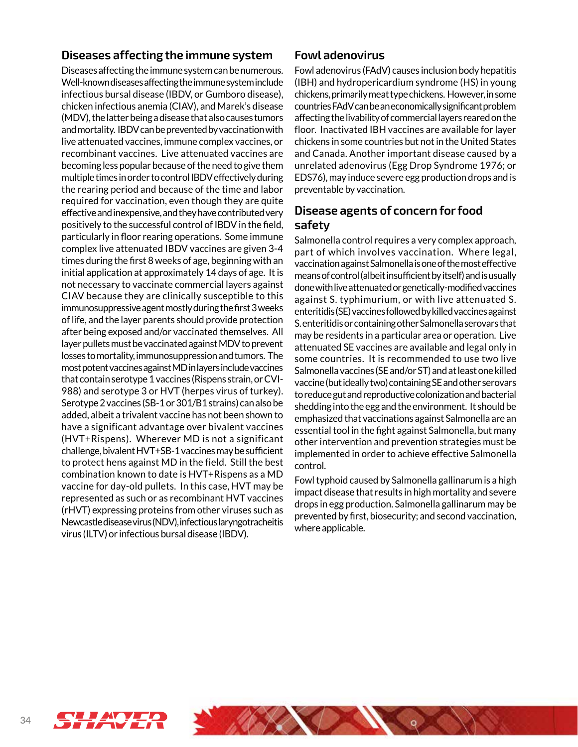## Diseases affecting the immune system

Diseases affecting the immune system can be numerous. Well-known diseases affecting the immune system include infectious bursal disease (IBDV, or Gumboro disease), chicken infectious anemia (CIAV), and Marek's disease (MDV), the latter being a disease that also causes tumors and mortality. IBDV can be prevented by vaccination with live attenuated vaccines, immune complex vaccines, or recombinant vaccines. Live attenuated vaccines are becoming less popular because of the need to give them multiple times in order to control IBDV effectively during the rearing period and because of the time and labor required for vaccination, even though they are quite effective and inexpensive, and they have contributed very positively to the successful control of IBDV in the field, particularly in floor rearing operations. Some immune complex live attenuated IBDV vaccines are given 3-4 times during the first 8 weeks of age, beginning with an initial application at approximately 14 days of age. It is not necessary to vaccinate commercial layers against CIAV because they are clinically susceptible to this immunosuppressive agent mostly during the first 3 weeks of life, and the layer parents should provide protection after being exposed and/or vaccinated themselves. All layer pullets must be vaccinated against MDV to prevent losses to mortality, immunosuppression and tumors. The most potent vaccines against MD in layers include vaccines that contain serotype 1 vaccines (Rispens strain, or CVI-988) and serotype 3 or HVT (herpes virus of turkey). Serotype 2 vaccines (SB-1 or 301/B1 strains) can also be added, albeit a trivalent vaccine has not been shown to have a significant advantage over bivalent vaccines (HVT+Rispens). Wherever MD is not a significant challenge, bivalent HVT+SB-1 vaccines may be sufficient to protect hens against MD in the field. Still the best combination known to date is HVT+Rispens as a MD vaccine for day-old pullets. In this case, HVT may be represented as such or as recombinant HVT vaccines (rHVT) expressing proteins from other viruses such as Newcastle disease virus (NDV), infectious laryngotracheitis virus (ILTV) or infectious bursal disease (IBDV).

## Fowl adenovirus

Fowl adenovirus (FAdV) causes inclusion body hepatitis (IBH) and hydropericardium syndrome (HS) in young chickens, primarily meat type chickens. However, in some countries FAdV can be an economically significant problem affecting the livability of commercial layers reared on the floor. Inactivated IBH vaccines are available for layer chickens in some countries but not in the United States and Canada. Another important disease caused by a unrelated adenovirus (Egg Drop Syndrome 1976; or EDS76), may induce severe egg production drops and is preventable by vaccination.

## Disease agents of concern for food safety

Salmonella control requires a very complex approach, part of which involves vaccination. Where legal, vaccination against Salmonella is one of the most effective means of control (albeit insufficient by itself) and is usually done with live attenuated or genetically-modified vaccines against S. typhimurium, or with live attenuated S. enteritidis (SE) vaccines followed by killed vaccines against S. enteritidis or containing other Salmonella serovars that may be residents in a particular area or operation. Live attenuated SE vaccines are available and legal only in some countries. It is recommended to use two live Salmonella vaccines (SE and/or ST) and at least one killed vaccine (but ideally two) containing SE and other serovars to reduce gut and reproductive colonization and bacterial shedding into the egg and the environment. It should be emphasized that vaccinations against Salmonella are an essential tool in the fight against Salmonella, but many other intervention and prevention strategies must be implemented in order to achieve effective Salmonella control.

Fowl typhoid caused by Salmonella gallinarum is a high impact disease that results in high mortality and severe drops in egg production. Salmonella gallinarum may be prevented by first, biosecurity; and second vaccination, where applicable.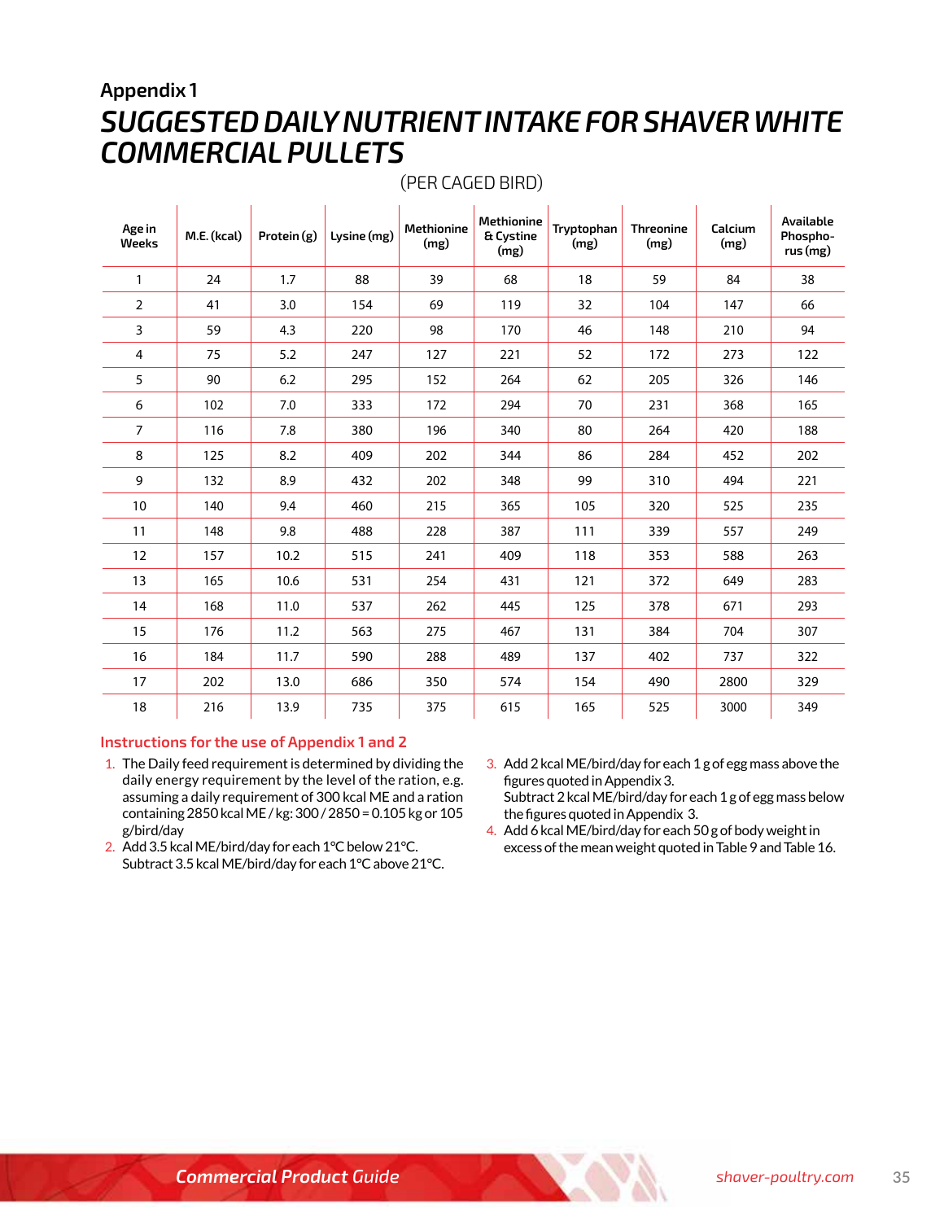## Appendix 1

# SUGGESTED DAILY NUTRIENT INTAKE FOR SHAVER WHITE COMMERCIAL PULLETS

(PER CAGED BIRD)

| Age in Weeks | M.E. (kcal) | Protein (g) | Lysine (mg) | Methionine (mg) | Methionine & Cystine (mg) | Tryptophan (mg) | Threonine (mg) | Calcium (mg) | Available Phosphorus (mg) |
|---|---|---|---|---|---|---|---|---|---|
| 1 | 24 | 1.7 | 88 | 39 | 68 | 18 | 59 | 84 | 38 |
| 2 | 41 | 3.0 | 154 | 69 | 119 | 32 | 104 | 147 | 66 |
| 3 | 59 | 4.3 | 220 | 98 | 170 | 46 | 148 | 210 | 94 |
| 4 | 75 | 5.2 | 247 | 127 | 221 | 52 | 172 | 273 | 122 |
| 5 | 90 | 6.2 | 295 | 152 | 264 | 62 | 205 | 326 | 146 |
| 6 | 102 | 7.0 | 333 | 172 | 294 | 70 | 231 | 368 | 165 |
| 7 | 116 | 7.8 | 380 | 196 | 340 | 80 | 264 | 420 | 188 |
| 8 | 125 | 8.2 | 409 | 202 | 344 | 86 | 284 | 452 | 202 |
| 9 | 132 | 8.9 | 432 | 202 | 348 | 99 | 310 | 494 | 221 |
| 10 | 140 | 9.4 | 460 | 215 | 365 | 105 | 320 | 525 | 235 |
| 11 | 148 | 9.8 | 488 | 228 | 387 | 111 | 339 | 557 | 249 |
| 12 | 157 | 10.2 | 515 | 241 | 409 | 118 | 353 | 588 | 263 |
| 13 | 165 | 10.6 | 531 | 254 | 431 | 121 | 372 | 649 | 283 |
| 14 | 168 | 11.0 | 537 | 262 | 445 | 125 | 378 | 671 | 293 |
| 15 | 176 | 11.2 | 563 | 275 | 467 | 131 | 384 | 704 | 307 |
| 16 | 184 | 11.7 | 590 | 288 | 489 | 137 | 402 | 737 | 322 |
| 17 | 202 | 13.0 | 686 | 350 | 574 | 154 | 490 | 2800 | 329 |
| 18 | 216 | 13.9 | 735 | 375 | 615 | 165 | 525 | 3000 | 349 |

### Instructions for the use of Appendix 1 and 2

1. The Daily feed requirement is determined by dividing the daily energy requirement by the level of the ration, e.g. assuming a daily requirement of 300 kcal ME and a ration containing 2850 kcal ME / kg: 300 / 2850 = 0.105 kg or 105 g/bird/day
2. Add 3.5 kcal ME/bird/day for each 1°C below 21°C.
   Subtract 3.5 kcal ME/bird/day for each 1°C above 21°C.
3. Add 2 kcal ME/bird/day for each 1 g of egg mass above the figures quoted in Appendix 3.
   Subtract 2 kcal ME/bird/day for each 1 g of egg mass below the figures quoted in Appendix 3.
4. Add 6 kcal ME/bird/day for each 50 g of body weight in excess of the mean weight quoted in Table 9 and Table 16.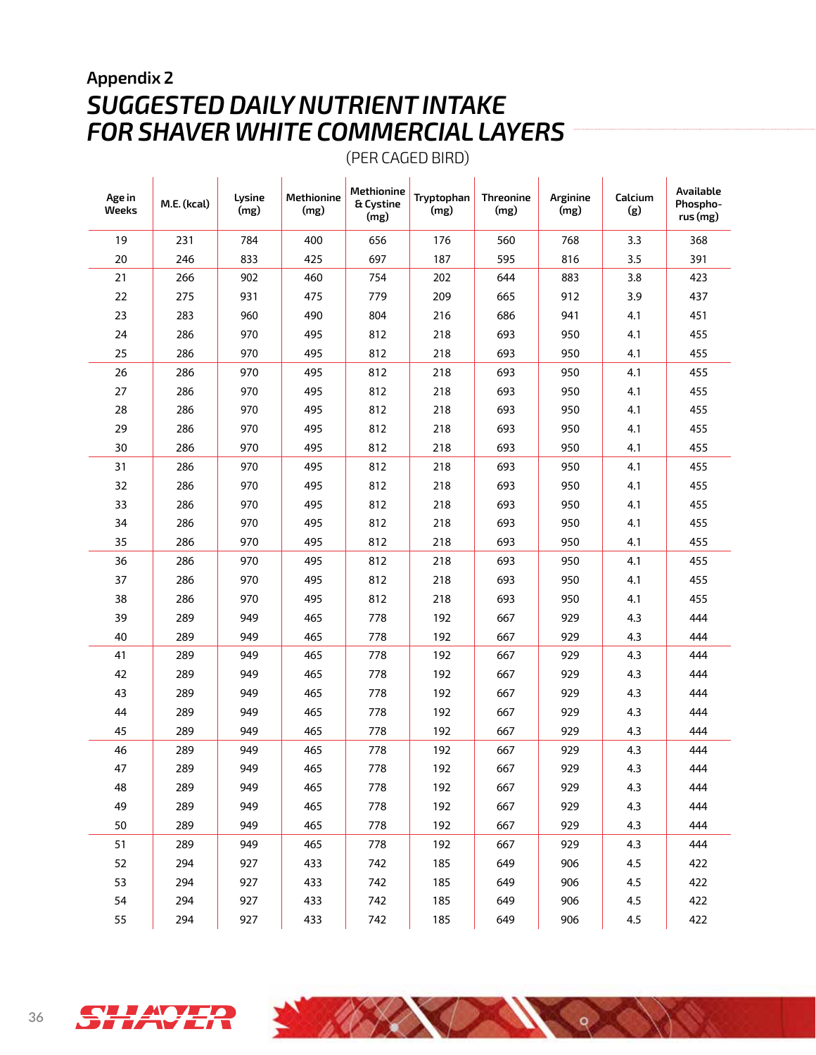## Appendix 2

# *SUGGESTED DAILY NUTRIENT INTAKE FOR SHAVER WHITE COMMERCIAL LAYERS*

(PER CAGED BIRD)

| Age in Weeks | M.E. (kcal) | Lysine (mg) | Methionine (mg) | Methionine & Cystine (mg) | Tryptophan (mg) | Threonine (mg) | Arginine (mg) | Calcium (g) | Available Phosphorus (mg) |
|---|---|---|---|---|---|---|---|---|---|
| 19 | 231 | 784 | 400 | 656 | 176 | 560 | 768 | 3.3 | 368 |
| 20 | 246 | 833 | 425 | 697 | 187 | 595 | 816 | 3.5 | 391 |
| 21 | 266 | 902 | 460 | 754 | 202 | 644 | 883 | 3.8 | 423 |
| 22 | 275 | 931 | 475 | 779 | 209 | 665 | 912 | 3.9 | 437 |
| 23 | 283 | 960 | 490 | 804 | 216 | 686 | 941 | 4.1 | 451 |
| 24 | 286 | 970 | 495 | 812 | 218 | 693 | 950 | 4.1 | 455 |
| 25 | 286 | 970 | 495 | 812 | 218 | 693 | 950 | 4.1 | 455 |
| 26 | 286 | 970 | 495 | 812 | 218 | 693 | 950 | 4.1 | 455 |
| 27 | 286 | 970 | 495 | 812 | 218 | 693 | 950 | 4.1 | 455 |
| 28 | 286 | 970 | 495 | 812 | 218 | 693 | 950 | 4.1 | 455 |
| 29 | 286 | 970 | 495 | 812 | 218 | 693 | 950 | 4.1 | 455 |
| 30 | 286 | 970 | 495 | 812 | 218 | 693 | 950 | 4.1 | 455 |
| 31 | 286 | 970 | 495 | 812 | 218 | 693 | 950 | 4.1 | 455 |
| 32 | 286 | 970 | 495 | 812 | 218 | 693 | 950 | 4.1 | 455 |
| 33 | 286 | 970 | 495 | 812 | 218 | 693 | 950 | 4.1 | 455 |
| 34 | 286 | 970 | 495 | 812 | 218 | 693 | 950 | 4.1 | 455 |
| 35 | 286 | 970 | 495 | 812 | 218 | 693 | 950 | 4.1 | 455 |
| 36 | 286 | 970 | 495 | 812 | 218 | 693 | 950 | 4.1 | 455 |
| 37 | 286 | 970 | 495 | 812 | 218 | 693 | 950 | 4.1 | 455 |
| 38 | 286 | 970 | 495 | 812 | 218 | 693 | 950 | 4.1 | 455 |
| 39 | 289 | 949 | 465 | 778 | 192 | 667 | 929 | 4.3 | 444 |
| 40 | 289 | 949 | 465 | 778 | 192 | 667 | 929 | 4.3 | 444 |
| 41 | 289 | 949 | 465 | 778 | 192 | 667 | 929 | 4.3 | 444 |
| 42 | 289 | 949 | 465 | 778 | 192 | 667 | 929 | 4.3 | 444 |
| 43 | 289 | 949 | 465 | 778 | 192 | 667 | 929 | 4.3 | 444 |
| 44 | 289 | 949 | 465 | 778 | 192 | 667 | 929 | 4.3 | 444 |
| 45 | 289 | 949 | 465 | 778 | 192 | 667 | 929 | 4.3 | 444 |
| 46 | 289 | 949 | 465 | 778 | 192 | 667 | 929 | 4.3 | 444 |
| 47 | 289 | 949 | 465 | 778 | 192 | 667 | 929 | 4.3 | 444 |
| 48 | 289 | 949 | 465 | 778 | 192 | 667 | 929 | 4.3 | 444 |
| 49 | 289 | 949 | 465 | 778 | 192 | 667 | 929 | 4.3 | 444 |
| 50 | 289 | 949 | 465 | 778 | 192 | 667 | 929 | 4.3 | 444 |
| 51 | 289 | 949 | 465 | 778 | 192 | 667 | 929 | 4.3 | 444 |
| 52 | 294 | 927 | 433 | 742 | 185 | 649 | 906 | 4.5 | 422 |
| 53 | 294 | 927 | 433 | 742 | 185 | 649 | 906 | 4.5 | 422 |
| 54 | 294 | 927 | 433 | 742 | 185 | 649 | 906 | 4.5 | 422 |
| 55 | 294 | 927 | 433 | 742 | 185 | 649 | 906 | 4.5 | 422 |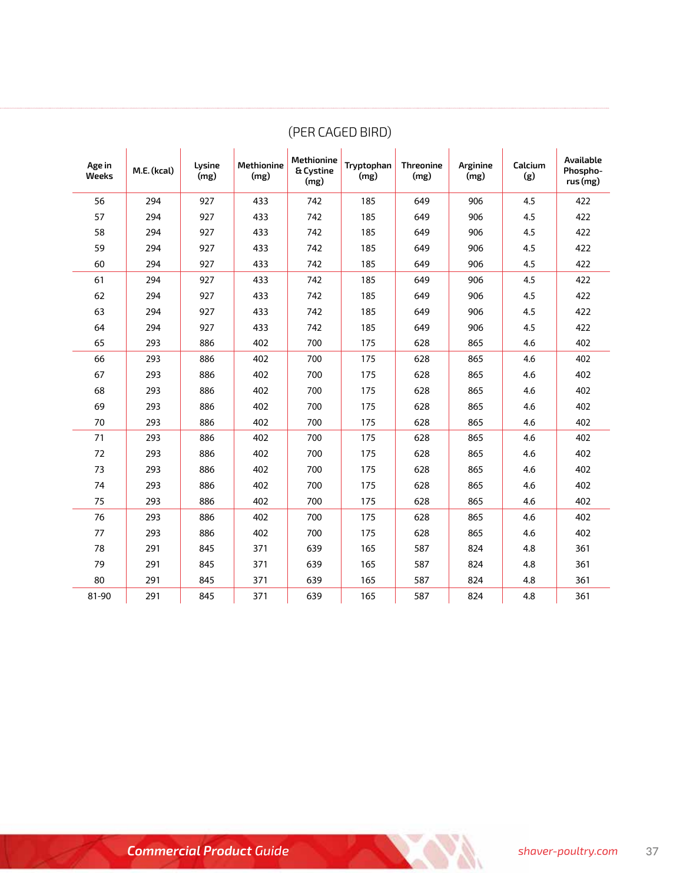(PER CAGED BIRD)

| Age in Weeks | M.E. (kcal) | Lysine (mg) | Methionine (mg) | Methionine & Cystine (mg) | Tryptophan (mg) | Threonine (mg) | Arginine (mg) | Calcium (g) | Available Phosphorus (mg) |
|---|---|---|---|---|---|---|---|---|---|
| 56 | 294 | 927 | 433 | 742 | 185 | 649 | 906 | 4.5 | 422 |
| 57 | 294 | 927 | 433 | 742 | 185 | 649 | 906 | 4.5 | 422 |
| 58 | 294 | 927 | 433 | 742 | 185 | 649 | 906 | 4.5 | 422 |
| 59 | 294 | 927 | 433 | 742 | 185 | 649 | 906 | 4.5 | 422 |
| 60 | 294 | 927 | 433 | 742 | 185 | 649 | 906 | 4.5 | 422 |
| 61 | 294 | 927 | 433 | 742 | 185 | 649 | 906 | 4.5 | 422 |
| 62 | 294 | 927 | 433 | 742 | 185 | 649 | 906 | 4.5 | 422 |
| 63 | 294 | 927 | 433 | 742 | 185 | 649 | 906 | 4.5 | 422 |
| 64 | 294 | 927 | 433 | 742 | 185 | 649 | 906 | 4.5 | 422 |
| 65 | 293 | 886 | 402 | 700 | 175 | 628 | 865 | 4.6 | 402 |
| 66 | 293 | 886 | 402 | 700 | 175 | 628 | 865 | 4.6 | 402 |
| 67 | 293 | 886 | 402 | 700 | 175 | 628 | 865 | 4.6 | 402 |
| 68 | 293 | 886 | 402 | 700 | 175 | 628 | 865 | 4.6 | 402 |
| 69 | 293 | 886 | 402 | 700 | 175 | 628 | 865 | 4.6 | 402 |
| 70 | 293 | 886 | 402 | 700 | 175 | 628 | 865 | 4.6 | 402 |
| 71 | 293 | 886 | 402 | 700 | 175 | 628 | 865 | 4.6 | 402 |
| 72 | 293 | 886 | 402 | 700 | 175 | 628 | 865 | 4.6 | 402 |
| 73 | 293 | 886 | 402 | 700 | 175 | 628 | 865 | 4.6 | 402 |
| 74 | 293 | 886 | 402 | 700 | 175 | 628 | 865 | 4.6 | 402 |
| 75 | 293 | 886 | 402 | 700 | 175 | 628 | 865 | 4.6 | 402 |
| 76 | 293 | 886 | 402 | 700 | 175 | 628 | 865 | 4.6 | 402 |
| 77 | 293 | 886 | 402 | 700 | 175 | 628 | 865 | 4.6 | 402 |
| 78 | 291 | 845 | 371 | 639 | 165 | 587 | 824 | 4.8 | 361 |
| 79 | 291 | 845 | 371 | 639 | 165 | 587 | 824 | 4.8 | 361 |
| 80 | 291 | 845 | 371 | 639 | 165 | 587 | 824 | 4.8 | 361 |
| 81-90 | 291 | 845 | 371 | 639 | 165 | 587 | 824 | 4.8 | 361 |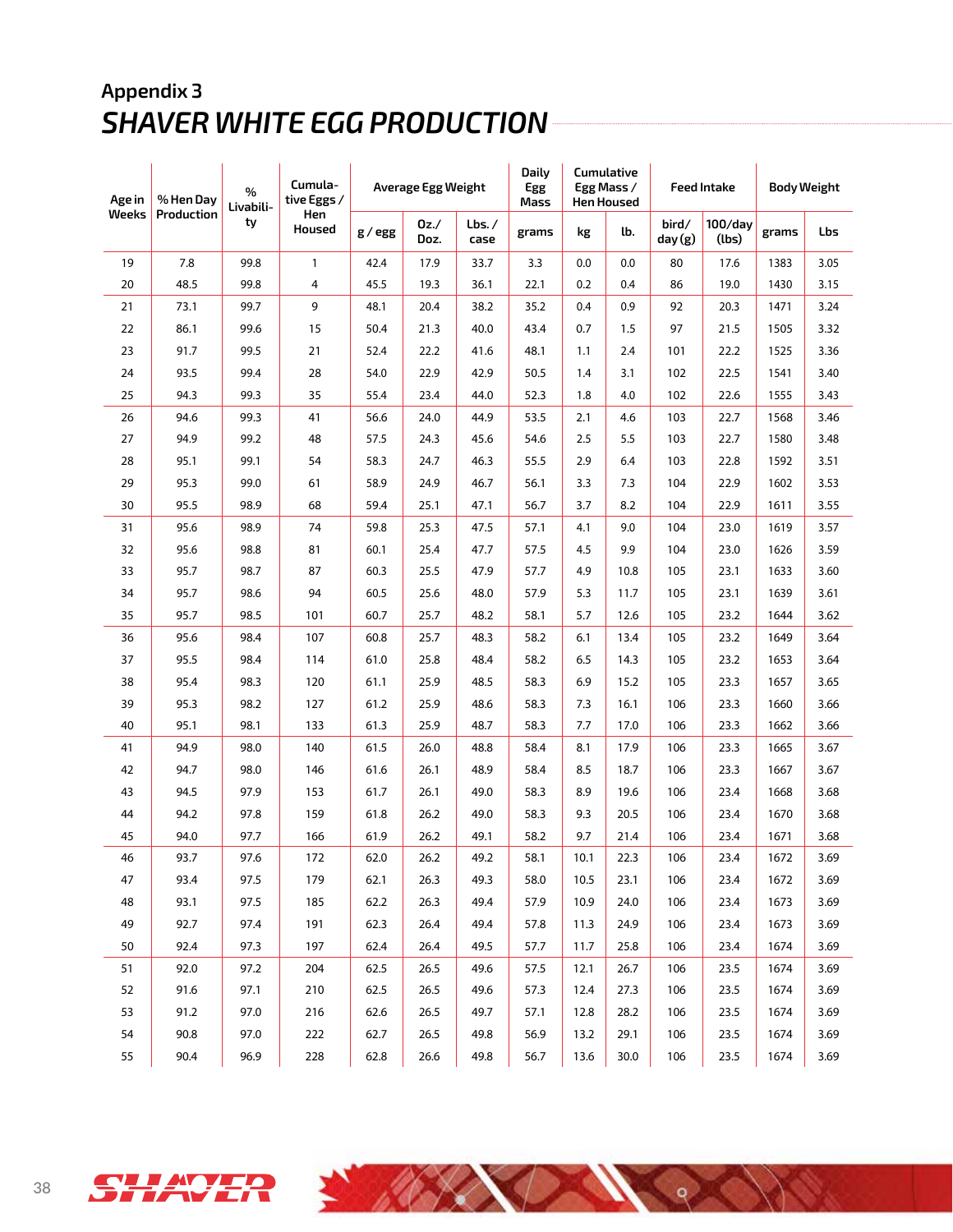## Appendix 3

# SHAVER WHITE EGG PRODUCTION

| Age in Weeks | % Hen Day Production | % Livability | Cumulative Eggs / Hen Housed | Average Egg Weight | | | Daily Egg Mass | Cumulative Egg Mass / Hen Housed | | Feed Intake | | Body Weight | |
|---|---|---|---|---|---|---|---|---|---|---|---|---|---|
| | | | | g / egg | Oz./ Doz. | Lbs. / case | grams | kg | lb. | bird/ day (g) | 100/day (lbs) | grams | Lbs |
| 19 | 7.8 | 99.8 | 1 | 42.4 | 17.9 | 33.7 | 3.3 | 0.0 | 0.0 | 80 | 17.6 | 1383 | 3.05 |
| 20 | 48.5 | 99.8 | 4 | 45.5 | 19.3 | 36.1 | 22.1 | 0.2 | 0.4 | 86 | 19.0 | 1430 | 3.15 |
| 21 | 73.1 | 99.7 | 9 | 48.1 | 20.4 | 38.2 | 35.2 | 0.4 | 0.9 | 92 | 20.3 | 1471 | 3.24 |
| 22 | 86.1 | 99.6 | 15 | 50.4 | 21.3 | 40.0 | 43.4 | 0.7 | 1.5 | 97 | 21.5 | 1505 | 3.32 |
| 23 | 91.7 | 99.5 | 21 | 52.4 | 22.2 | 41.6 | 48.1 | 1.1 | 2.4 | 101 | 22.2 | 1525 | 3.36 |
| 24 | 93.5 | 99.4 | 28 | 54.0 | 22.9 | 42.9 | 50.5 | 1.4 | 3.1 | 102 | 22.5 | 1541 | 3.40 |
| 25 | 94.3 | 99.3 | 35 | 55.4 | 23.4 | 44.0 | 52.3 | 1.8 | 4.0 | 102 | 22.6 | 1555 | 3.43 |
| 26 | 94.6 | 99.3 | 41 | 56.6 | 24.0 | 44.9 | 53.5 | 2.1 | 4.6 | 103 | 22.7 | 1568 | 3.46 |
| 27 | 94.9 | 99.2 | 48 | 57.5 | 24.3 | 45.6 | 54.6 | 2.5 | 5.5 | 103 | 22.7 | 1580 | 3.48 |
| 28 | 95.1 | 99.1 | 54 | 58.3 | 24.7 | 46.3 | 55.5 | 2.9 | 6.4 | 103 | 22.8 | 1592 | 3.51 |
| 29 | 95.3 | 99.0 | 61 | 58.9 | 24.9 | 46.7 | 56.1 | 3.3 | 7.3 | 104 | 22.9 | 1602 | 3.53 |
| 30 | 95.5 | 98.9 | 68 | 59.4 | 25.1 | 47.1 | 56.7 | 3.7 | 8.2 | 104 | 22.9 | 1611 | 3.55 |
| 31 | 95.6 | 98.9 | 74 | 59.8 | 25.3 | 47.5 | 57.1 | 4.1 | 9.0 | 104 | 23.0 | 1619 | 3.57 |
| 32 | 95.6 | 98.8 | 81 | 60.1 | 25.4 | 47.7 | 57.5 | 4.5 | 9.9 | 104 | 23.0 | 1626 | 3.59 |
| 33 | 95.7 | 98.7 | 87 | 60.3 | 25.5 | 47.9 | 57.7 | 4.9 | 10.8 | 105 | 23.1 | 1633 | 3.60 |
| 34 | 95.7 | 98.6 | 94 | 60.5 | 25.6 | 48.0 | 57.9 | 5.3 | 11.7 | 105 | 23.1 | 1639 | 3.61 |
| 35 | 95.7 | 98.5 | 101 | 60.7 | 25.7 | 48.2 | 58.1 | 5.7 | 12.6 | 105 | 23.2 | 1644 | 3.62 |
| 36 | 95.6 | 98.4 | 107 | 60.8 | 25.7 | 48.3 | 58.2 | 6.1 | 13.4 | 105 | 23.2 | 1649 | 3.64 |
| 37 | 95.5 | 98.4 | 114 | 61.0 | 25.8 | 48.4 | 58.2 | 6.5 | 14.3 | 105 | 23.2 | 1653 | 3.64 |
| 38 | 95.4 | 98.3 | 120 | 61.1 | 25.9 | 48.5 | 58.3 | 6.9 | 15.2 | 105 | 23.3 | 1657 | 3.65 |
| 39 | 95.3 | 98.2 | 127 | 61.2 | 25.9 | 48.6 | 58.3 | 7.3 | 16.1 | 106 | 23.3 | 1660 | 3.66 |
| 40 | 95.1 | 98.1 | 133 | 61.3 | 25.9 | 48.7 | 58.3 | 7.7 | 17.0 | 106 | 23.3 | 1662 | 3.66 |
| 41 | 94.9 | 98.0 | 140 | 61.5 | 26.0 | 48.8 | 58.4 | 8.1 | 17.9 | 106 | 23.3 | 1665 | 3.67 |
| 42 | 94.7 | 98.0 | 146 | 61.6 | 26.1 | 48.9 | 58.4 | 8.5 | 18.7 | 106 | 23.3 | 1667 | 3.67 |
| 43 | 94.5 | 97.9 | 153 | 61.7 | 26.1 | 49.0 | 58.3 | 8.9 | 19.6 | 106 | 23.4 | 1668 | 3.68 |
| 44 | 94.2 | 97.8 | 159 | 61.8 | 26.2 | 49.0 | 58.3 | 9.3 | 20.5 | 106 | 23.4 | 1670 | 3.68 |
| 45 | 94.0 | 97.7 | 166 | 61.9 | 26.2 | 49.1 | 58.2 | 9.7 | 21.4 | 106 | 23.4 | 1671 | 3.68 |
| 46 | 93.7 | 97.6 | 172 | 62.0 | 26.2 | 49.2 | 58.1 | 10.1 | 22.3 | 106 | 23.4 | 1672 | 3.69 |
| 47 | 93.4 | 97.5 | 179 | 62.1 | 26.3 | 49.3 | 58.0 | 10.5 | 23.1 | 106 | 23.4 | 1672 | 3.69 |
| 48 | 93.1 | 97.5 | 185 | 62.2 | 26.3 | 49.4 | 57.9 | 10.9 | 24.0 | 106 | 23.4 | 1673 | 3.69 |
| 49 | 92.7 | 97.4 | 191 | 62.3 | 26.4 | 49.4 | 57.8 | 11.3 | 24.9 | 106 | 23.4 | 1673 | 3.69 |
| 50 | 92.4 | 97.3 | 197 | 62.4 | 26.4 | 49.5 | 57.7 | 11.7 | 25.8 | 106 | 23.4 | 1674 | 3.69 |
| 51 | 92.0 | 97.2 | 204 | 62.5 | 26.5 | 49.6 | 57.5 | 12.1 | 26.7 | 106 | 23.5 | 1674 | 3.69 |
| 52 | 91.6 | 97.1 | 210 | 62.5 | 26.5 | 49.6 | 57.3 | 12.4 | 27.3 | 106 | 23.5 | 1674 | 3.69 |
| 53 | 91.2 | 97.0 | 216 | 62.6 | 26.5 | 49.7 | 57.1 | 12.8 | 28.2 | 106 | 23.5 | 1674 | 3.69 |
| 54 | 90.8 | 97.0 | 222 | 62.7 | 26.5 | 49.8 | 56.9 | 13.2 | 29.1 | 106 | 23.5 | 1674 | 3.69 |
| 55 | 90.4 | 96.9 | 228 | 62.8 | 26.6 | 49.8 | 56.7 | 13.6 | 30.0 | 106 | 23.5 | 1674 | 3.69 |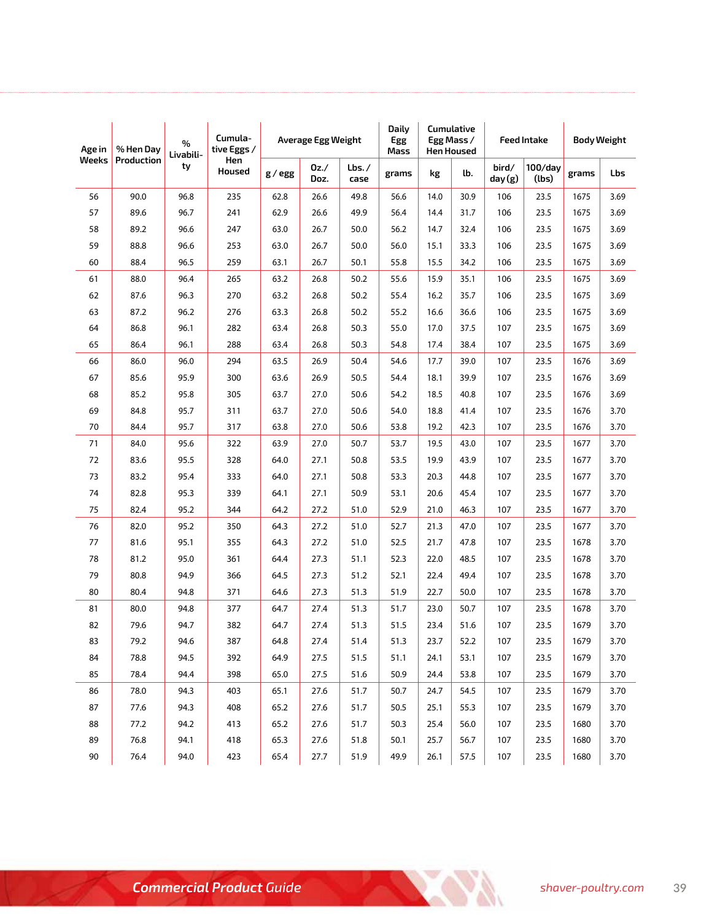| Age in Weeks | % Hen Day Production | % Livability | Cumulative Eggs / Hen Housed | Average Egg Weight | | | Daily Egg Mass | Cumulative Egg Mass / Hen Housed | | Feed Intake | | Body Weight | |
|---|---|---|---|---|---|---|---|---|---|---|---|---|---|
| | | | | g / egg | Oz./ Doz. | Lbs. / case | grams | kg | lb. | bird/ day (g) | 100/day (lbs) | grams | Lbs |
| 56 | 90.0 | 96.8 | 235 | 62.8 | 26.6 | 49.8 | 56.6 | 14.0 | 30.9 | 106 | 23.5 | 1675 | 3.69 |
| 57 | 89.6 | 96.7 | 241 | 62.9 | 26.6 | 49.9 | 56.4 | 14.4 | 31.7 | 106 | 23.5 | 1675 | 3.69 |
| 58 | 89.2 | 96.6 | 247 | 63.0 | 26.7 | 50.0 | 56.2 | 14.7 | 32.4 | 106 | 23.5 | 1675 | 3.69 |
| 59 | 88.8 | 96.6 | 253 | 63.0 | 26.7 | 50.0 | 56.0 | 15.1 | 33.3 | 106 | 23.5 | 1675 | 3.69 |
| 60 | 88.4 | 96.5 | 259 | 63.1 | 26.7 | 50.1 | 55.8 | 15.5 | 34.2 | 106 | 23.5 | 1675 | 3.69 |
| 61 | 88.0 | 96.4 | 265 | 63.2 | 26.8 | 50.2 | 55.6 | 15.9 | 35.1 | 106 | 23.5 | 1675 | 3.69 |
| 62 | 87.6 | 96.3 | 270 | 63.2 | 26.8 | 50.2 | 55.4 | 16.2 | 35.7 | 106 | 23.5 | 1675 | 3.69 |
| 63 | 87.2 | 96.2 | 276 | 63.3 | 26.8 | 50.2 | 55.2 | 16.6 | 36.6 | 106 | 23.5 | 1675 | 3.69 |
| 64 | 86.8 | 96.1 | 282 | 63.4 | 26.8 | 50.3 | 55.0 | 17.0 | 37.5 | 107 | 23.5 | 1675 | 3.69 |
| 65 | 86.4 | 96.1 | 288 | 63.4 | 26.8 | 50.3 | 54.8 | 17.4 | 38.4 | 107 | 23.5 | 1675 | 3.69 |
| 66 | 86.0 | 96.0 | 294 | 63.5 | 26.9 | 50.4 | 54.6 | 17.7 | 39.0 | 107 | 23.5 | 1676 | 3.69 |
| 67 | 85.6 | 95.9 | 300 | 63.6 | 26.9 | 50.5 | 54.4 | 18.1 | 39.9 | 107 | 23.5 | 1676 | 3.69 |
| 68 | 85.2 | 95.8 | 305 | 63.7 | 27.0 | 50.6 | 54.2 | 18.5 | 40.8 | 107 | 23.5 | 1676 | 3.69 |
| 69 | 84.8 | 95.7 | 311 | 63.7 | 27.0 | 50.6 | 54.0 | 18.8 | 41.4 | 107 | 23.5 | 1676 | 3.70 |
| 70 | 84.4 | 95.7 | 317 | 63.8 | 27.0 | 50.6 | 53.8 | 19.2 | 42.3 | 107 | 23.5 | 1676 | 3.70 |
| 71 | 84.0 | 95.6 | 322 | 63.9 | 27.0 | 50.7 | 53.7 | 19.5 | 43.0 | 107 | 23.5 | 1677 | 3.70 |
| 72 | 83.6 | 95.5 | 328 | 64.0 | 27.1 | 50.8 | 53.5 | 19.9 | 43.9 | 107 | 23.5 | 1677 | 3.70 |
| 73 | 83.2 | 95.4 | 333 | 64.0 | 27.1 | 50.8 | 53.3 | 20.3 | 44.8 | 107 | 23.5 | 1677 | 3.70 |
| 74 | 82.8 | 95.3 | 339 | 64.1 | 27.1 | 50.9 | 53.1 | 20.6 | 45.4 | 107 | 23.5 | 1677 | 3.70 |
| 75 | 82.4 | 95.2 | 344 | 64.2 | 27.2 | 51.0 | 52.9 | 21.0 | 46.3 | 107 | 23.5 | 1677 | 3.70 |
| 76 | 82.0 | 95.2 | 350 | 64.3 | 27.2 | 51.0 | 52.7 | 21.3 | 47.0 | 107 | 23.5 | 1677 | 3.70 |
| 77 | 81.6 | 95.1 | 355 | 64.3 | 27.2 | 51.0 | 52.5 | 21.7 | 47.8 | 107 | 23.5 | 1678 | 3.70 |
| 78 | 81.2 | 95.0 | 361 | 64.4 | 27.3 | 51.1 | 52.3 | 22.0 | 48.5 | 107 | 23.5 | 1678 | 3.70 |
| 79 | 80.8 | 94.9 | 366 | 64.5 | 27.3 | 51.2 | 52.1 | 22.4 | 49.4 | 107 | 23.5 | 1678 | 3.70 |
| 80 | 80.4 | 94.8 | 371 | 64.6 | 27.3 | 51.3 | 51.9 | 22.7 | 50.0 | 107 | 23.5 | 1678 | 3.70 |
| 81 | 80.0 | 94.8 | 377 | 64.7 | 27.4 | 51.3 | 51.7 | 23.0 | 50.7 | 107 | 23.5 | 1678 | 3.70 |
| 82 | 79.6 | 94.7 | 382 | 64.7 | 27.4 | 51.3 | 51.5 | 23.4 | 51.6 | 107 | 23.5 | 1679 | 3.70 |
| 83 | 79.2 | 94.6 | 387 | 64.8 | 27.4 | 51.4 | 51.3 | 23.7 | 52.2 | 107 | 23.5 | 1679 | 3.70 |
| 84 | 78.8 | 94.5 | 392 | 64.9 | 27.5 | 51.5 | 51.1 | 24.1 | 53.1 | 107 | 23.5 | 1679 | 3.70 |
| 85 | 78.4 | 94.4 | 398 | 65.0 | 27.5 | 51.6 | 50.9 | 24.4 | 53.8 | 107 | 23.5 | 1679 | 3.70 |
| 86 | 78.0 | 94.3 | 403 | 65.1 | 27.6 | 51.7 | 50.7 | 24.7 | 54.5 | 107 | 23.5 | 1679 | 3.70 |
| 87 | 77.6 | 94.3 | 408 | 65.2 | 27.6 | 51.7 | 50.5 | 25.1 | 55.3 | 107 | 23.5 | 1679 | 3.70 |
| 88 | 77.2 | 94.2 | 413 | 65.2 | 27.6 | 51.7 | 50.3 | 25.4 | 56.0 | 107 | 23.5 | 1680 | 3.70 |
| 89 | 76.8 | 94.1 | 418 | 65.3 | 27.6 | 51.8 | 50.1 | 25.7 | 56.7 | 107 | 23.5 | 1680 | 3.70 |
| 90 | 76.4 | 94.0 | 423 | 65.4 | 27.7 | 51.9 | 49.9 | 26.1 | 57.5 | 107 | 23.5 | 1680 | 3.70 |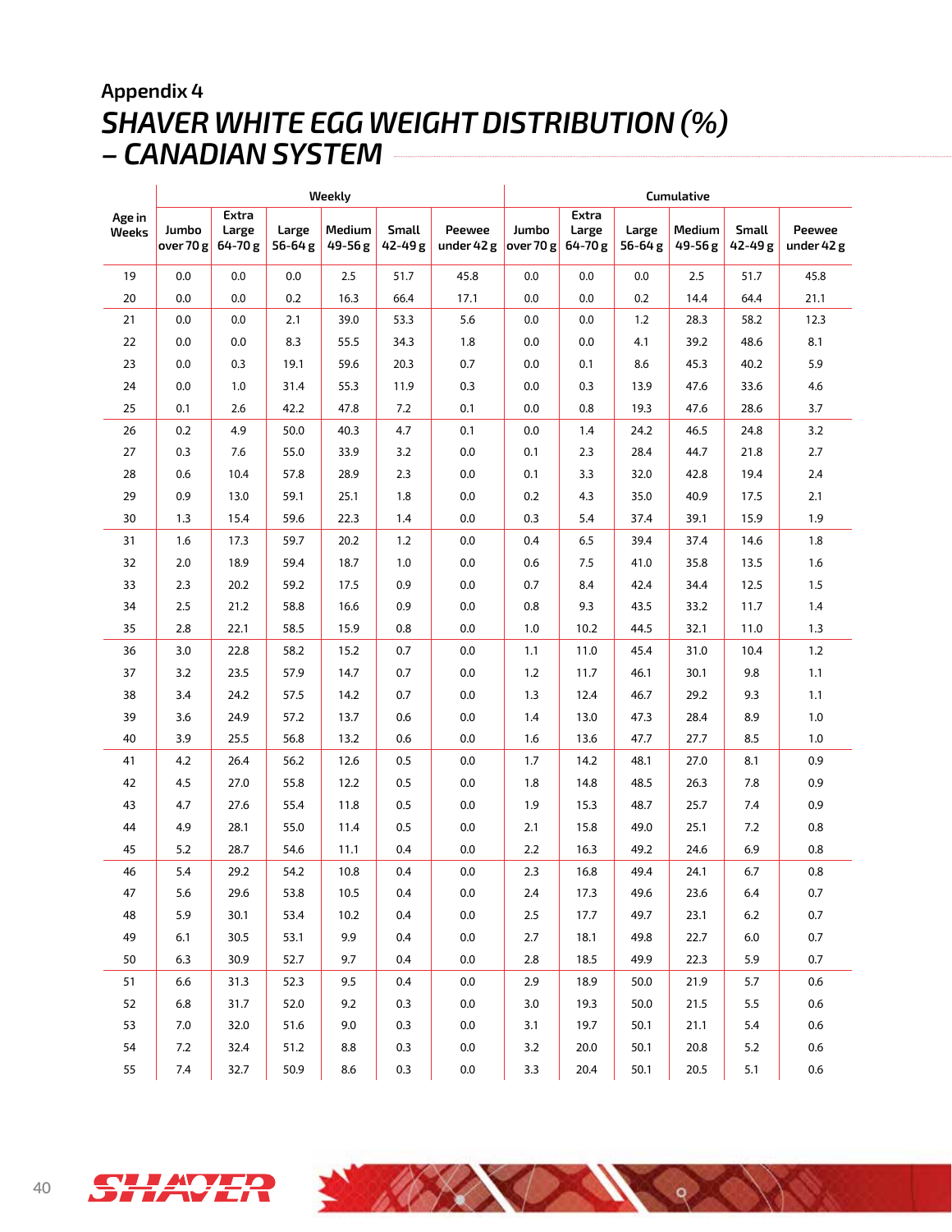Appendix 4

# SHAVER WHITE EGG WEIGHT DISTRIBUTION (%) – CANADIAN SYSTEM

| Age in Weeks | Weekly | | | | | | Cumulative | | | | | |
|---|---|---|---|---|---|---|---|---|---|---|---|---|
| | Jumbo over 70 g | Extra Large 64-70 g | Large 56-64 g | Medium 49-56 g | Small 42-49 g | Peewee under 42 g | Jumbo over 70 g | Extra Large 64-70 g | Large 56-64 g | Medium 49-56 g | Small 42-49 g | Peewee under 42 g |
| 19 | 0.0 | 0.0 | 0.0 | 2.5 | 51.7 | 45.8 | 0.0 | 0.0 | 0.0 | 2.5 | 51.7 | 45.8 |
| 20 | 0.0 | 0.0 | 0.2 | 16.3 | 66.4 | 17.1 | 0.0 | 0.0 | 0.2 | 14.4 | 64.4 | 21.1 |
| 21 | 0.0 | 0.0 | 2.1 | 39.0 | 53.3 | 5.6 | 0.0 | 0.0 | 1.2 | 28.3 | 58.2 | 12.3 |
| 22 | 0.0 | 0.0 | 8.3 | 55.5 | 34.3 | 1.8 | 0.0 | 0.0 | 4.1 | 39.2 | 48.6 | 8.1 |
| 23 | 0.0 | 0.3 | 19.1 | 59.6 | 20.3 | 0.7 | 0.0 | 0.1 | 8.6 | 45.3 | 40.2 | 5.9 |
| 24 | 0.0 | 1.0 | 31.4 | 55.3 | 11.9 | 0.3 | 0.0 | 0.3 | 13.9 | 47.6 | 33.6 | 4.6 |
| 25 | 0.1 | 2.6 | 42.2 | 47.8 | 7.2 | 0.1 | 0.0 | 0.8 | 19.3 | 47.6 | 28.6 | 3.7 |
| 26 | 0.2 | 4.9 | 50.0 | 40.3 | 4.7 | 0.1 | 0.0 | 1.4 | 24.2 | 46.5 | 24.8 | 3.2 |
| 27 | 0.3 | 7.6 | 55.0 | 33.9 | 3.2 | 0.0 | 0.1 | 2.3 | 28.4 | 44.7 | 21.8 | 2.7 |
| 28 | 0.6 | 10.4 | 57.8 | 28.9 | 2.3 | 0.0 | 0.1 | 3.3 | 32.0 | 42.8 | 19.4 | 2.4 |
| 29 | 0.9 | 13.0 | 59.1 | 25.1 | 1.8 | 0.0 | 0.2 | 4.3 | 35.0 | 40.9 | 17.5 | 2.1 |
| 30 | 1.3 | 15.4 | 59.6 | 22.3 | 1.4 | 0.0 | 0.3 | 5.4 | 37.4 | 39.1 | 15.9 | 1.9 |
| 31 | 1.6 | 17.3 | 59.7 | 20.2 | 1.2 | 0.0 | 0.4 | 6.5 | 39.4 | 37.4 | 14.6 | 1.8 |
| 32 | 2.0 | 18.9 | 59.4 | 18.7 | 1.0 | 0.0 | 0.6 | 7.5 | 41.0 | 35.8 | 13.5 | 1.6 |
| 33 | 2.3 | 20.2 | 59.2 | 17.5 | 0.9 | 0.0 | 0.7 | 8.4 | 42.4 | 34.4 | 12.5 | 1.5 |
| 34 | 2.5 | 21.2 | 58.8 | 16.6 | 0.9 | 0.0 | 0.8 | 9.3 | 43.5 | 33.2 | 11.7 | 1.4 |
| 35 | 2.8 | 22.1 | 58.5 | 15.9 | 0.8 | 0.0 | 1.0 | 10.2 | 44.5 | 32.1 | 11.0 | 1.3 |
| 36 | 3.0 | 22.8 | 58.2 | 15.2 | 0.7 | 0.0 | 1.1 | 11.0 | 45.4 | 31.0 | 10.4 | 1.2 |
| 37 | 3.2 | 23.5 | 57.9 | 14.7 | 0.7 | 0.0 | 1.2 | 11.7 | 46.1 | 30.1 | 9.8 | 1.1 |
| 38 | 3.4 | 24.2 | 57.5 | 14.2 | 0.7 | 0.0 | 1.3 | 12.4 | 46.7 | 29.2 | 9.3 | 1.1 |
| 39 | 3.6 | 24.9 | 57.2 | 13.7 | 0.6 | 0.0 | 1.4 | 13.0 | 47.3 | 28.4 | 8.9 | 1.0 |
| 40 | 3.9 | 25.5 | 56.8 | 13.2 | 0.6 | 0.0 | 1.6 | 13.6 | 47.7 | 27.7 | 8.5 | 1.0 |
| 41 | 4.2 | 26.4 | 56.2 | 12.6 | 0.5 | 0.0 | 1.7 | 14.2 | 48.1 | 27.0 | 8.1 | 0.9 |
| 42 | 4.5 | 27.0 | 55.8 | 12.2 | 0.5 | 0.0 | 1.8 | 14.8 | 48.5 | 26.3 | 7.8 | 0.9 |
| 43 | 4.7 | 27.6 | 55.4 | 11.8 | 0.5 | 0.0 | 1.9 | 15.3 | 48.7 | 25.7 | 7.4 | 0.9 |
| 44 | 4.9 | 28.1 | 55.0 | 11.4 | 0.5 | 0.0 | 2.1 | 15.8 | 49.0 | 25.1 | 7.2 | 0.8 |
| 45 | 5.2 | 28.7 | 54.6 | 11.1 | 0.4 | 0.0 | 2.2 | 16.3 | 49.2 | 24.6 | 6.9 | 0.8 |
| 46 | 5.4 | 29.2 | 54.2 | 10.8 | 0.4 | 0.0 | 2.3 | 16.8 | 49.4 | 24.1 | 6.7 | 0.8 |
| 47 | 5.6 | 29.6 | 53.8 | 10.5 | 0.4 | 0.0 | 2.4 | 17.3 | 49.6 | 23.6 | 6.4 | 0.7 |
| 48 | 5.9 | 30.1 | 53.4 | 10.2 | 0.4 | 0.0 | 2.5 | 17.7 | 49.7 | 23.1 | 6.2 | 0.7 |
| 49 | 6.1 | 30.5 | 53.1 | 9.9 | 0.4 | 0.0 | 2.7 | 18.1 | 49.8 | 22.7 | 6.0 | 0.7 |
| 50 | 6.3 | 30.9 | 52.7 | 9.7 | 0.4 | 0.0 | 2.8 | 18.5 | 49.9 | 22.3 | 5.9 | 0.7 |
| 51 | 6.6 | 31.3 | 52.3 | 9.5 | 0.4 | 0.0 | 2.9 | 18.9 | 50.0 | 21.9 | 5.7 | 0.6 |
| 52 | 6.8 | 31.7 | 52.0 | 9.2 | 0.3 | 0.0 | 3.0 | 19.3 | 50.0 | 21.5 | 5.5 | 0.6 |
| 53 | 7.0 | 32.0 | 51.6 | 9.0 | 0.3 | 0.0 | 3.1 | 19.7 | 50.1 | 21.1 | 5.4 | 0.6 |
| 54 | 7.2 | 32.4 | 51.2 | 8.8 | 0.3 | 0.0 | 3.2 | 20.0 | 50.1 | 20.8 | 5.2 | 0.6 |
| 55 | 7.4 | 32.7 | 50.9 | 8.6 | 0.3 | 0.0 | 3.3 | 20.4 | 50.1 | 20.5 | 5.1 | 0.6 |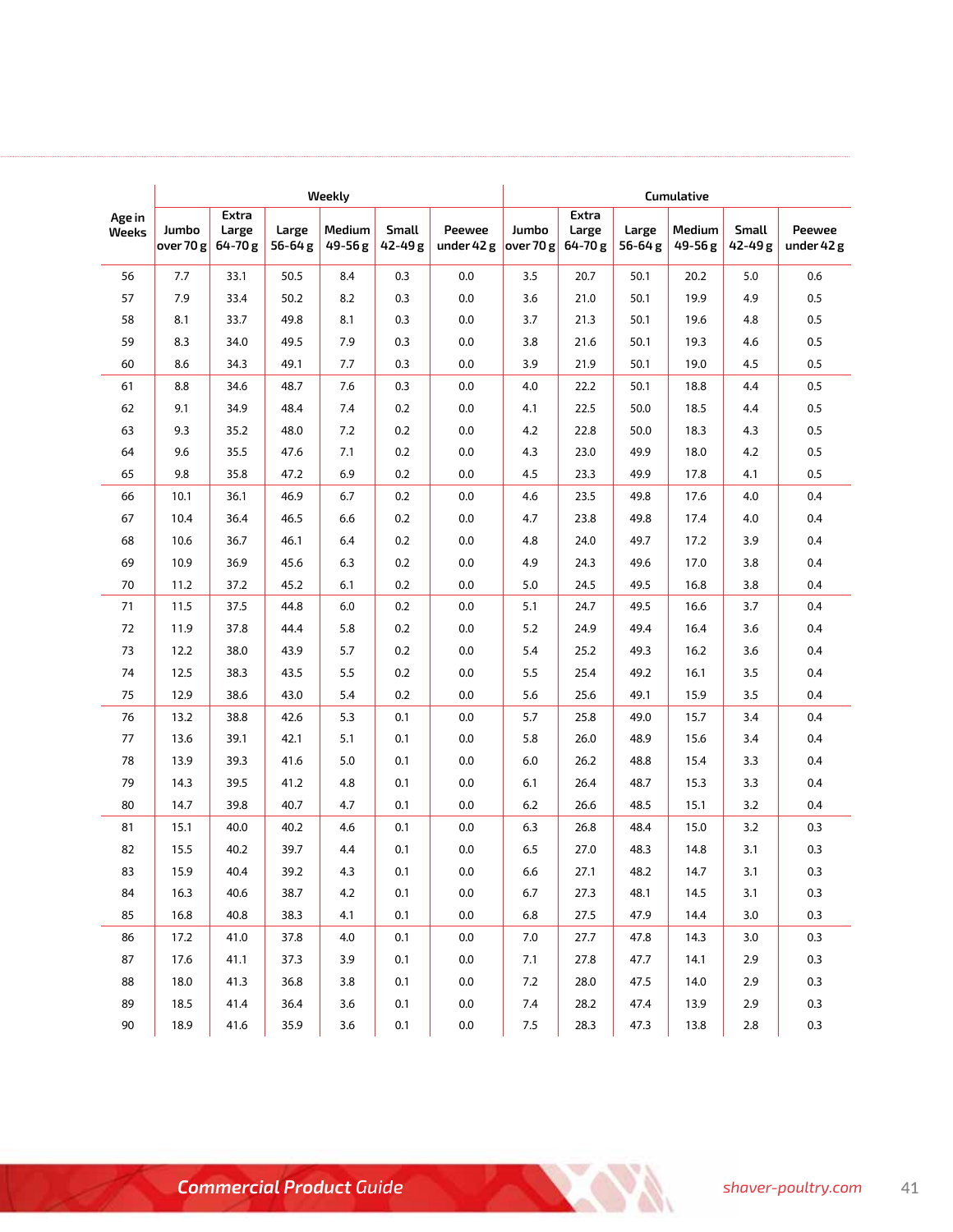| Age in Weeks | Weekly | | | | | | Cumulative | | | | | |
|---|---|---|---|---|---|---|---|---|---|---|---|---|
| | Jumbo over 70 g | Extra Large 64-70 g | Large 56-64 g | Medium 49-56 g | Small 42-49 g | Peewee under 42 g | Jumbo over 70 g | Extra Large 64-70 g | Large 56-64 g | Medium 49-56 g | Small 42-49 g | Peewee under 42 g |
| 56 | 7.7 | 33.1 | 50.5 | 8.4 | 0.3 | 0.0 | 3.5 | 20.7 | 50.1 | 20.2 | 5.0 | 0.6 |
| 57 | 7.9 | 33.4 | 50.2 | 8.2 | 0.3 | 0.0 | 3.6 | 21.0 | 50.1 | 19.9 | 4.9 | 0.5 |
| 58 | 8.1 | 33.7 | 49.8 | 8.1 | 0.3 | 0.0 | 3.7 | 21.3 | 50.1 | 19.6 | 4.8 | 0.5 |
| 59 | 8.3 | 34.0 | 49.5 | 7.9 | 0.3 | 0.0 | 3.8 | 21.6 | 50.1 | 19.3 | 4.6 | 0.5 |
| 60 | 8.6 | 34.3 | 49.1 | 7.7 | 0.3 | 0.0 | 3.9 | 21.9 | 50.1 | 19.0 | 4.5 | 0.5 |
| 61 | 8.8 | 34.6 | 48.7 | 7.6 | 0.3 | 0.0 | 4.0 | 22.2 | 50.1 | 18.8 | 4.4 | 0.5 |
| 62 | 9.1 | 34.9 | 48.4 | 7.4 | 0.2 | 0.0 | 4.1 | 22.5 | 50.0 | 18.5 | 4.4 | 0.5 |
| 63 | 9.3 | 35.2 | 48.0 | 7.2 | 0.2 | 0.0 | 4.2 | 22.8 | 50.0 | 18.3 | 4.3 | 0.5 |
| 64 | 9.6 | 35.5 | 47.6 | 7.1 | 0.2 | 0.0 | 4.3 | 23.0 | 49.9 | 18.0 | 4.2 | 0.5 |
| 65 | 9.8 | 35.8 | 47.2 | 6.9 | 0.2 | 0.0 | 4.5 | 23.3 | 49.9 | 17.8 | 4.1 | 0.5 |
| 66 | 10.1 | 36.1 | 46.9 | 6.7 | 0.2 | 0.0 | 4.6 | 23.5 | 49.8 | 17.6 | 4.0 | 0.4 |
| 67 | 10.4 | 36.4 | 46.5 | 6.6 | 0.2 | 0.0 | 4.7 | 23.8 | 49.8 | 17.4 | 4.0 | 0.4 |
| 68 | 10.6 | 36.7 | 46.1 | 6.4 | 0.2 | 0.0 | 4.8 | 24.0 | 49.7 | 17.2 | 3.9 | 0.4 |
| 69 | 10.9 | 36.9 | 45.6 | 6.3 | 0.2 | 0.0 | 4.9 | 24.3 | 49.6 | 17.0 | 3.8 | 0.4 |
| 70 | 11.2 | 37.2 | 45.2 | 6.1 | 0.2 | 0.0 | 5.0 | 24.5 | 49.5 | 16.8 | 3.8 | 0.4 |
| 71 | 11.5 | 37.5 | 44.8 | 6.0 | 0.2 | 0.0 | 5.1 | 24.7 | 49.5 | 16.6 | 3.7 | 0.4 |
| 72 | 11.9 | 37.8 | 44.4 | 5.8 | 0.2 | 0.0 | 5.2 | 24.9 | 49.4 | 16.4 | 3.6 | 0.4 |
| 73 | 12.2 | 38.0 | 43.9 | 5.7 | 0.2 | 0.0 | 5.4 | 25.2 | 49.3 | 16.2 | 3.6 | 0.4 |
| 74 | 12.5 | 38.3 | 43.5 | 5.5 | 0.2 | 0.0 | 5.5 | 25.4 | 49.2 | 16.1 | 3.5 | 0.4 |
| 75 | 12.9 | 38.6 | 43.0 | 5.4 | 0.2 | 0.0 | 5.6 | 25.6 | 49.1 | 15.9 | 3.5 | 0.4 |
| 76 | 13.2 | 38.8 | 42.6 | 5.3 | 0.1 | 0.0 | 5.7 | 25.8 | 49.0 | 15.7 | 3.4 | 0.4 |
| 77 | 13.6 | 39.1 | 42.1 | 5.1 | 0.1 | 0.0 | 5.8 | 26.0 | 48.9 | 15.6 | 3.4 | 0.4 |
| 78 | 13.9 | 39.3 | 41.6 | 5.0 | 0.1 | 0.0 | 6.0 | 26.2 | 48.8 | 15.4 | 3.3 | 0.4 |
| 79 | 14.3 | 39.5 | 41.2 | 4.8 | 0.1 | 0.0 | 6.1 | 26.4 | 48.7 | 15.3 | 3.3 | 0.4 |
| 80 | 14.7 | 39.8 | 40.7 | 4.7 | 0.1 | 0.0 | 6.2 | 26.6 | 48.5 | 15.1 | 3.2 | 0.4 |
| 81 | 15.1 | 40.0 | 40.2 | 4.6 | 0.1 | 0.0 | 6.3 | 26.8 | 48.4 | 15.0 | 3.2 | 0.3 |
| 82 | 15.5 | 40.2 | 39.7 | 4.4 | 0.1 | 0.0 | 6.5 | 27.0 | 48.3 | 14.8 | 3.1 | 0.3 |
| 83 | 15.9 | 40.4 | 39.2 | 4.3 | 0.1 | 0.0 | 6.6 | 27.1 | 48.2 | 14.7 | 3.1 | 0.3 |
| 84 | 16.3 | 40.6 | 38.7 | 4.2 | 0.1 | 0.0 | 6.7 | 27.3 | 48.1 | 14.5 | 3.1 | 0.3 |
| 85 | 16.8 | 40.8 | 38.3 | 4.1 | 0.1 | 0.0 | 6.8 | 27.5 | 47.9 | 14.4 | 3.0 | 0.3 |
| 86 | 17.2 | 41.0 | 37.8 | 4.0 | 0.1 | 0.0 | 7.0 | 27.7 | 47.8 | 14.3 | 3.0 | 0.3 |
| 87 | 17.6 | 41.1 | 37.3 | 3.9 | 0.1 | 0.0 | 7.1 | 27.8 | 47.7 | 14.1 | 2.9 | 0.3 |
| 88 | 18.0 | 41.3 | 36.8 | 3.8 | 0.1 | 0.0 | 7.2 | 28.0 | 47.5 | 14.0 | 2.9 | 0.3 |
| 89 | 18.5 | 41.4 | 36.4 | 3.6 | 0.1 | 0.0 | 7.4 | 28.2 | 47.4 | 13.9 | 2.9 | 0.3 |
| 90 | 18.9 | 41.6 | 35.9 | 3.6 | 0.1 | 0.0 | 7.5 | 28.3 | 47.3 | 13.8 | 2.8 | 0.3 |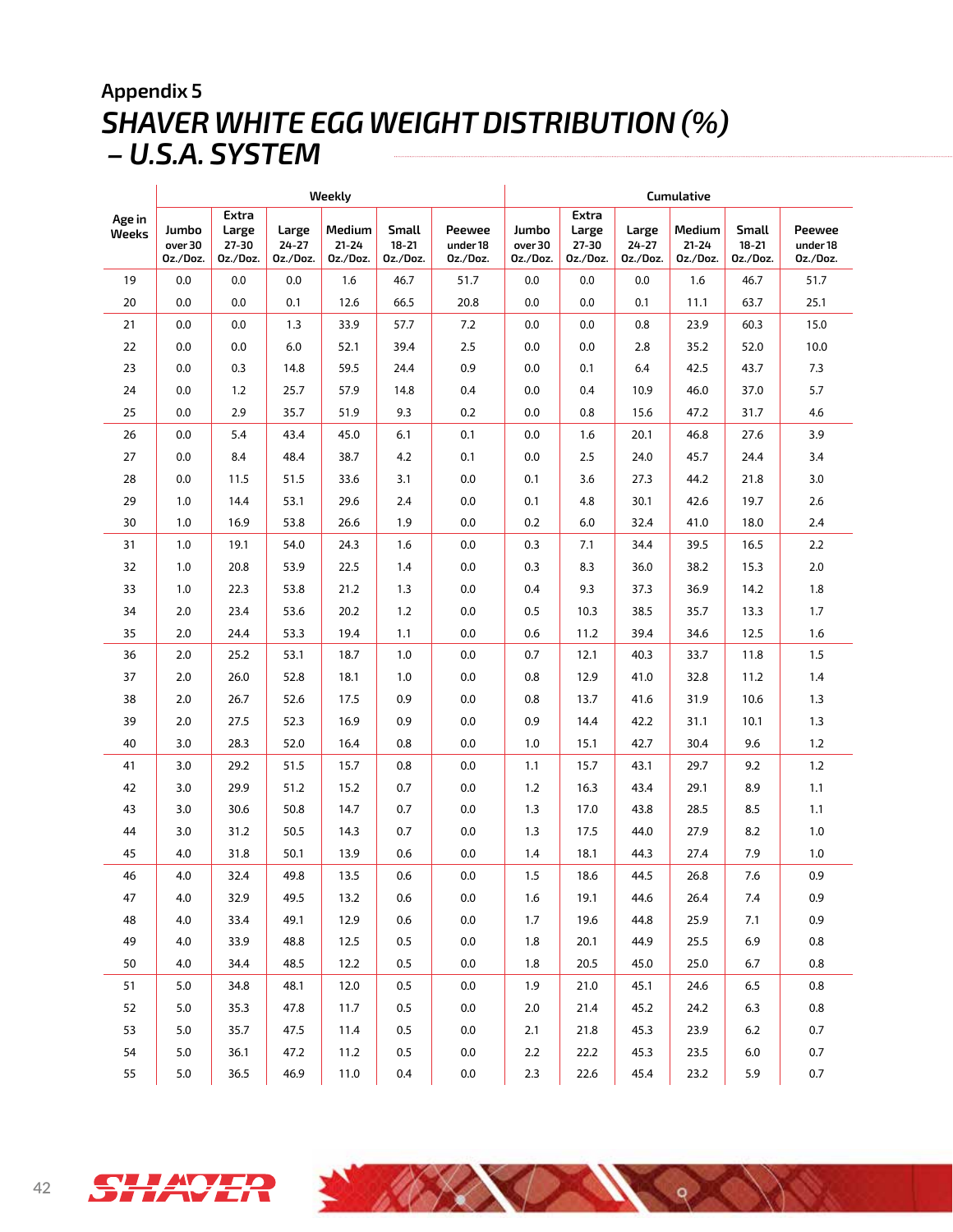Appendix 5

# SHAVER WHITE EGG WEIGHT DISTRIBUTION (%) – U.S.A. SYSTEM

| Age in Weeks | Weekly | | | | | | Cumulative | | | | | |
|---|---|---|---|---|---|---|---|---|---|---|---|---|
| | Jumbo over 30 Oz./Doz. | Extra Large 27-30 Oz./Doz. | Large 24-27 Oz./Doz. | Medium 21-24 Oz./Doz. | Small 18-21 Oz./Doz. | Peewee under 18 Oz./Doz. | Jumbo over 30 Oz./Doz. | Extra Large 27-30 Oz./Doz. | Large 24-27 Oz./Doz. | Medium 21-24 Oz./Doz. | Small 18-21 Oz./Doz. | Peewee under 18 Oz./Doz. |
| 19 | 0.0 | 0.0 | 0.0 | 1.6 | 46.7 | 51.7 | 0.0 | 0.0 | 0.0 | 1.6 | 46.7 | 51.7 |
| 20 | 0.0 | 0.0 | 0.1 | 12.6 | 66.5 | 20.8 | 0.0 | 0.0 | 0.1 | 11.1 | 63.7 | 25.1 |
| 21 | 0.0 | 0.0 | 1.3 | 33.9 | 57.7 | 7.2 | 0.0 | 0.0 | 0.8 | 23.9 | 60.3 | 15.0 |
| 22 | 0.0 | 0.0 | 6.0 | 52.1 | 39.4 | 2.5 | 0.0 | 0.0 | 2.8 | 35.2 | 52.0 | 10.0 |
| 23 | 0.0 | 0.3 | 14.8 | 59.5 | 24.4 | 0.9 | 0.0 | 0.1 | 6.4 | 42.5 | 43.7 | 7.3 |
| 24 | 0.0 | 1.2 | 25.7 | 57.9 | 14.8 | 0.4 | 0.0 | 0.4 | 10.9 | 46.0 | 37.0 | 5.7 |
| 25 | 0.0 | 2.9 | 35.7 | 51.9 | 9.3 | 0.2 | 0.0 | 0.8 | 15.6 | 47.2 | 31.7 | 4.6 |
| 26 | 0.0 | 5.4 | 43.4 | 45.0 | 6.1 | 0.1 | 0.0 | 1.6 | 20.1 | 46.8 | 27.6 | 3.9 |
| 27 | 0.0 | 8.4 | 48.4 | 38.7 | 4.2 | 0.1 | 0.0 | 2.5 | 24.0 | 45.7 | 24.4 | 3.4 |
| 28 | 0.0 | 11.5 | 51.5 | 33.6 | 3.1 | 0.0 | 0.1 | 3.6 | 27.3 | 44.2 | 21.8 | 3.0 |
| 29 | 1.0 | 14.4 | 53.1 | 29.6 | 2.4 | 0.0 | 0.1 | 4.8 | 30.1 | 42.6 | 19.7 | 2.6 |
| 30 | 1.0 | 16.9 | 53.8 | 26.6 | 1.9 | 0.0 | 0.2 | 6.0 | 32.4 | 41.0 | 18.0 | 2.4 |
| 31 | 1.0 | 19.1 | 54.0 | 24.3 | 1.6 | 0.0 | 0.3 | 7.1 | 34.4 | 39.5 | 16.5 | 2.2 |
| 32 | 1.0 | 20.8 | 53.9 | 22.5 | 1.4 | 0.0 | 0.3 | 8.3 | 36.0 | 38.2 | 15.3 | 2.0 |
| 33 | 1.0 | 22.3 | 53.8 | 21.2 | 1.3 | 0.0 | 0.4 | 9.3 | 37.3 | 36.9 | 14.2 | 1.8 |
| 34 | 2.0 | 23.4 | 53.6 | 20.2 | 1.2 | 0.0 | 0.5 | 10.3 | 38.5 | 35.7 | 13.3 | 1.7 |
| 35 | 2.0 | 24.4 | 53.3 | 19.4 | 1.1 | 0.0 | 0.6 | 11.2 | 39.4 | 34.6 | 12.5 | 1.6 |
| 36 | 2.0 | 25.2 | 53.1 | 18.7 | 1.0 | 0.0 | 0.7 | 12.1 | 40.3 | 33.7 | 11.8 | 1.5 |
| 37 | 2.0 | 26.0 | 52.8 | 18.1 | 1.0 | 0.0 | 0.8 | 12.9 | 41.0 | 32.8 | 11.2 | 1.4 |
| 38 | 2.0 | 26.7 | 52.6 | 17.5 | 0.9 | 0.0 | 0.8 | 13.7 | 41.6 | 31.9 | 10.6 | 1.3 |
| 39 | 2.0 | 27.5 | 52.3 | 16.9 | 0.9 | 0.0 | 0.9 | 14.4 | 42.2 | 31.1 | 10.1 | 1.3 |
| 40 | 3.0 | 28.3 | 52.0 | 16.4 | 0.8 | 0.0 | 1.0 | 15.1 | 42.7 | 30.4 | 9.6 | 1.2 |
| 41 | 3.0 | 29.2 | 51.5 | 15.7 | 0.8 | 0.0 | 1.1 | 15.7 | 43.1 | 29.7 | 9.2 | 1.2 |
| 42 | 3.0 | 29.9 | 51.2 | 15.2 | 0.7 | 0.0 | 1.2 | 16.3 | 43.4 | 29.1 | 8.9 | 1.1 |
| 43 | 3.0 | 30.6 | 50.8 | 14.7 | 0.7 | 0.0 | 1.3 | 17.0 | 43.8 | 28.5 | 8.5 | 1.1 |
| 44 | 3.0 | 31.2 | 50.5 | 14.3 | 0.7 | 0.0 | 1.3 | 17.5 | 44.0 | 27.9 | 8.2 | 1.0 |
| 45 | 4.0 | 31.8 | 50.1 | 13.9 | 0.6 | 0.0 | 1.4 | 18.1 | 44.3 | 27.4 | 7.9 | 1.0 |
| 46 | 4.0 | 32.4 | 49.8 | 13.5 | 0.6 | 0.0 | 1.5 | 18.6 | 44.5 | 26.8 | 7.6 | 0.9 |
| 47 | 4.0 | 32.9 | 49.5 | 13.2 | 0.6 | 0.0 | 1.6 | 19.1 | 44.6 | 26.4 | 7.4 | 0.9 |
| 48 | 4.0 | 33.4 | 49.1 | 12.9 | 0.6 | 0.0 | 1.7 | 19.6 | 44.8 | 25.9 | 7.1 | 0.9 |
| 49 | 4.0 | 33.9 | 48.8 | 12.5 | 0.5 | 0.0 | 1.8 | 20.1 | 44.9 | 25.5 | 6.9 | 0.8 |
| 50 | 4.0 | 34.4 | 48.5 | 12.2 | 0.5 | 0.0 | 1.8 | 20.5 | 45.0 | 25.0 | 6.7 | 0.8 |
| 51 | 5.0 | 34.8 | 48.1 | 12.0 | 0.5 | 0.0 | 1.9 | 21.0 | 45.1 | 24.6 | 6.5 | 0.8 |
| 52 | 5.0 | 35.3 | 47.8 | 11.7 | 0.5 | 0.0 | 2.0 | 21.4 | 45.2 | 24.2 | 6.3 | 0.8 |
| 53 | 5.0 | 35.7 | 47.5 | 11.4 | 0.5 | 0.0 | 2.1 | 21.8 | 45.3 | 23.9 | 6.2 | 0.7 |
| 54 | 5.0 | 36.1 | 47.2 | 11.2 | 0.5 | 0.0 | 2.2 | 22.2 | 45.3 | 23.5 | 6.0 | 0.7 |
| 55 | 5.0 | 36.5 | 46.9 | 11.0 | 0.4 | 0.0 | 2.3 | 22.6 | 45.4 | 23.2 | 5.9 | 0.7 |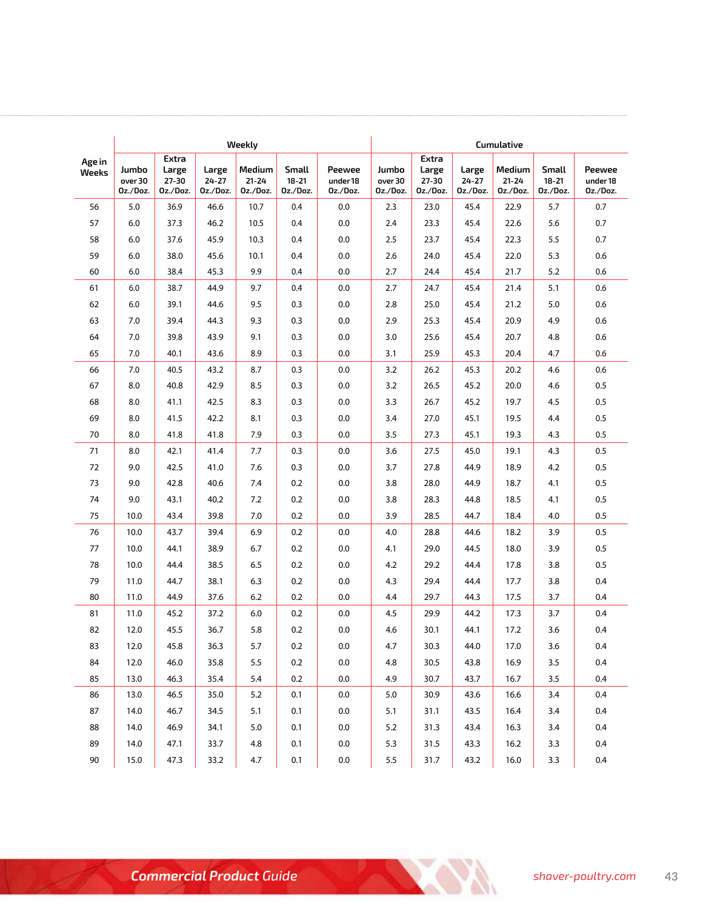| Age in Weeks | Weekly | | | | | | Cumulative | | | | | |
|---|---|---|---|---|---|---|---|---|---|---|---|---|
| | Jumbo over 30 Oz./Doz. | Extra Large 27-30 Oz./Doz. | Large 24-27 Oz./Doz. | Medium 21-24 Oz./Doz. | Small 18-21 Oz./Doz. | Peewee under 18 Oz./Doz. | Jumbo over 30 Oz./Doz. | Extra Large 27-30 Oz./Doz. | Large 24-27 Oz./Doz. | Medium 21-24 Oz./Doz. | Small 18-21 Oz./Doz. | Peewee under 18 Oz./Doz. |
| 56 | 5.0 | 36.9 | 46.6 | 10.7 | 0.4 | 0.0 | 2.3 | 23.0 | 45.4 | 22.9 | 5.7 | 0.7 |
| 57 | 6.0 | 37.3 | 46.2 | 10.5 | 0.4 | 0.0 | 2.4 | 23.3 | 45.4 | 22.6 | 5.6 | 0.7 |
| 58 | 6.0 | 37.6 | 45.9 | 10.3 | 0.4 | 0.0 | 2.5 | 23.7 | 45.4 | 22.3 | 5.5 | 0.7 |
| 59 | 6.0 | 38.0 | 45.6 | 10.1 | 0.4 | 0.0 | 2.6 | 24.0 | 45.4 | 22.0 | 5.3 | 0.6 |
| 60 | 6.0 | 38.4 | 45.3 | 9.9 | 0.4 | 0.0 | 2.7 | 24.4 | 45.4 | 21.7 | 5.2 | 0.6 |
| 61 | 6.0 | 38.7 | 44.9 | 9.7 | 0.4 | 0.0 | 2.7 | 24.7 | 45.4 | 21.4 | 5.1 | 0.6 |
| 62 | 6.0 | 39.1 | 44.6 | 9.5 | 0.3 | 0.0 | 2.8 | 25.0 | 45.4 | 21.2 | 5.0 | 0.6 |
| 63 | 7.0 | 39.4 | 44.3 | 9.3 | 0.3 | 0.0 | 2.9 | 25.3 | 45.4 | 20.9 | 4.9 | 0.6 |
| 64 | 7.0 | 39.8 | 43.9 | 9.1 | 0.3 | 0.0 | 3.0 | 25.6 | 45.4 | 20.7 | 4.8 | 0.6 |
| 65 | 7.0 | 40.1 | 43.6 | 8.9 | 0.3 | 0.0 | 3.1 | 25.9 | 45.3 | 20.4 | 4.7 | 0.6 |
| 66 | 7.0 | 40.5 | 43.2 | 8.7 | 0.3 | 0.0 | 3.2 | 26.2 | 45.3 | 20.2 | 4.6 | 0.6 |
| 67 | 8.0 | 40.8 | 42.9 | 8.5 | 0.3 | 0.0 | 3.2 | 26.5 | 45.2 | 20.0 | 4.6 | 0.5 |
| 68 | 8.0 | 41.1 | 42.5 | 8.3 | 0.3 | 0.0 | 3.3 | 26.7 | 45.2 | 19.7 | 4.5 | 0.5 |
| 69 | 8.0 | 41.5 | 42.2 | 8.1 | 0.3 | 0.0 | 3.4 | 27.0 | 45.1 | 19.5 | 4.4 | 0.5 |
| 70 | 8.0 | 41.8 | 41.8 | 7.9 | 0.3 | 0.0 | 3.5 | 27.3 | 45.1 | 19.3 | 4.3 | 0.5 |
| 71 | 8.0 | 42.1 | 41.4 | 7.7 | 0.3 | 0.0 | 3.6 | 27.5 | 45.0 | 19.1 | 4.3 | 0.5 |
| 72 | 9.0 | 42.5 | 41.0 | 7.6 | 0.3 | 0.0 | 3.7 | 27.8 | 44.9 | 18.9 | 4.2 | 0.5 |
| 73 | 9.0 | 42.8 | 40.6 | 7.4 | 0.2 | 0.0 | 3.8 | 28.0 | 44.9 | 18.7 | 4.1 | 0.5 |
| 74 | 9.0 | 43.1 | 40.2 | 7.2 | 0.2 | 0.0 | 3.8 | 28.3 | 44.8 | 18.5 | 4.1 | 0.5 |
| 75 | 10.0 | 43.4 | 39.8 | 7.0 | 0.2 | 0.0 | 3.9 | 28.5 | 44.7 | 18.4 | 4.0 | 0.5 |
| 76 | 10.0 | 43.7 | 39.4 | 6.9 | 0.2 | 0.0 | 4.0 | 28.8 | 44.6 | 18.2 | 3.9 | 0.5 |
| 77 | 10.0 | 44.1 | 38.9 | 6.7 | 0.2 | 0.0 | 4.1 | 29.0 | 44.5 | 18.0 | 3.9 | 0.5 |
| 78 | 10.0 | 44.4 | 38.5 | 6.5 | 0.2 | 0.0 | 4.2 | 29.2 | 44.4 | 17.8 | 3.8 | 0.5 |
| 79 | 11.0 | 44.7 | 38.1 | 6.3 | 0.2 | 0.0 | 4.3 | 29.4 | 44.4 | 17.7 | 3.8 | 0.4 |
| 80 | 11.0 | 44.9 | 37.6 | 6.2 | 0.2 | 0.0 | 4.4 | 29.7 | 44.3 | 17.5 | 3.7 | 0.4 |
| 81 | 11.0 | 45.2 | 37.2 | 6.0 | 0.2 | 0.0 | 4.5 | 29.9 | 44.2 | 17.3 | 3.7 | 0.4 |
| 82 | 12.0 | 45.5 | 36.7 | 5.8 | 0.2 | 0.0 | 4.6 | 30.1 | 44.1 | 17.2 | 3.6 | 0.4 |
| 83 | 12.0 | 45.8 | 36.3 | 5.7 | 0.2 | 0.0 | 4.7 | 30.3 | 44.0 | 17.0 | 3.6 | 0.4 |
| 84 | 12.0 | 46.0 | 35.8 | 5.5 | 0.2 | 0.0 | 4.8 | 30.5 | 43.8 | 16.9 | 3.5 | 0.4 |
| 85 | 13.0 | 46.3 | 35.4 | 5.4 | 0.2 | 0.0 | 4.9 | 30.7 | 43.7 | 16.7 | 3.5 | 0.4 |
| 86 | 13.0 | 46.5 | 35.0 | 5.2 | 0.1 | 0.0 | 5.0 | 30.9 | 43.6 | 16.6 | 3.4 | 0.4 |
| 87 | 14.0 | 46.7 | 34.5 | 5.1 | 0.1 | 0.0 | 5.1 | 31.1 | 43.5 | 16.4 | 3.4 | 0.4 |
| 88 | 14.0 | 46.9 | 34.1 | 5.0 | 0.1 | 0.0 | 5.2 | 31.3 | 43.4 | 16.3 | 3.4 | 0.4 |
| 89 | 14.0 | 47.1 | 33.7 | 4.8 | 0.1 | 0.0 | 5.3 | 31.5 | 43.3 | 16.2 | 3.3 | 0.4 |
| 90 | 15.0 | 47.3 | 33.2 | 4.7 | 0.1 | 0.0 | 5.5 | 31.7 | 43.2 | 16.0 | 3.3 | 0.4 |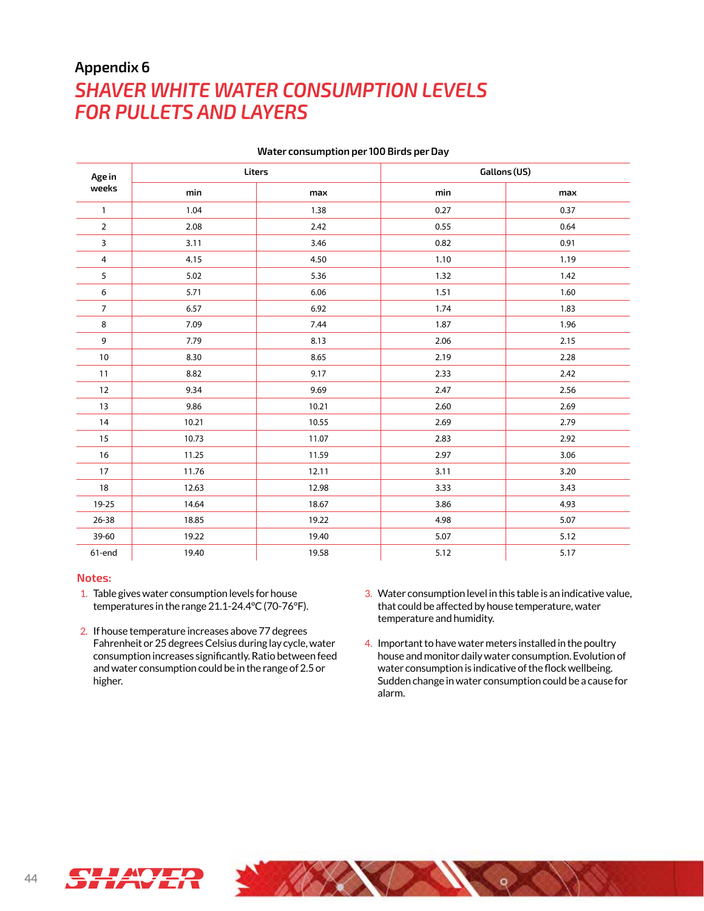## Appendix 6

# SHAVER WHITE WATER CONSUMPTION LEVELS FOR PULLETS AND LAYERS

**Water consumption per 100 Birds per Day**

| Age in weeks | Liters | | Gallons (US) | |
|---|---|---|---|---|
| | min | max | min | max |
| 1 | 1.04 | 1.38 | 0.27 | 0.37 |
| 2 | 2.08 | 2.42 | 0.55 | 0.64 |
| 3 | 3.11 | 3.46 | 0.82 | 0.91 |
| 4 | 4.15 | 4.50 | 1.10 | 1.19 |
| 5 | 5.02 | 5.36 | 1.32 | 1.42 |
| 6 | 5.71 | 6.06 | 1.51 | 1.60 |
| 7 | 6.57 | 6.92 | 1.74 | 1.83 |
| 8 | 7.09 | 7.44 | 1.87 | 1.96 |
| 9 | 7.79 | 8.13 | 2.06 | 2.15 |
| 10 | 8.30 | 8.65 | 2.19 | 2.28 |
| 11 | 8.82 | 9.17 | 2.33 | 2.42 |
| 12 | 9.34 | 9.69 | 2.47 | 2.56 |
| 13 | 9.86 | 10.21 | 2.60 | 2.69 |
| 14 | 10.21 | 10.55 | 2.69 | 2.79 |
| 15 | 10.73 | 11.07 | 2.83 | 2.92 |
| 16 | 11.25 | 11.59 | 2.97 | 3.06 |
| 17 | 11.76 | 12.11 | 3.11 | 3.20 |
| 18 | 12.63 | 12.98 | 3.33 | 3.43 |
| 19-25 | 14.64 | 18.67 | 3.86 | 4.93 |
| 26-38 | 18.85 | 19.22 | 4.98 | 5.07 |
| 39-60 | 19.22 | 19.40 | 5.07 | 5.12 |
| 61-end | 19.40 | 19.58 | 5.12 | 5.17 |

**Notes:**

1. Table gives water consumption levels for house temperatures in the range 21.1-24.4°C (70-76°F).
2. If house temperature increases above 77 degrees Fahrenheit or 25 degrees Celsius during lay cycle, water consumption increases significantly. Ratio between feed and water consumption could be in the range of 2.5 or higher.
3. Water consumption level in this table is an indicative value, that could be affected by house temperature, water temperature and humidity.
4. Important to have water meters installed in the poultry house and monitor daily water consumption. Evolution of water consumption is indicative of the flock wellbeing. Sudden change in water consumption could be a cause for alarm.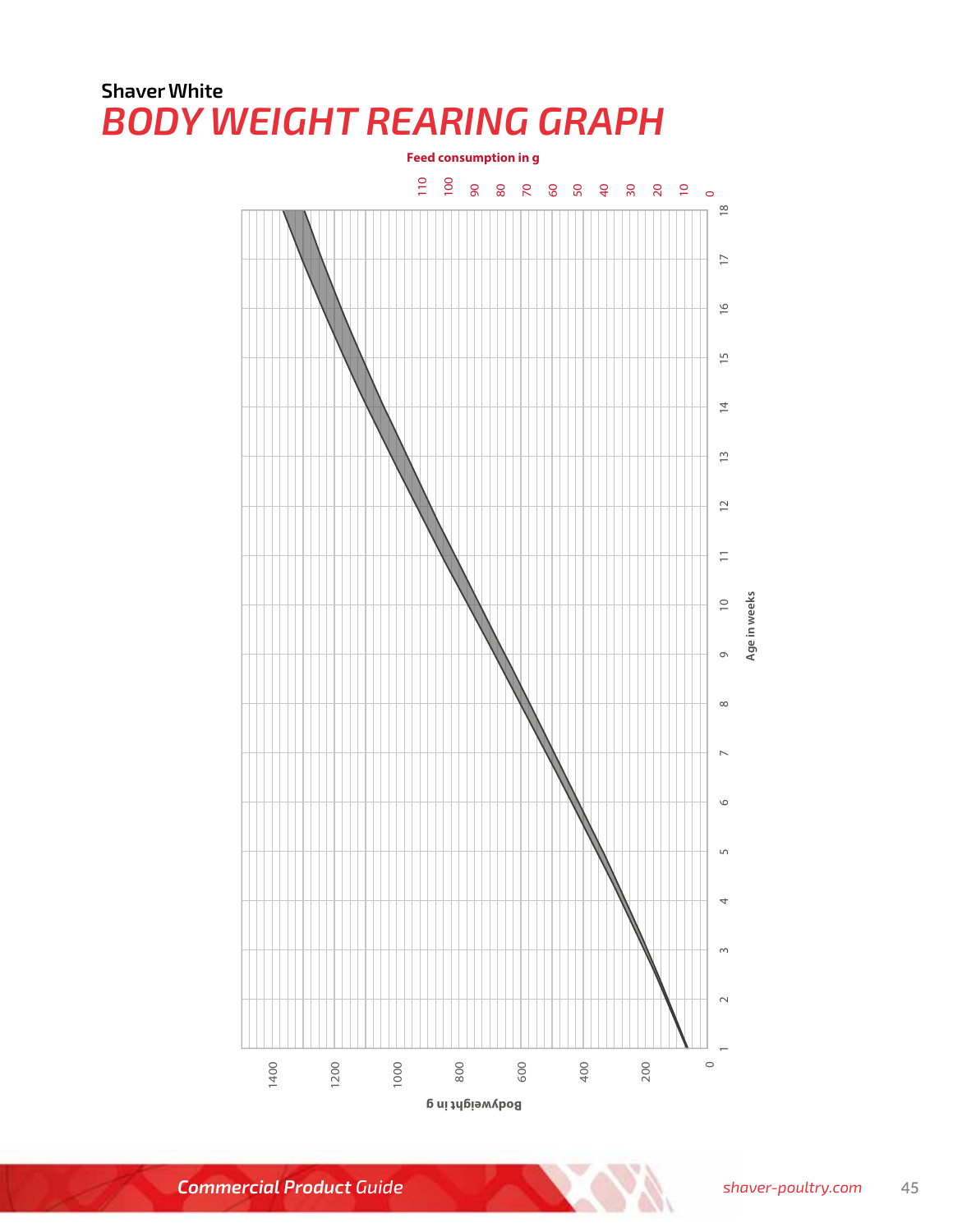Shaver White

# BODY WEIGHT REARING GRAPH

Feed consumption in g

110 100 90 80 70 60 50 40 30 20 10 0

Age in weeks

1 2 3 4 5 6 7 8 9 10 11 12 13 14 15 16 17 18

Bodyweight in g

0 200 400 600 800 1000 1200 1400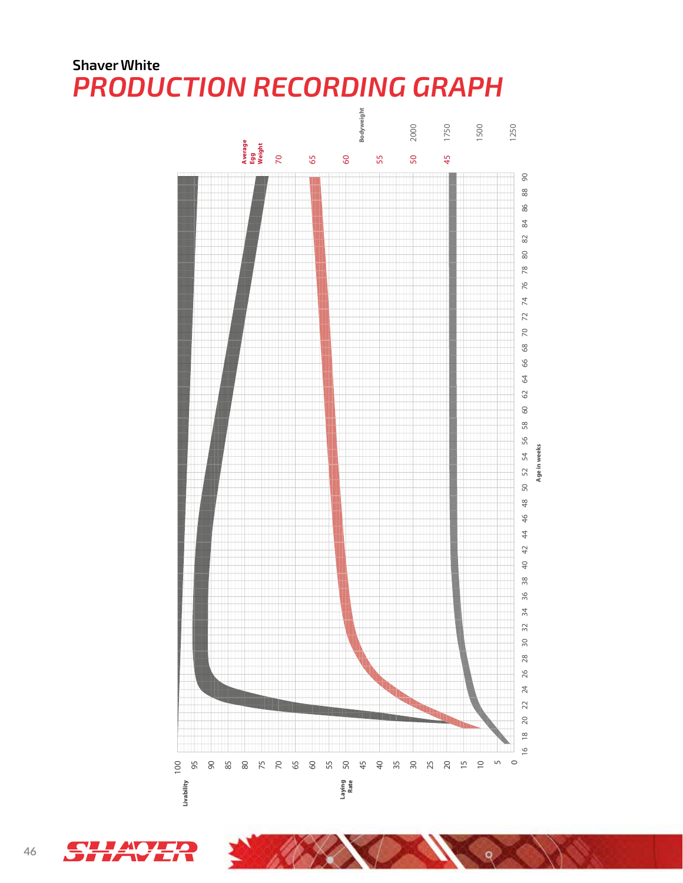Shaver White

# PRODUCTION RECORDING GRAPH

Bodyweight: 2000, 1750, 1500, 1250

Average Egg Weight: 70, 65, 60, 55, 50, 45

Age in weeks: 16, 18, 20, 22, 24, 26, 28, 30, 32, 34, 36, 38, 40, 42, 44, 46, 48, 50, 52, 54, 56, 58, 60, 62, 64, 66, 68, 70, 72, 74, 76, 78, 80, 82, 84, 86, 88, 90

Livability: 100, 95, 90, 85, 80, 75, 70, 65, 60, 55, 50, 45, 40, 35, 30, 25, 20, 15, 10, 5, 0

Laying Rate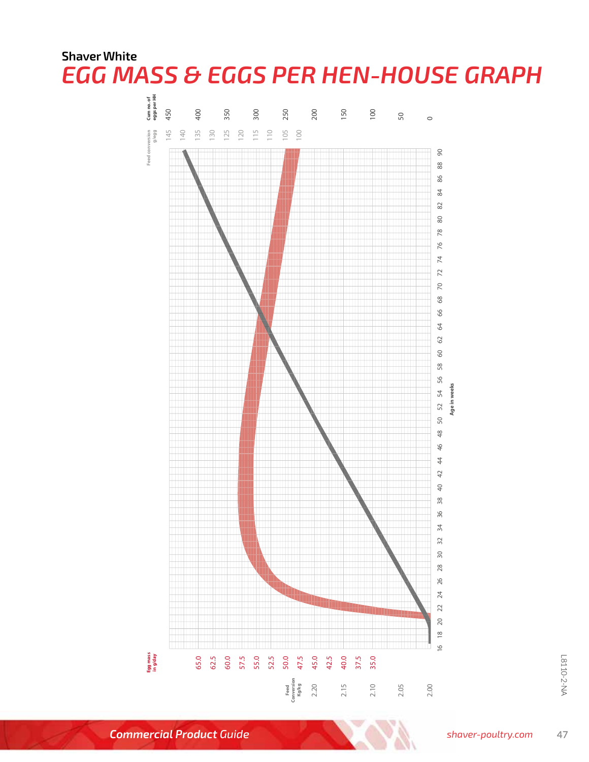Shaver White

# EGG MASS & EGGS PER HEN-HOUSE GRAPH

Cum no. of eggs per HH: 450, 400, 350, 300, 250, 200, 150, 100, 50, 0

Feed conversion g/egg: 145, 140, 135, 130, 125, 120, 115, 110, 105, 100

Age in weeks: 16, 18, 20, 22, 24, 26, 28, 30, 32, 34, 36, 38, 40, 42, 44, 46, 48, 50, 52, 54, 56, 58, 60, 62, 64, 66, 68, 70, 72, 74, 76, 78, 80, 82, 84, 86, 88, 90

Egg mass in g/day: 65.0, 62.5, 60.0, 57.5, 55.0, 52.5, 50.0, 47.5, 45.0, 42.5, 40.0, 37.5, 35.0

Feed Conversion Kg/kg: 2.20, 2.15, 2.10, 2.05, 2.00

L8110-2-NA

*Commercial Product Guide*

*shaver-poultry.com*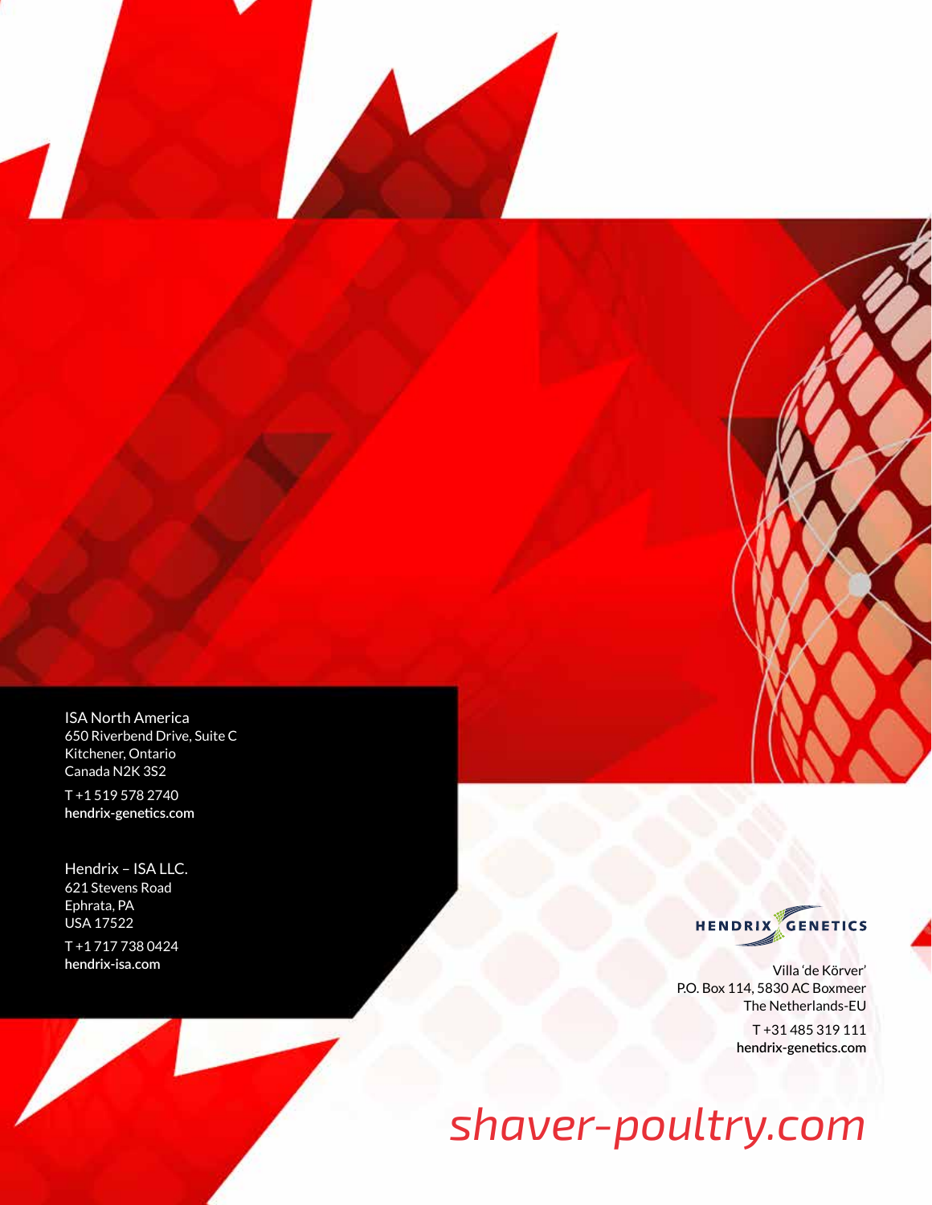ISA North America
650 Riverbend Drive, Suite C
Kitchener, Ontario
Canada N2K 3S2

T +1 519 578 2740
**hendrix-genetics.com**

Hendrix – ISA LLC.
621 Stevens Road
Ephrata, PA
USA 17522

T +1 717 738 0424
**hendrix-isa.com**

HENDRIX GENETICS

Villa 'de Körver'
P.O. Box 114, 5830 AC Boxmeer
The Netherlands-EU

T +31 485 319 111
**hendrix-genetics.com**

*shaver-poultry.com*